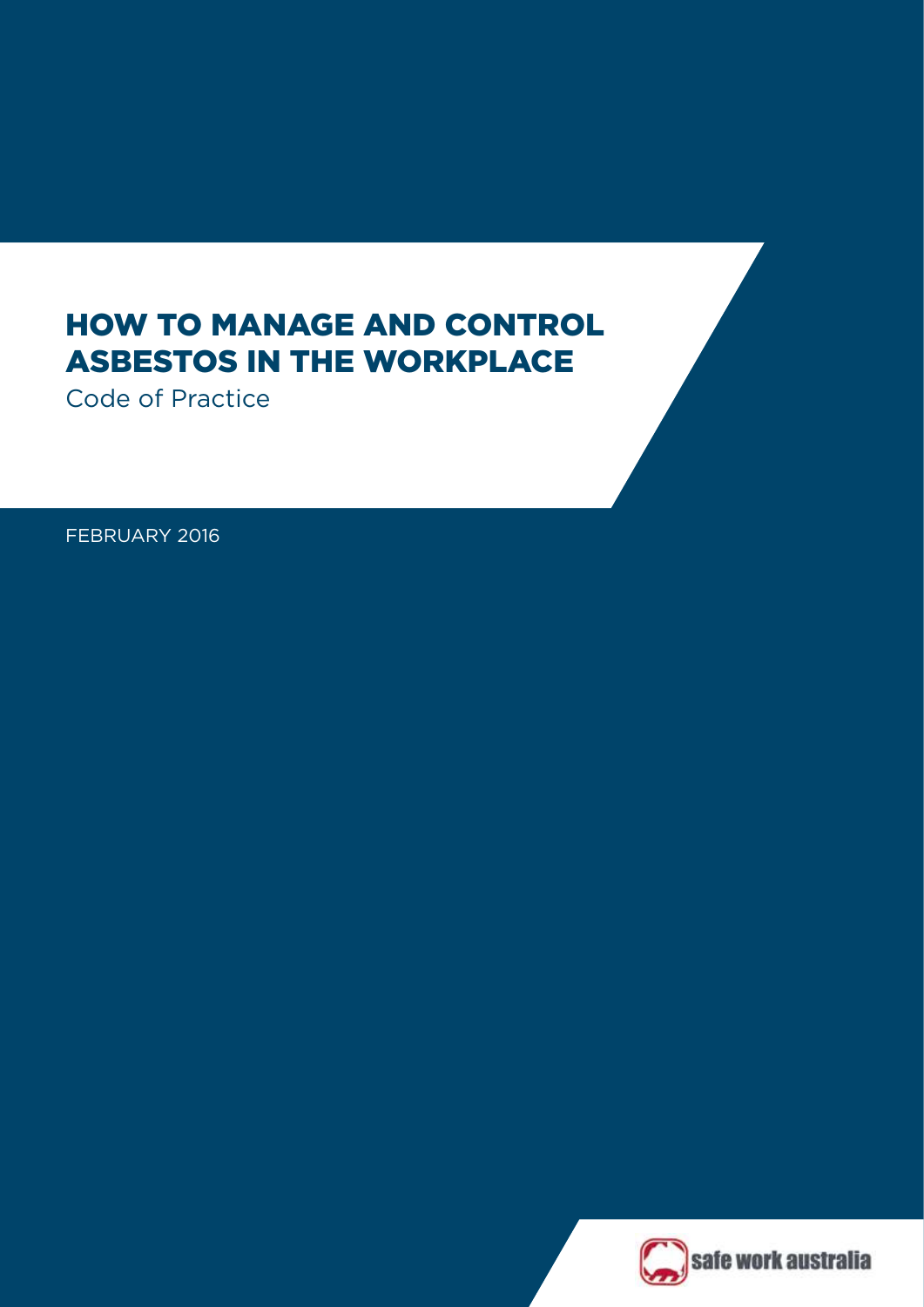# HOW TO MANAGE AND CONTROL ASBESTOS IN THE WORKPLACE

Code of Practice

FEBRUARY 2016

safe work australia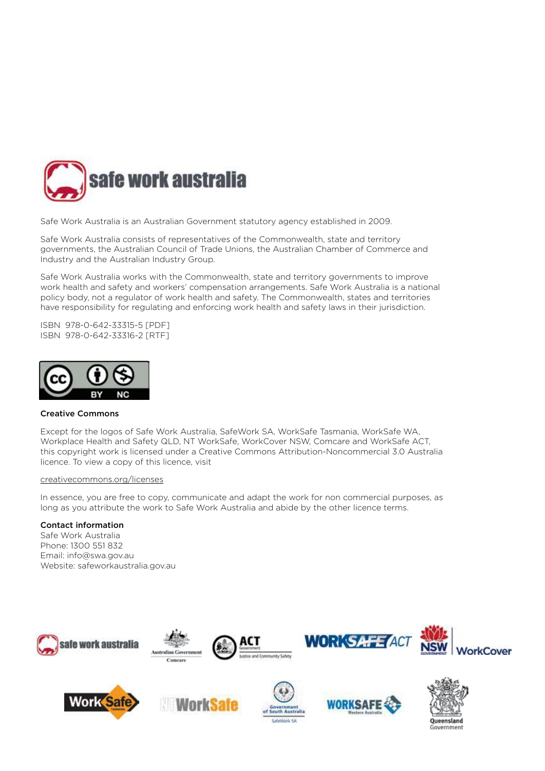Safe Work Australia is an Australian Government statutory agency established in 2009.

Safe Work Australia consists of representatives of the Commonwealth, state and territory governments, the Australian Council of Trade Unions, the Australian Chamber of Commerce and Industry and the Australian Industry Group.

Safe Work Australia works with the Commonwealth, state and territory governments to improve work health and safety and workers' compensation arrangements. Safe Work Australia is a national policy body, not a regulator of work health and safety. The Commonwealth, states and territories have responsibility for regulating and enforcing work health and safety laws in their jurisdiction.

ISBN 978-0-642-33315-5 [PDF]
ISBN 978-0-642-33316-2 [RTF]

**Creative Commons**

Except for the logos of Safe Work Australia, SafeWork SA, WorkSafe Tasmania, WorkSafe WA, Workplace Health and Safety QLD, NT WorkSafe, WorkCover NSW, Comcare and WorkSafe ACT, this copyright work is licensed under a Creative Commons Attribution-Noncommercial 3.0 Australia licence. To view a copy of this licence, visit

creativecommons.org/licenses

In essence, you are free to copy, communicate and adapt the work for non commercial purposes, as long as you attribute the work to Safe Work Australia and abide by the other licence terms.

**Contact information**
Safe Work Australia
Phone: 1300 551 832
Email: info@swa.gov.au
Website: safeworkaustralia.gov.au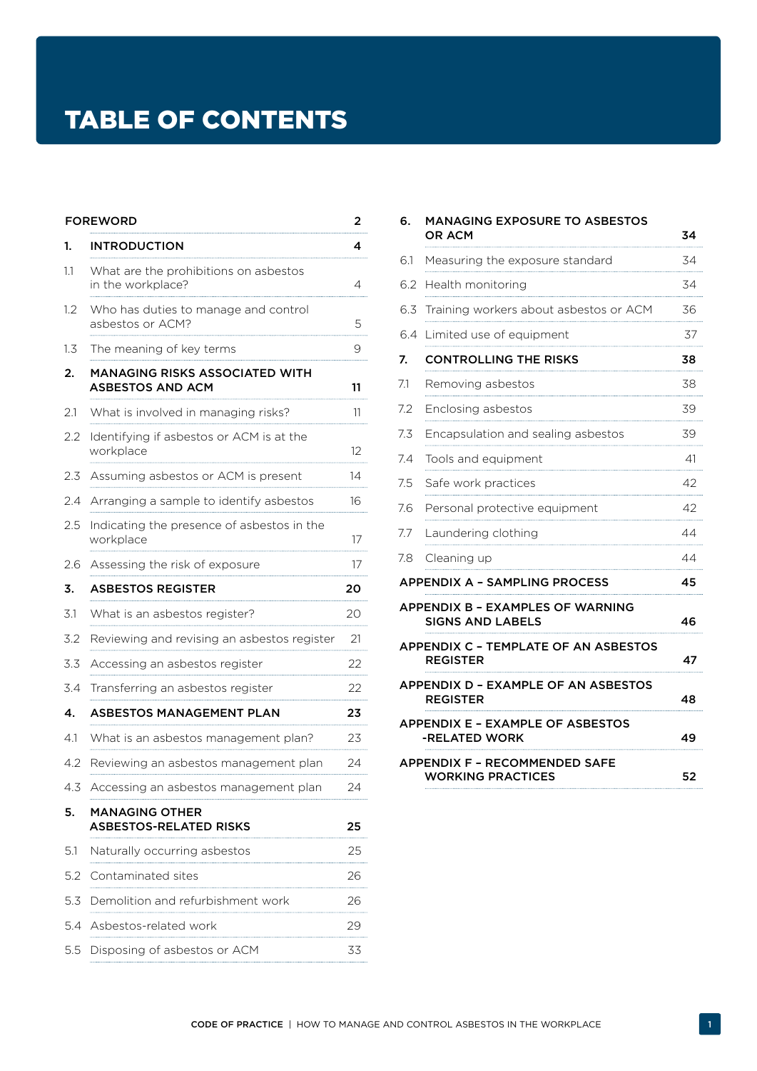# TABLE OF CONTENTS

| | | |
|---|---|---|
| **FOREWORD** | | **2** |
| **1.** | **INTRODUCTION** | **4** |
| 1.1 | What are the prohibitions on asbestos in the workplace? | 4 |
| 1.2 | Who has duties to manage and control asbestos or ACM? | 5 |
| 1.3 | The meaning of key terms | 9 |
| **2.** | **MANAGING RISKS ASSOCIATED WITH ASBESTOS AND ACM** | **11** |
| 2.1 | What is involved in managing risks? | 11 |
| 2.2 | Identifying if asbestos or ACM is at the workplace | 12 |
| 2.3 | Assuming asbestos or ACM is present | 14 |
| 2.4 | Arranging a sample to identify asbestos | 16 |
| 2.5 | Indicating the presence of asbestos in the workplace | 17 |
| 2.6 | Assessing the risk of exposure | 17 |
| **3.** | **ASBESTOS REGISTER** | **20** |
| 3.1 | What is an asbestos register? | 20 |
| 3.2 | Reviewing and revising an asbestos register | 21 |
| 3.3 | Accessing an asbestos register | 22 |
| 3.4 | Transferring an asbestos register | 22 |
| **4.** | **ASBESTOS MANAGEMENT PLAN** | **23** |
| 4.1 | What is an asbestos management plan? | 23 |
| 4.2 | Reviewing an asbestos management plan | 24 |
| 4.3 | Accessing an asbestos management plan | 24 |
| **5.** | **MANAGING OTHER ASBESTOS-RELATED RISKS** | **25** |
| 5.1 | Naturally occurring asbestos | 25 |
| 5.2 | Contaminated sites | 26 |
| 5.3 | Demolition and refurbishment work | 26 |
| 5.4 | Asbestos-related work | 29 |
| 5.5 | Disposing of asbestos or ACM | 33 |
| **6.** | **MANAGING EXPOSURE TO ASBESTOS OR ACM** | **34** |
| 6.1 | Measuring the exposure standard | 34 |
| 6.2 | Health monitoring | 34 |
| 6.3 | Training workers about asbestos or ACM | 36 |
| 6.4 | Limited use of equipment | 37 |
| **7.** | **CONTROLLING THE RISKS** | **38** |
| 7.1 | Removing asbestos | 38 |
| 7.2 | Enclosing asbestos | 39 |
| 7.3 | Encapsulation and sealing asbestos | 39 |
| 7.4 | Tools and equipment | 41 |
| 7.5 | Safe work practices | 42 |
| 7.6 | Personal protective equipment | 42 |
| 7.7 | Laundering clothing | 44 |
| 7.8 | Cleaning up | 44 |
| **APPENDIX A – SAMPLING PROCESS** | | **45** |
| **APPENDIX B – EXAMPLES OF WARNING SIGNS AND LABELS** | | **46** |
| **APPENDIX C – TEMPLATE OF AN ASBESTOS REGISTER** | | **47** |
| **APPENDIX D – EXAMPLE OF AN ASBESTOS REGISTER** | | **48** |
| **APPENDIX E – EXAMPLE OF ASBESTOS -RELATED WORK** | | **49** |
| **APPENDIX F – RECOMMENDED SAFE WORKING PRACTICES** | | **52** |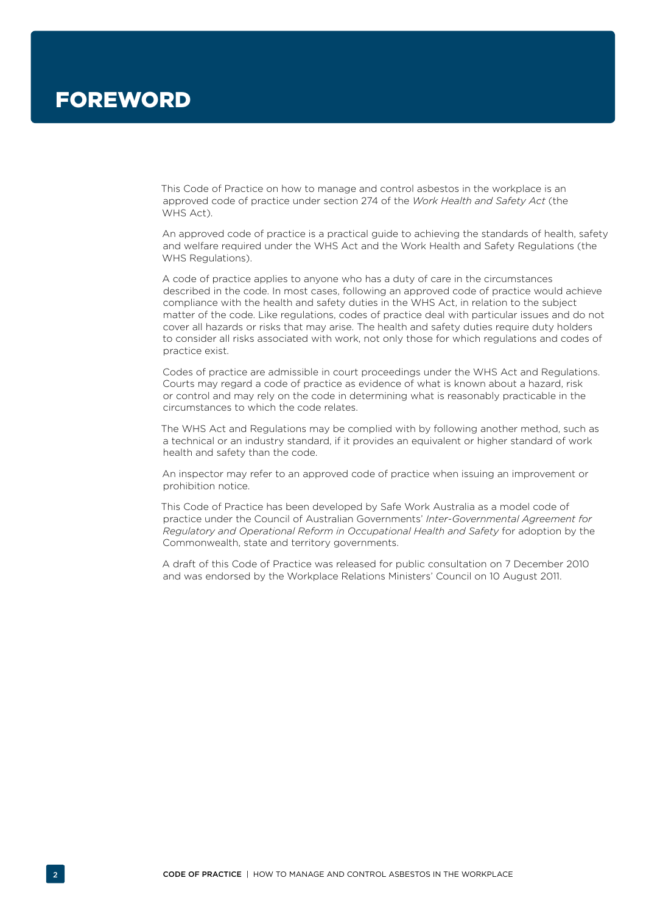# FOREWORD

This Code of Practice on how to manage and control asbestos in the workplace is an approved code of practice under section 274 of the *Work Health and Safety Act* (the WHS Act).

An approved code of practice is a practical guide to achieving the standards of health, safety and welfare required under the WHS Act and the Work Health and Safety Regulations (the WHS Regulations).

A code of practice applies to anyone who has a duty of care in the circumstances described in the code. In most cases, following an approved code of practice would achieve compliance with the health and safety duties in the WHS Act, in relation to the subject matter of the code. Like regulations, codes of practice deal with particular issues and do not cover all hazards or risks that may arise. The health and safety duties require duty holders to consider all risks associated with work, not only those for which regulations and codes of practice exist.

Codes of practice are admissible in court proceedings under the WHS Act and Regulations. Courts may regard a code of practice as evidence of what is known about a hazard, risk or control and may rely on the code in determining what is reasonably practicable in the circumstances to which the code relates.

The WHS Act and Regulations may be complied with by following another method, such as a technical or an industry standard, if it provides an equivalent or higher standard of work health and safety than the code.

An inspector may refer to an approved code of practice when issuing an improvement or prohibition notice.

This Code of Practice has been developed by Safe Work Australia as a model code of practice under the Council of Australian Governments' *Inter-Governmental Agreement for Regulatory and Operational Reform in Occupational Health and Safety* for adoption by the Commonwealth, state and territory governments.

A draft of this Code of Practice was released for public consultation on 7 December 2010 and was endorsed by the Workplace Relations Ministers' Council on 10 August 2011.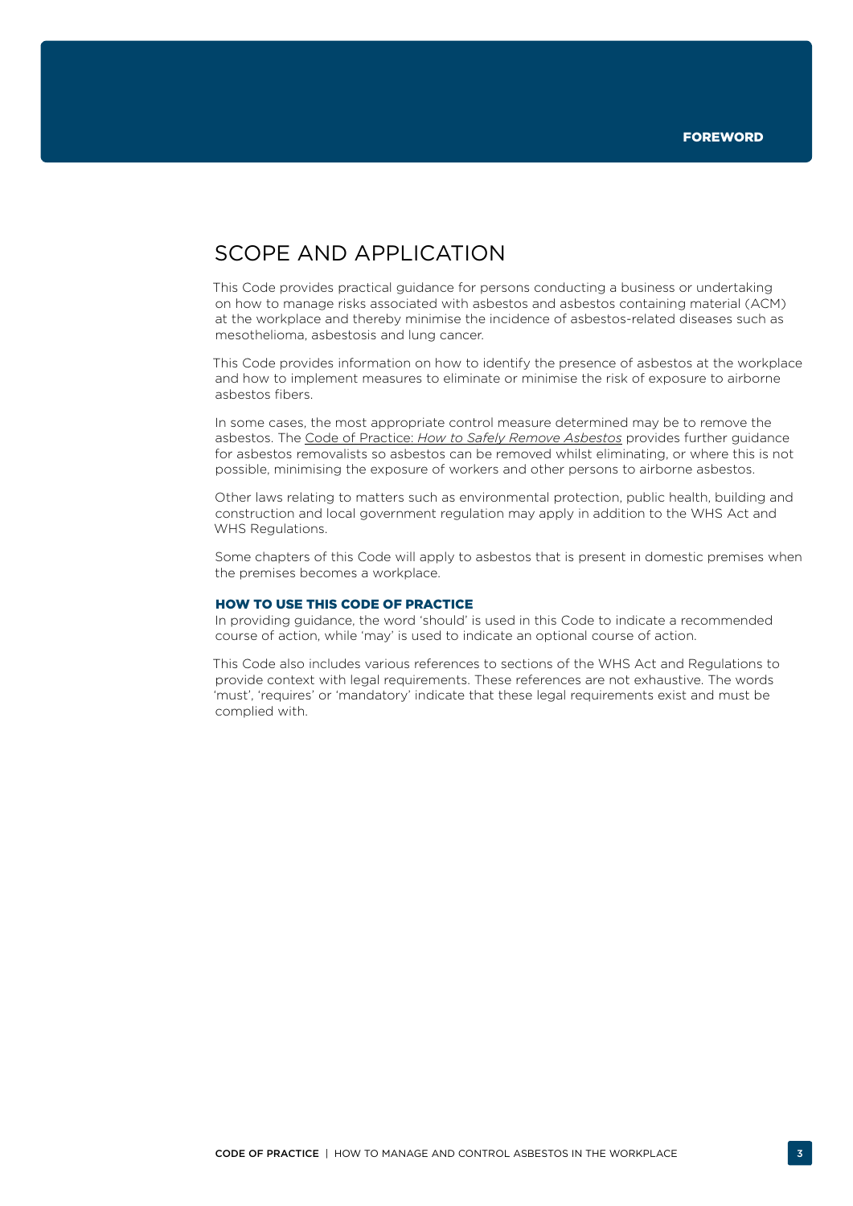# FOREWORD

## SCOPE AND APPLICATION

This Code provides practical guidance for persons conducting a business or undertaking on how to manage risks associated with asbestos and asbestos containing material (ACM) at the workplace and thereby minimise the incidence of asbestos-related diseases such as mesothelioma, asbestosis and lung cancer.

This Code provides information on how to identify the presence of asbestos at the workplace and how to implement measures to eliminate or minimise the risk of exposure to airborne asbestos fibers.

In some cases, the most appropriate control measure determined may be to remove the asbestos. The Code of Practice: *How to Safely Remove Asbestos* provides further guidance for asbestos removalists so asbestos can be removed whilst eliminating, or where this is not possible, minimising the exposure of workers and other persons to airborne asbestos.

Other laws relating to matters such as environmental protection, public health, building and construction and local government regulation may apply in addition to the WHS Act and WHS Regulations.

Some chapters of this Code will apply to asbestos that is present in domestic premises when the premises becomes a workplace.

### HOW TO USE THIS CODE OF PRACTICE

In providing guidance, the word 'should' is used in this Code to indicate a recommended course of action, while 'may' is used to indicate an optional course of action.

This Code also includes various references to sections of the WHS Act and Regulations to provide context with legal requirements. These references are not exhaustive. The words 'must', 'requires' or 'mandatory' indicate that these legal requirements exist and must be complied with.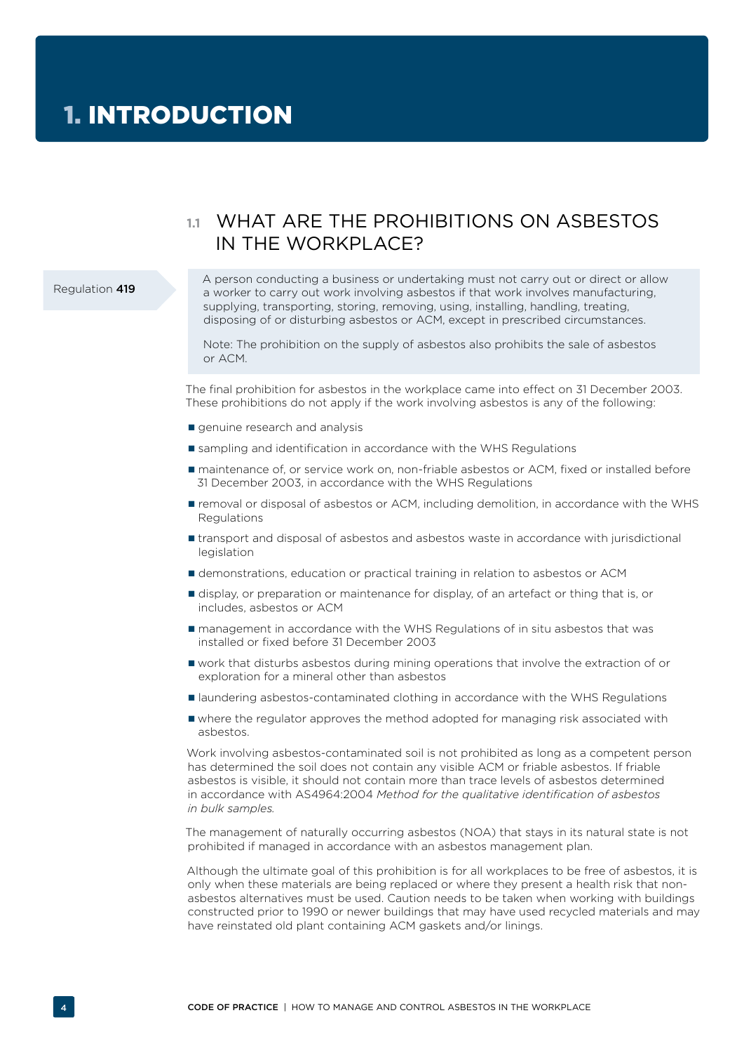# 1. INTRODUCTION

## 1.1 WHAT ARE THE PROHIBITIONS ON ASBESTOS IN THE WORKPLACE?

Regulation **419**

> A person conducting a business or undertaking must not carry out or direct or allow a worker to carry out work involving asbestos if that work involves manufacturing, supplying, transporting, storing, removing, using, installing, handling, treating, disposing of or disturbing asbestos or ACM, except in prescribed circumstances.
>
> Note: The prohibition on the supply of asbestos also prohibits the sale of asbestos or ACM.

The final prohibition for asbestos in the workplace came into effect on 31 December 2003. These prohibitions do not apply if the work involving asbestos is any of the following:

- genuine research and analysis
- sampling and identification in accordance with the WHS Regulations
- maintenance of, or service work on, non-friable asbestos or ACM, fixed or installed before 31 December 2003, in accordance with the WHS Regulations
- removal or disposal of asbestos or ACM, including demolition, in accordance with the WHS Regulations
- transport and disposal of asbestos and asbestos waste in accordance with jurisdictional legislation
- demonstrations, education or practical training in relation to asbestos or ACM
- display, or preparation or maintenance for display, of an artefact or thing that is, or includes, asbestos or ACM
- management in accordance with the WHS Regulations of in situ asbestos that was installed or fixed before 31 December 2003
- work that disturbs asbestos during mining operations that involve the extraction of or exploration for a mineral other than asbestos
- laundering asbestos-contaminated clothing in accordance with the WHS Regulations
- where the regulator approves the method adopted for managing risk associated with asbestos.

Work involving asbestos-contaminated soil is not prohibited as long as a competent person has determined the soil does not contain any visible ACM or friable asbestos. If friable asbestos is visible, it should not contain more than trace levels of asbestos determined in accordance with AS4964:2004 *Method for the qualitative identification of asbestos in bulk samples.*

The management of naturally occurring asbestos (NOA) that stays in its natural state is not prohibited if managed in accordance with an asbestos management plan.

Although the ultimate goal of this prohibition is for all workplaces to be free of asbestos, it is only when these materials are being replaced or where they present a health risk that non-asbestos alternatives must be used. Caution needs to be taken when working with buildings constructed prior to 1990 or newer buildings that may have used recycled materials and may have reinstated old plant containing ACM gaskets and/or linings.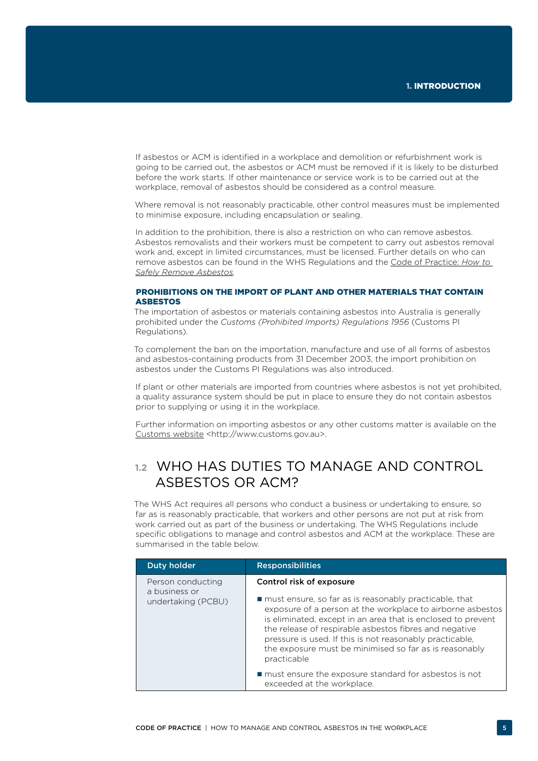If asbestos or ACM is identified in a workplace and demolition or refurbishment work is going to be carried out, the asbestos or ACM must be removed if it is likely to be disturbed before the work starts. If other maintenance or service work is to be carried out at the workplace, removal of asbestos should be considered as a control measure.

Where removal is not reasonably practicable, other control measures must be implemented to minimise exposure, including encapsulation or sealing.

In addition to the prohibition, there is also a restriction on who can remove asbestos. Asbestos removalists and their workers must be competent to carry out asbestos removal work and, except in limited circumstances, must be licensed. Further details on who can remove asbestos can be found in the WHS Regulations and the Code of Practice: *How to Safely Remove Asbestos*.

#### PROHIBITIONS ON THE IMPORT OF PLANT AND OTHER MATERIALS THAT CONTAIN ASBESTOS

The importation of asbestos or materials containing asbestos into Australia is generally prohibited under the *Customs (Prohibited Imports) Regulations 1956* (Customs PI Regulations).

To complement the ban on the importation, manufacture and use of all forms of asbestos and asbestos-containing products from 31 December 2003, the import prohibition on asbestos under the Customs PI Regulations was also introduced.

If plant or other materials are imported from countries where asbestos is not yet prohibited, a quality assurance system should be put in place to ensure they do not contain asbestos prior to supplying or using it in the workplace.

Further information on importing asbestos or any other customs matter is available on the Customs website <http://www.customs.gov.au>.

## 1.2 WHO HAS DUTIES TO MANAGE AND CONTROL ASBESTOS OR ACM?

The WHS Act requires all persons who conduct a business or undertaking to ensure, so far as is reasonably practicable, that workers and other persons are not put at risk from work carried out as part of the business or undertaking. The WHS Regulations include specific obligations to manage and control asbestos and ACM at the workplace. These are summarised in the table below.

| Duty holder | Responsibilities |
|---|---|
| Person conducting a business or undertaking (PCBU) | **Control risk of exposure**<br><br>■ must ensure, so far as is reasonably practicable, that exposure of a person at the workplace to airborne asbestos is eliminated, except in an area that is enclosed to prevent the release of respirable asbestos fibres and negative pressure is used. If this is not reasonably practicable, the exposure must be minimised so far as is reasonably practicable<br><br>■ must ensure the exposure standard for asbestos is not exceeded at the workplace. |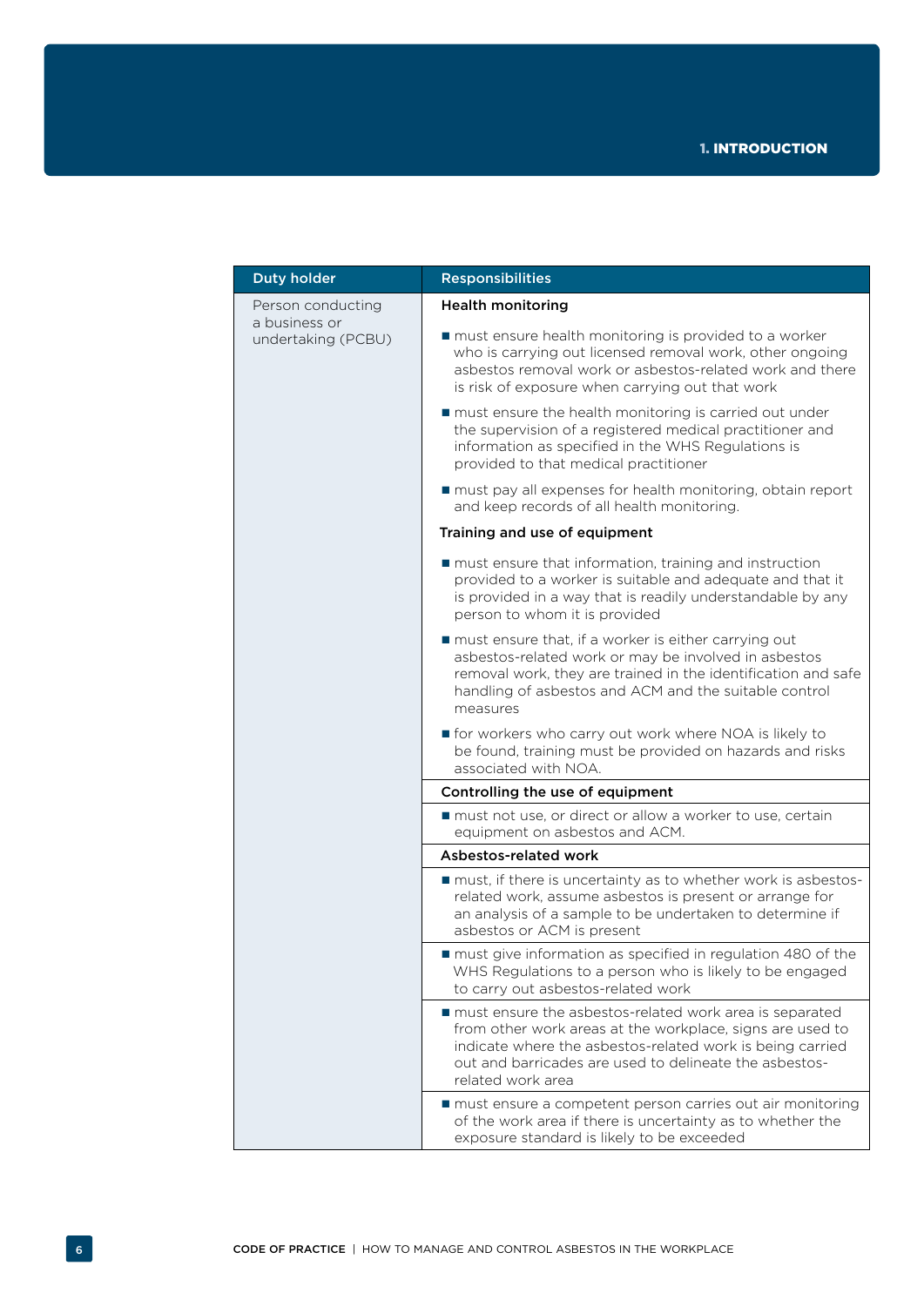| Duty holder | Responsibilities |
|---|---|
| Person conducting a business or undertaking (PCBU) | **Health monitoring** |
| | ■ must ensure health monitoring is provided to a worker who is carrying out licensed removal work, other ongoing asbestos removal work or asbestos-related work and there is risk of exposure when carrying out that work |
| | ■ must ensure the health monitoring is carried out under the supervision of a registered medical practitioner and information as specified in the WHS Regulations is provided to that medical practitioner |
| | ■ must pay all expenses for health monitoring, obtain report and keep records of all health monitoring. |
| | **Training and use of equipment** |
| | ■ must ensure that information, training and instruction provided to a worker is suitable and adequate and that it is provided in a way that is readily understandable by any person to whom it is provided |
| | ■ must ensure that, if a worker is either carrying out asbestos-related work or may be involved in asbestos removal work, they are trained in the identification and safe handling of asbestos and ACM and the suitable control measures |
| | ■ for workers who carry out work where NOA is likely to be found, training must be provided on hazards and risks associated with NOA. |
| | **Controlling the use of equipment** |
| | ■ must not use, or direct or allow a worker to use, certain equipment on asbestos and ACM. |
| | **Asbestos-related work** |
| | ■ must, if there is uncertainty as to whether work is asbestos-related work, assume asbestos is present or arrange for an analysis of a sample to be undertaken to determine if asbestos or ACM is present |
| | ■ must give information as specified in regulation 480 of the WHS Regulations to a person who is likely to be engaged to carry out asbestos-related work |
| | ■ must ensure the asbestos-related work area is separated from other work areas at the workplace, signs are used to indicate where the asbestos-related work is being carried out and barricades are used to delineate the asbestos-related work area |
| | ■ must ensure a competent person carries out air monitoring of the work area if there is uncertainty as to whether the exposure standard is likely to be exceeded |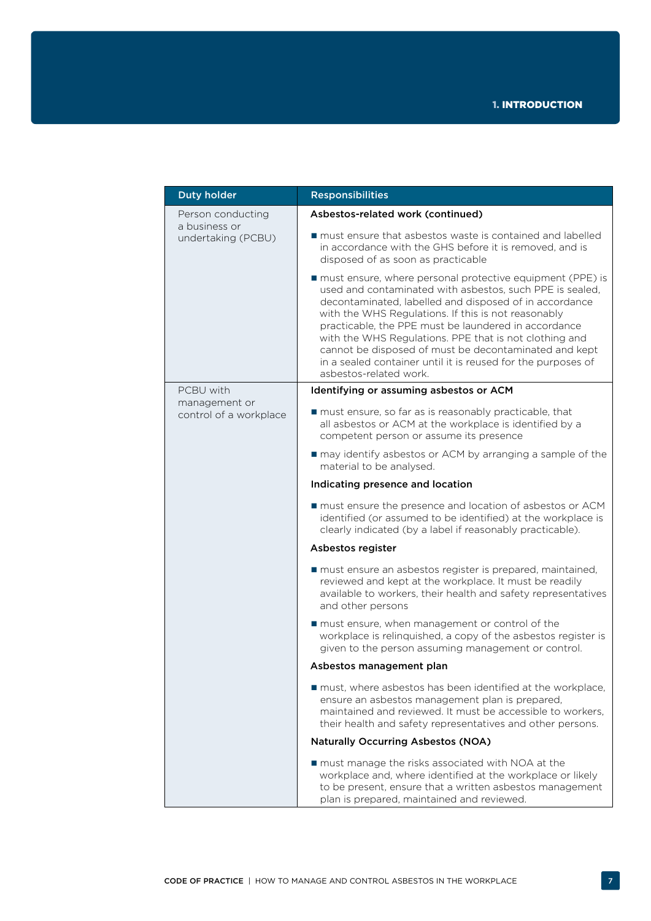| Duty holder | Responsibilities |
| --- | --- |
| Person conducting a business or undertaking (PCBU) | **Asbestos-related work (continued)**<br><br>■ must ensure that asbestos waste is contained and labelled in accordance with the GHS before it is removed, and is disposed of as soon as practicable<br><br>■ must ensure, where personal protective equipment (PPE) is used and contaminated with asbestos, such PPE is sealed, decontaminated, labelled and disposed of in accordance with the WHS Regulations. If this is not reasonably practicable, the PPE must be laundered in accordance with the WHS Regulations. PPE that is not clothing and cannot be disposed of must be decontaminated and kept in a sealed container until it is reused for the purposes of asbestos-related work. |
| PCBU with management or control of a workplace | **Identifying or assuming asbestos or ACM**<br><br>■ must ensure, so far as is reasonably practicable, that all asbestos or ACM at the workplace is identified by a competent person or assume its presence<br><br>■ may identify asbestos or ACM by arranging a sample of the material to be analysed.<br><br>**Indicating presence and location**<br><br>■ must ensure the presence and location of asbestos or ACM identified (or assumed to be identified) at the workplace is clearly indicated (by a label if reasonably practicable).<br><br>**Asbestos register**<br><br>■ must ensure an asbestos register is prepared, maintained, reviewed and kept at the workplace. It must be readily available to workers, their health and safety representatives and other persons<br><br>■ must ensure, when management or control of the workplace is relinquished, a copy of the asbestos register is given to the person assuming management or control.<br><br>**Asbestos management plan**<br><br>■ must, where asbestos has been identified at the workplace, ensure an asbestos management plan is prepared, maintained and reviewed. It must be accessible to workers, their health and safety representatives and other persons.<br><br>**Naturally Occurring Asbestos (NOA)**<br><br>■ must manage the risks associated with NOA at the workplace and, where identified at the workplace or likely to be present, ensure that a written asbestos management plan is prepared, maintained and reviewed. |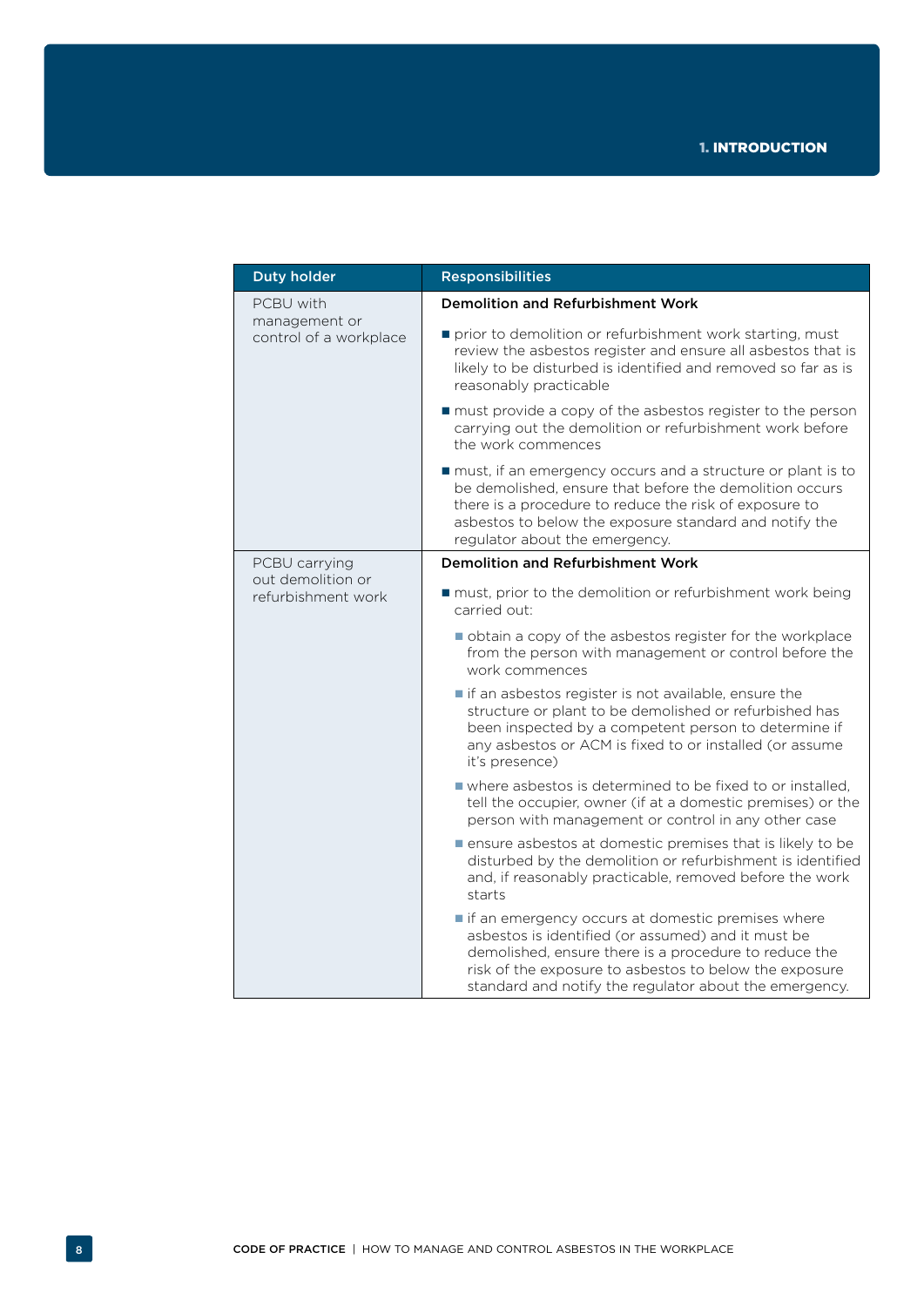| Duty holder | Responsibilities |
| --- | --- |
| PCBU with management or control of a workplace | **Demolition and Refurbishment Work**<br>■ prior to demolition or refurbishment work starting, must review the asbestos register and ensure all asbestos that is likely to be disturbed is identified and removed so far as is reasonably practicable<br>■ must provide a copy of the asbestos register to the person carrying out the demolition or refurbishment work before the work commences<br>■ must, if an emergency occurs and a structure or plant is to be demolished, ensure that before the demolition occurs there is a procedure to reduce the risk of exposure to asbestos to below the exposure standard and notify the regulator about the emergency. |
| PCBU carrying out demolition or refurbishment work | **Demolition and Refurbishment Work**<br>■ must, prior to the demolition or refurbishment work being carried out:<br>&nbsp;&nbsp;■ obtain a copy of the asbestos register for the workplace from the person with management or control before the work commences<br>&nbsp;&nbsp;■ if an asbestos register is not available, ensure the structure or plant to be demolished or refurbished has been inspected by a competent person to determine if any asbestos or ACM is fixed to or installed (or assume it's presence)<br>&nbsp;&nbsp;■ where asbestos is determined to be fixed to or installed, tell the occupier, owner (if at a domestic premises) or the person with management or control in any other case<br>&nbsp;&nbsp;■ ensure asbestos at domestic premises that is likely to be disturbed by the demolition or refurbishment is identified and, if reasonably practicable, removed before the work starts<br>&nbsp;&nbsp;■ if an emergency occurs at domestic premises where asbestos is identified (or assumed) and it must be demolished, ensure there is a procedure to reduce the risk of the exposure to asbestos to below the exposure standard and notify the regulator about the emergency. |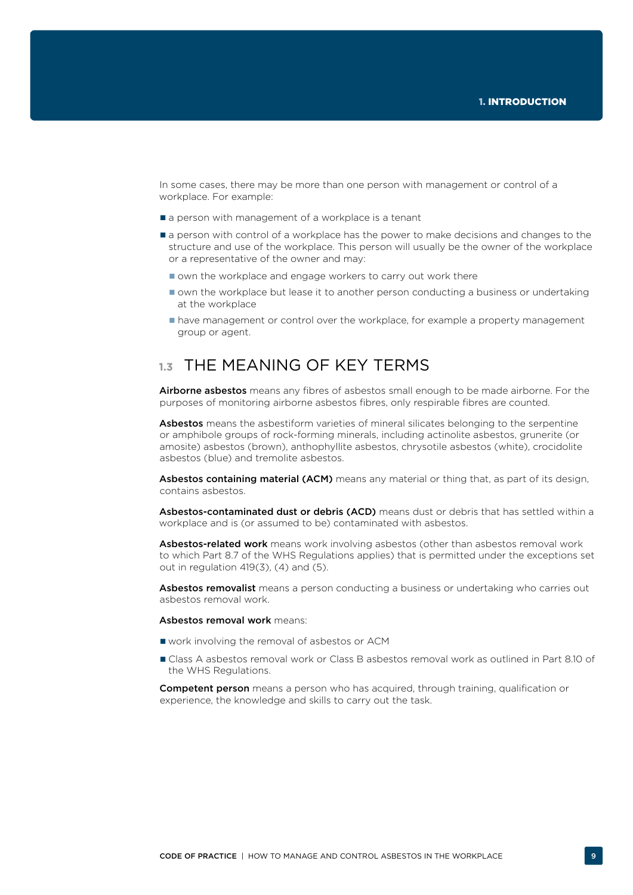In some cases, there may be more than one person with management or control of a workplace. For example:

- a person with management of a workplace is a tenant
- a person with control of a workplace has the power to make decisions and changes to the structure and use of the workplace. This person will usually be the owner of the workplace or a representative of the owner and may:
  - own the workplace and engage workers to carry out work there
  - own the workplace but lease it to another person conducting a business or undertaking at the workplace
  - have management or control over the workplace, for example a property management group or agent.

## 1.3 THE MEANING OF KEY TERMS

**Airborne asbestos** means any fibres of asbestos small enough to be made airborne. For the purposes of monitoring airborne asbestos fibres, only respirable fibres are counted.

**Asbestos** means the asbestiform varieties of mineral silicates belonging to the serpentine or amphibole groups of rock-forming minerals, including actinolite asbestos, grunerite (or amosite) asbestos (brown), anthophyllite asbestos, chrysotile asbestos (white), crocidolite asbestos (blue) and tremolite asbestos.

**Asbestos containing material (ACM)** means any material or thing that, as part of its design, contains asbestos.

**Asbestos-contaminated dust or debris (ACD)** means dust or debris that has settled within a workplace and is (or assumed to be) contaminated with asbestos.

**Asbestos-related work** means work involving asbestos (other than asbestos removal work to which Part 8.7 of the WHS Regulations applies) that is permitted under the exceptions set out in regulation 419(3), (4) and (5).

**Asbestos removalist** means a person conducting a business or undertaking who carries out asbestos removal work.

**Asbestos removal work** means:

- work involving the removal of asbestos or ACM
- Class A asbestos removal work or Class B asbestos removal work as outlined in Part 8.10 of the WHS Regulations.

**Competent person** means a person who has acquired, through training, qualification or experience, the knowledge and skills to carry out the task.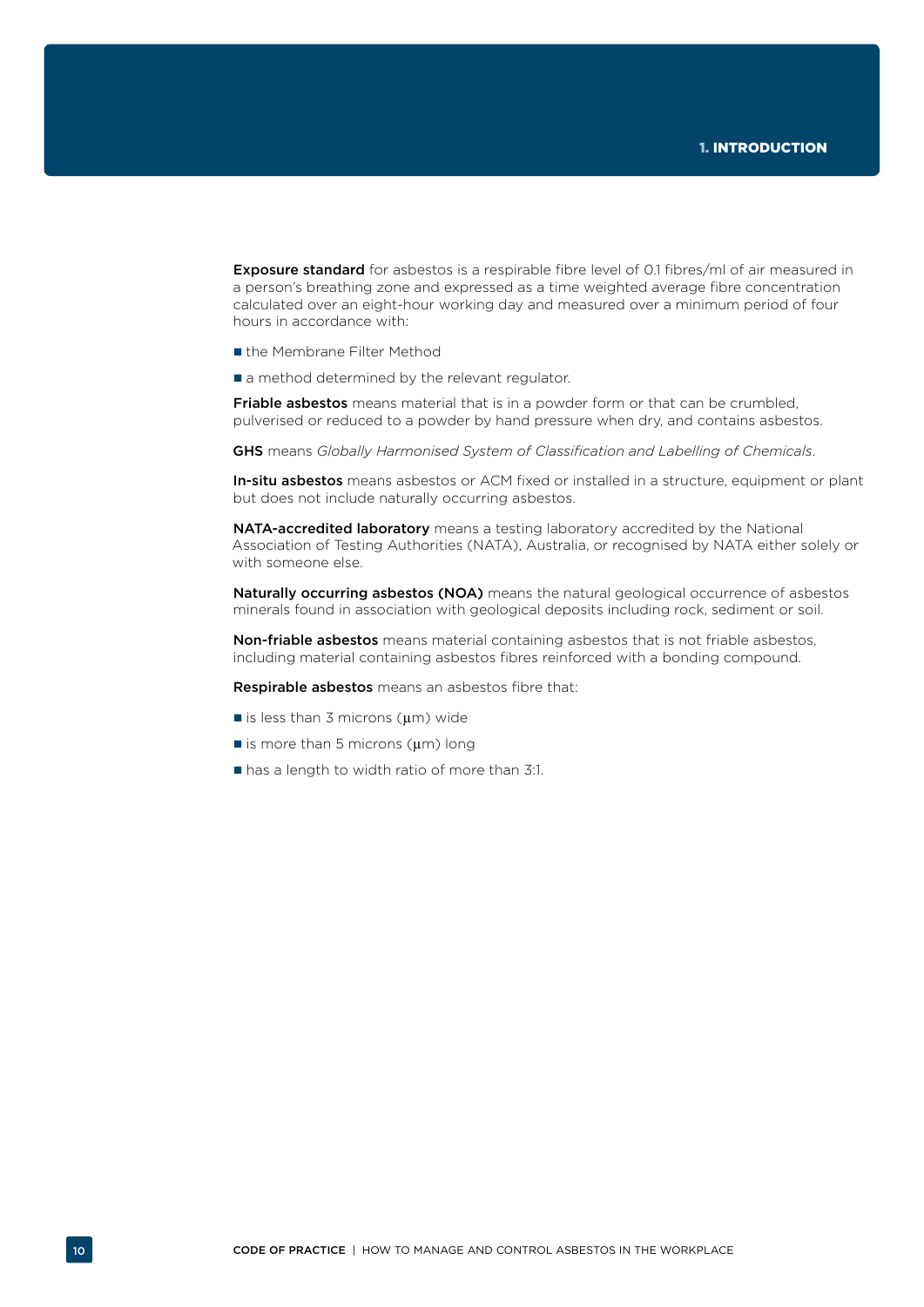**Exposure standard** for asbestos is a respirable fibre level of 0.1 fibres/ml of air measured in a person's breathing zone and expressed as a time weighted average fibre concentration calculated over an eight-hour working day and measured over a minimum period of four hours in accordance with:

- the Membrane Filter Method
- a method determined by the relevant regulator.

**Friable asbestos** means material that is in a powder form or that can be crumbled, pulverised or reduced to a powder by hand pressure when dry, and contains asbestos.

**GHS** means *Globally Harmonised System of Classification and Labelling of Chemicals*.

**In-situ asbestos** means asbestos or ACM fixed or installed in a structure, equipment or plant but does not include naturally occurring asbestos.

**NATA-accredited laboratory** means a testing laboratory accredited by the National Association of Testing Authorities (NATA), Australia, or recognised by NATA either solely or with someone else.

**Naturally occurring asbestos (NOA)** means the natural geological occurrence of asbestos minerals found in association with geological deposits including rock, sediment or soil.

**Non-friable asbestos** means material containing asbestos that is not friable asbestos, including material containing asbestos fibres reinforced with a bonding compound.

**Respirable asbestos** means an asbestos fibre that:

- is less than 3 microns (μm) wide
- is more than 5 microns (μm) long
- has a length to width ratio of more than 3:1.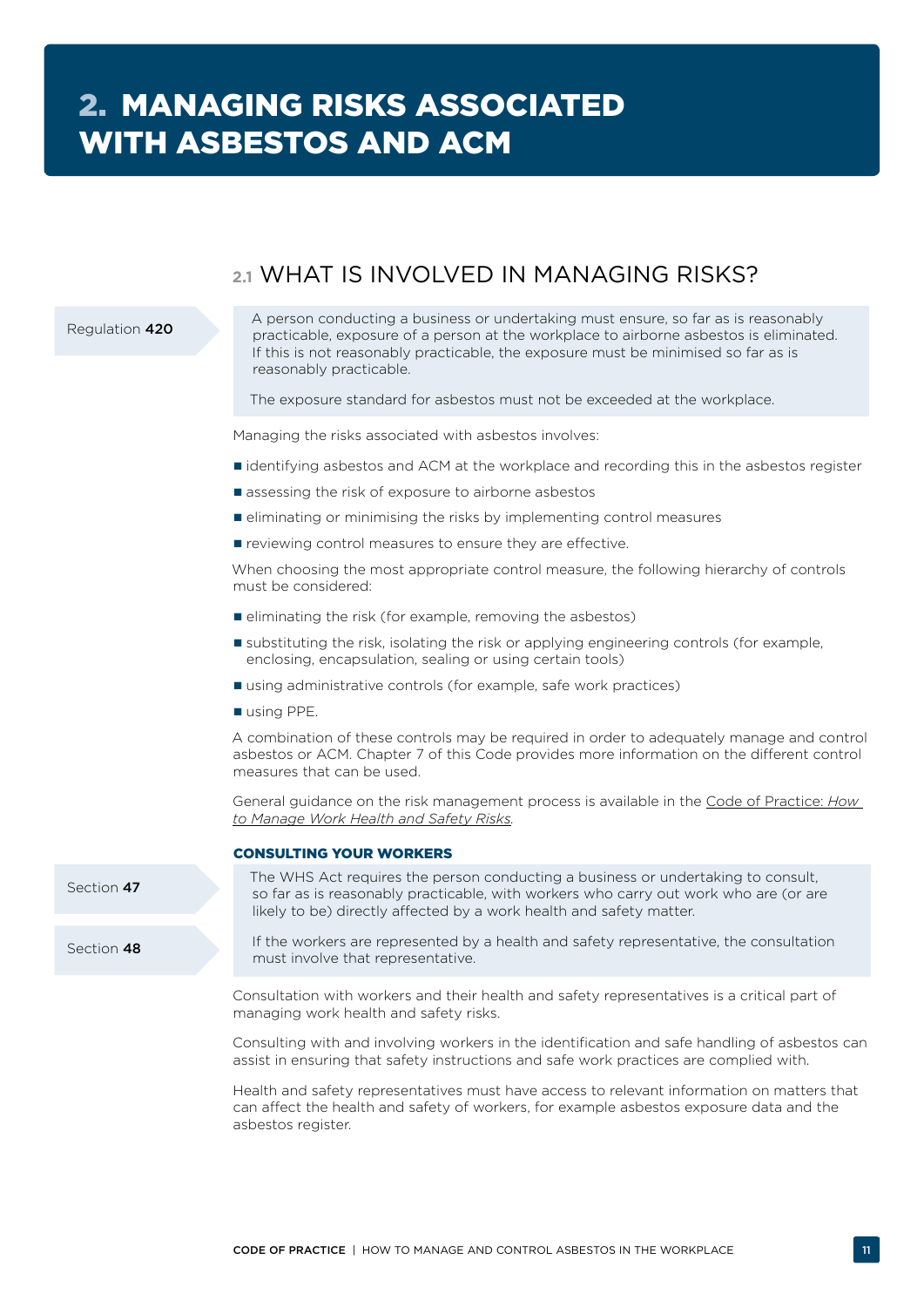# 2. MANAGING RISKS ASSOCIATED WITH ASBESTOS AND ACM

## 2.1 WHAT IS INVOLVED IN MANAGING RISKS?

Regulation **420**

> A person conducting a business or undertaking must ensure, so far as is reasonably practicable, exposure of a person at the workplace to airborne asbestos is eliminated. If this is not reasonably practicable, the exposure must be minimised so far as is reasonably practicable.
>
> The exposure standard for asbestos must not be exceeded at the workplace.

Managing the risks associated with asbestos involves:

- identifying asbestos and ACM at the workplace and recording this in the asbestos register
- assessing the risk of exposure to airborne asbestos
- eliminating or minimising the risks by implementing control measures
- reviewing control measures to ensure they are effective.

When choosing the most appropriate control measure, the following hierarchy of controls must be considered:

- eliminating the risk (for example, removing the asbestos)
- substituting the risk, isolating the risk or applying engineering controls (for example, enclosing, encapsulation, sealing or using certain tools)
- using administrative controls (for example, safe work practices)
- using PPE.

A combination of these controls may be required in order to adequately manage and control asbestos or ACM. Chapter 7 of this Code provides more information on the different control measures that can be used.

General guidance on the risk management process is available in the Code of Practice: *How to Manage Work Health and Safety Risks*.

### CONSULTING YOUR WORKERS

Section **47**

> The WHS Act requires the person conducting a business or undertaking to consult, so far as is reasonably practicable, with workers who carry out work who are (or are likely to be) directly affected by a work health and safety matter.

Section **48**

> If the workers are represented by a health and safety representative, the consultation must involve that representative.

Consultation with workers and their health and safety representatives is a critical part of managing work health and safety risks.

Consulting with and involving workers in the identification and safe handling of asbestos can assist in ensuring that safety instructions and safe work practices are complied with.

Health and safety representatives must have access to relevant information on matters that can affect the health and safety of workers, for example asbestos exposure data and the asbestos register.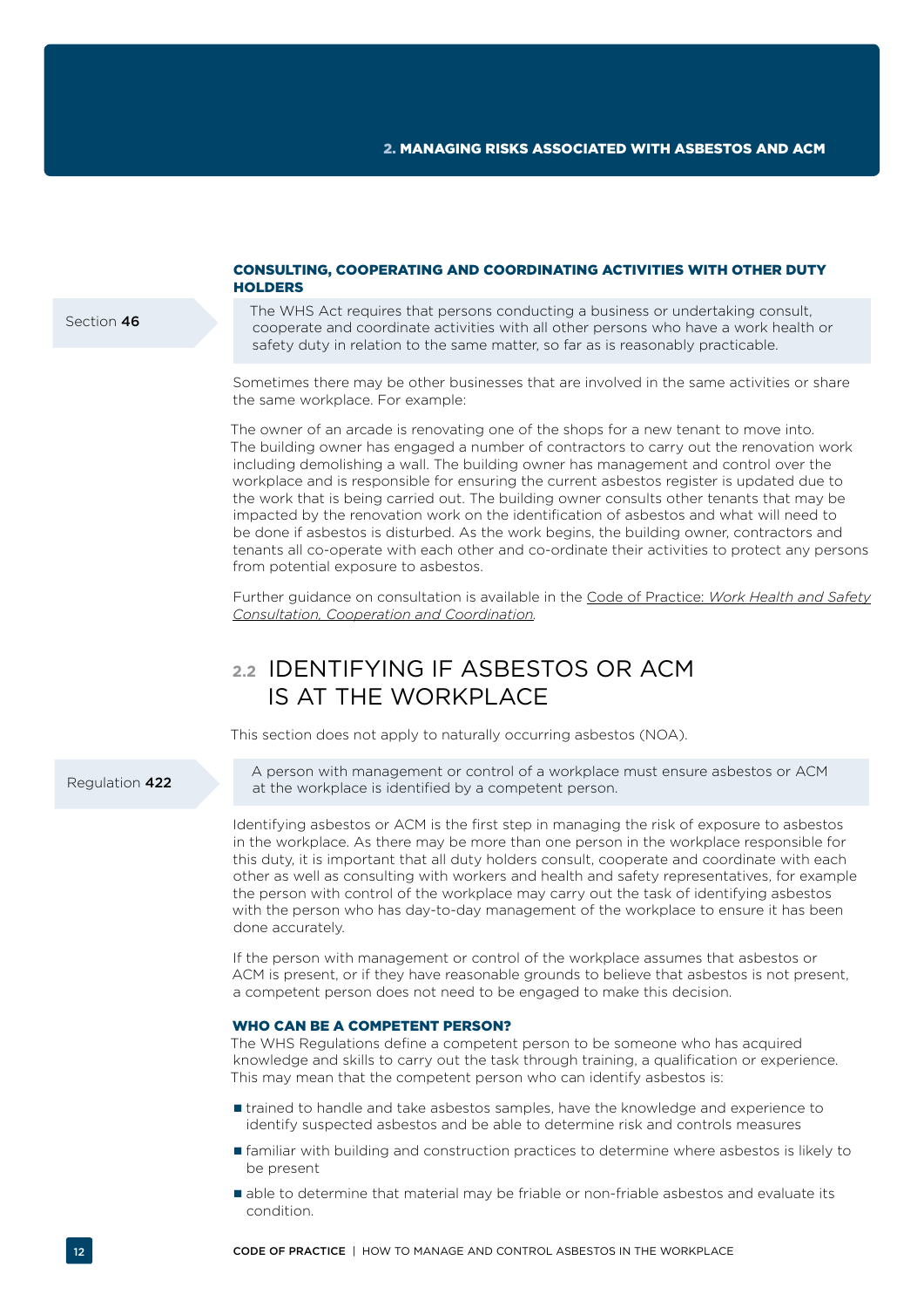### CONSULTING, COOPERATING AND COORDINATING ACTIVITIES WITH OTHER DUTY HOLDERS

Section **46**

The WHS Act requires that persons conducting a business or undertaking consult, cooperate and coordinate activities with all other persons who have a work health or safety duty in relation to the same matter, so far as is reasonably practicable.

Sometimes there may be other businesses that are involved in the same activities or share the same workplace. For example:

The owner of an arcade is renovating one of the shops for a new tenant to move into. The building owner has engaged a number of contractors to carry out the renovation work including demolishing a wall. The building owner has management and control over the workplace and is responsible for ensuring the current asbestos register is updated due to the work that is being carried out. The building owner consults other tenants that may be impacted by the renovation work on the identification of asbestos and what will need to be done if asbestos is disturbed. As the work begins, the building owner, contractors and tenants all co-operate with each other and co-ordinate their activities to protect any persons from potential exposure to asbestos.

Further guidance on consultation is available in the Code of Practice: *Work Health and Safety Consultation, Cooperation and Coordination*.

## 2.2 IDENTIFYING IF ASBESTOS OR ACM IS AT THE WORKPLACE

This section does not apply to naturally occurring asbestos (NOA).

Regulation **422**

A person with management or control of a workplace must ensure asbestos or ACM at the workplace is identified by a competent person.

Identifying asbestos or ACM is the first step in managing the risk of exposure to asbestos in the workplace. As there may be more than one person in the workplace responsible for this duty, it is important that all duty holders consult, cooperate and coordinate with each other as well as consulting with workers and health and safety representatives, for example the person with control of the workplace may carry out the task of identifying asbestos with the person who has day-to-day management of the workplace to ensure it has been done accurately.

If the person with management or control of the workplace assumes that asbestos or ACM is present, or if they have reasonable grounds to believe that asbestos is not present, a competent person does not need to be engaged to make this decision.

### WHO CAN BE A COMPETENT PERSON?

The WHS Regulations define a competent person to be someone who has acquired knowledge and skills to carry out the task through training, a qualification or experience. This may mean that the competent person who can identify asbestos is:

- trained to handle and take asbestos samples, have the knowledge and experience to identify suspected asbestos and be able to determine risk and controls measures
- familiar with building and construction practices to determine where asbestos is likely to be present
- able to determine that material may be friable or non-friable asbestos and evaluate its condition.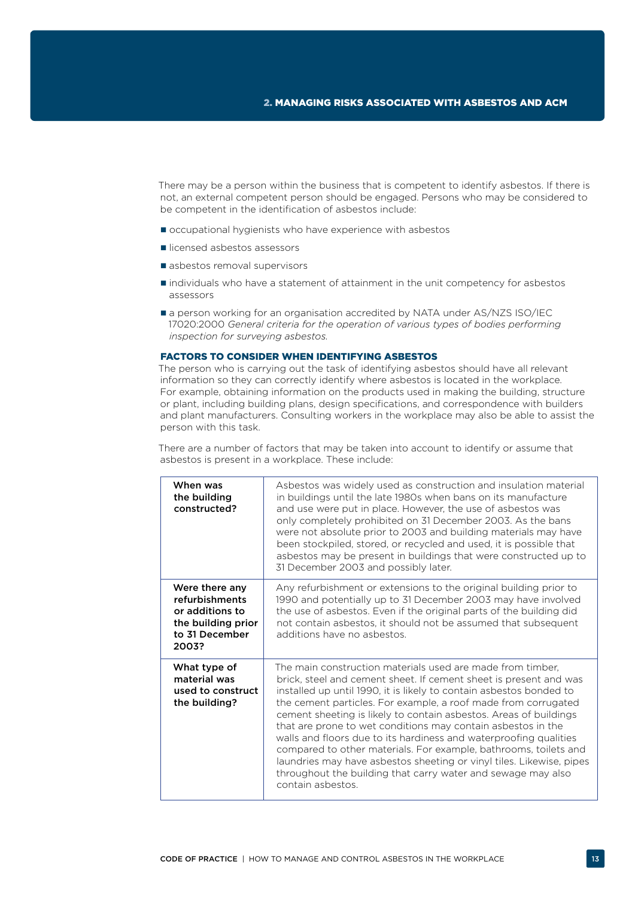There may be a person within the business that is competent to identify asbestos. If there is not, an external competent person should be engaged. Persons who may be considered to be competent in the identification of asbestos include:

- occupational hygienists who have experience with asbestos
- licensed asbestos assessors
- asbestos removal supervisors
- individuals who have a statement of attainment in the unit competency for asbestos assessors
- a person working for an organisation accredited by NATA under AS/NZS ISO/IEC 17020:2000 *General criteria for the operation of various types of bodies performing inspection for surveying asbestos.*

### FACTORS TO CONSIDER WHEN IDENTIFYING ASBESTOS

The person who is carrying out the task of identifying asbestos should have all relevant information so they can correctly identify where asbestos is located in the workplace. For example, obtaining information on the products used in making the building, structure or plant, including building plans, design specifications, and correspondence with builders and plant manufacturers. Consulting workers in the workplace may also be able to assist the person with this task.

There are a number of factors that may be taken into account to identify or assume that asbestos is present in a workplace. These include:

| | |
|---|---|
| **When was the building constructed?** | Asbestos was widely used as construction and insulation material in buildings until the late 1980s when bans on its manufacture and use were put in place. However, the use of asbestos was only completely prohibited on 31 December 2003. As the bans were not absolute prior to 2003 and building materials may have been stockpiled, stored, or recycled and used, it is possible that asbestos may be present in buildings that were constructed up to 31 December 2003 and possibly later. |
| **Were there any refurbishments or additions to the building prior to 31 December 2003?** | Any refurbishment or extensions to the original building prior to 1990 and potentially up to 31 December 2003 may have involved the use of asbestos. Even if the original parts of the building did not contain asbestos, it should not be assumed that subsequent additions have no asbestos. |
| **What type of material was used to construct the building?** | The main construction materials used are made from timber, brick, steel and cement sheet. If cement sheet is present and was installed up until 1990, it is likely to contain asbestos bonded to the cement particles. For example, a roof made from corrugated cement sheeting is likely to contain asbestos. Areas of buildings that are prone to wet conditions may contain asbestos in the walls and floors due to its hardiness and waterproofing qualities compared to other materials. For example, bathrooms, toilets and laundries may have asbestos sheeting or vinyl tiles. Likewise, pipes throughout the building that carry water and sewage may also contain asbestos. |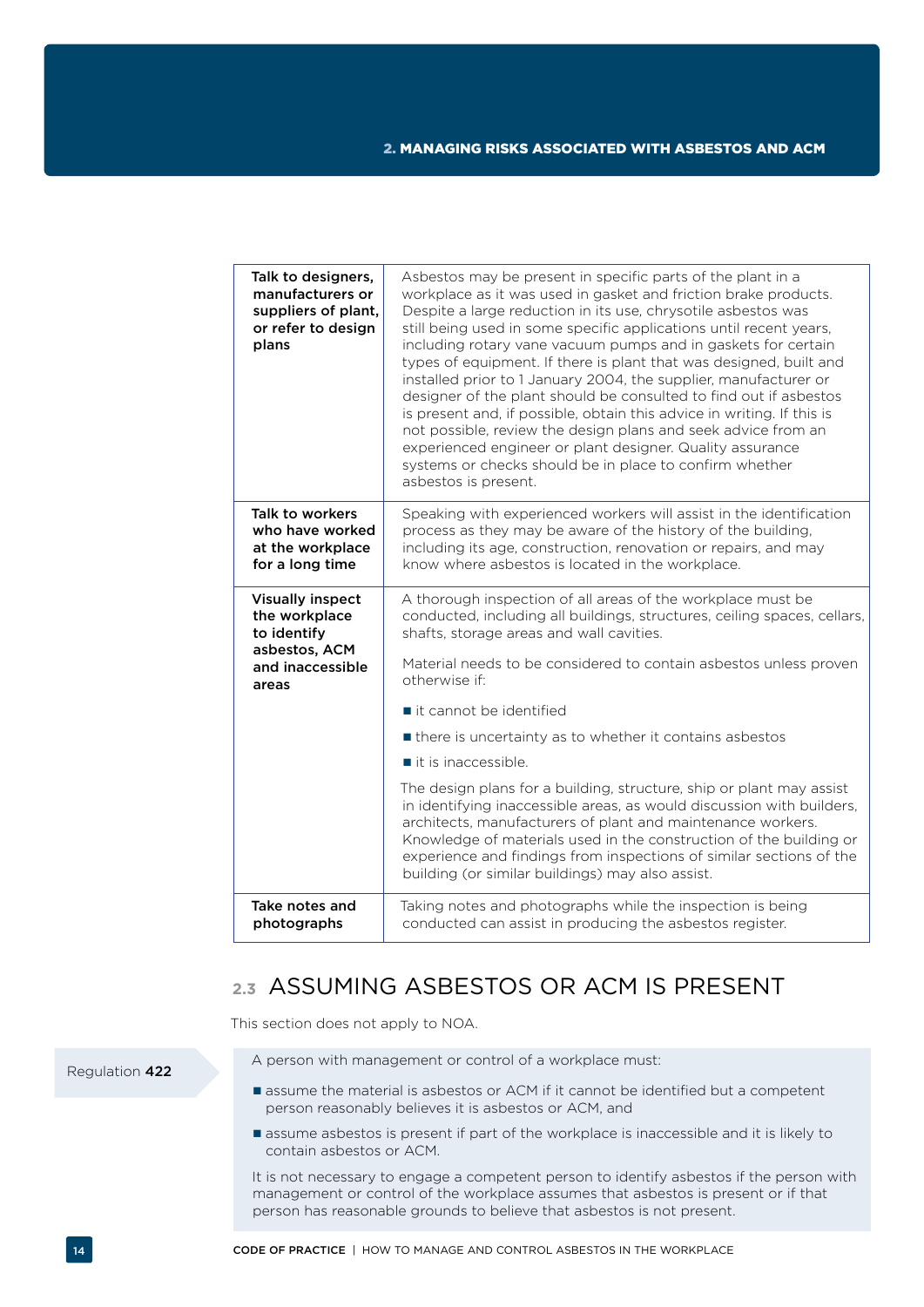| | |
|---|---|
| **Talk to designers, manufacturers or suppliers of plant, or refer to design plans** | Asbestos may be present in specific parts of the plant in a workplace as it was used in gasket and friction brake products. Despite a large reduction in its use, chrysotile asbestos was still being used in some specific applications until recent years, including rotary vane vacuum pumps and in gaskets for certain types of equipment. If there is plant that was designed, built and installed prior to 1 January 2004, the supplier, manufacturer or designer of the plant should be consulted to find out if asbestos is present and, if possible, obtain this advice in writing. If this is not possible, review the design plans and seek advice from an experienced engineer or plant designer. Quality assurance systems or checks should be in place to confirm whether asbestos is present. |
| **Talk to workers who have worked at the workplace for a long time** | Speaking with experienced workers will assist in the identification process as they may be aware of the history of the building, including its age, construction, renovation or repairs, and may know where asbestos is located in the workplace. |
| **Visually inspect the workplace to identify asbestos, ACM and inaccessible areas** | A thorough inspection of all areas of the workplace must be conducted, including all buildings, structures, ceiling spaces, cellars, shafts, storage areas and wall cavities.<br><br>Material needs to be considered to contain asbestos unless proven otherwise if:<br><br>■ it cannot be identified<br>■ there is uncertainty as to whether it contains asbestos<br>■ it is inaccessible.<br><br>The design plans for a building, structure, ship or plant may assist in identifying inaccessible areas, as would discussion with builders, architects, manufacturers of plant and maintenance workers. Knowledge of materials used in the construction of the building or experience and findings from inspections of similar sections of the building (or similar buildings) may also assist. |
| **Take notes and photographs** | Taking notes and photographs while the inspection is being conducted can assist in producing the asbestos register. |

## 2.3 ASSUMING ASBESTOS OR ACM IS PRESENT

This section does not apply to NOA.

Regulation **422**

A person with management or control of a workplace must:

- assume the material is asbestos or ACM if it cannot be identified but a competent person reasonably believes it is asbestos or ACM, and
- assume asbestos is present if part of the workplace is inaccessible and it is likely to contain asbestos or ACM.

It is not necessary to engage a competent person to identify asbestos if the person with management or control of the workplace assumes that asbestos is present or if that person has reasonable grounds to believe that asbestos is not present.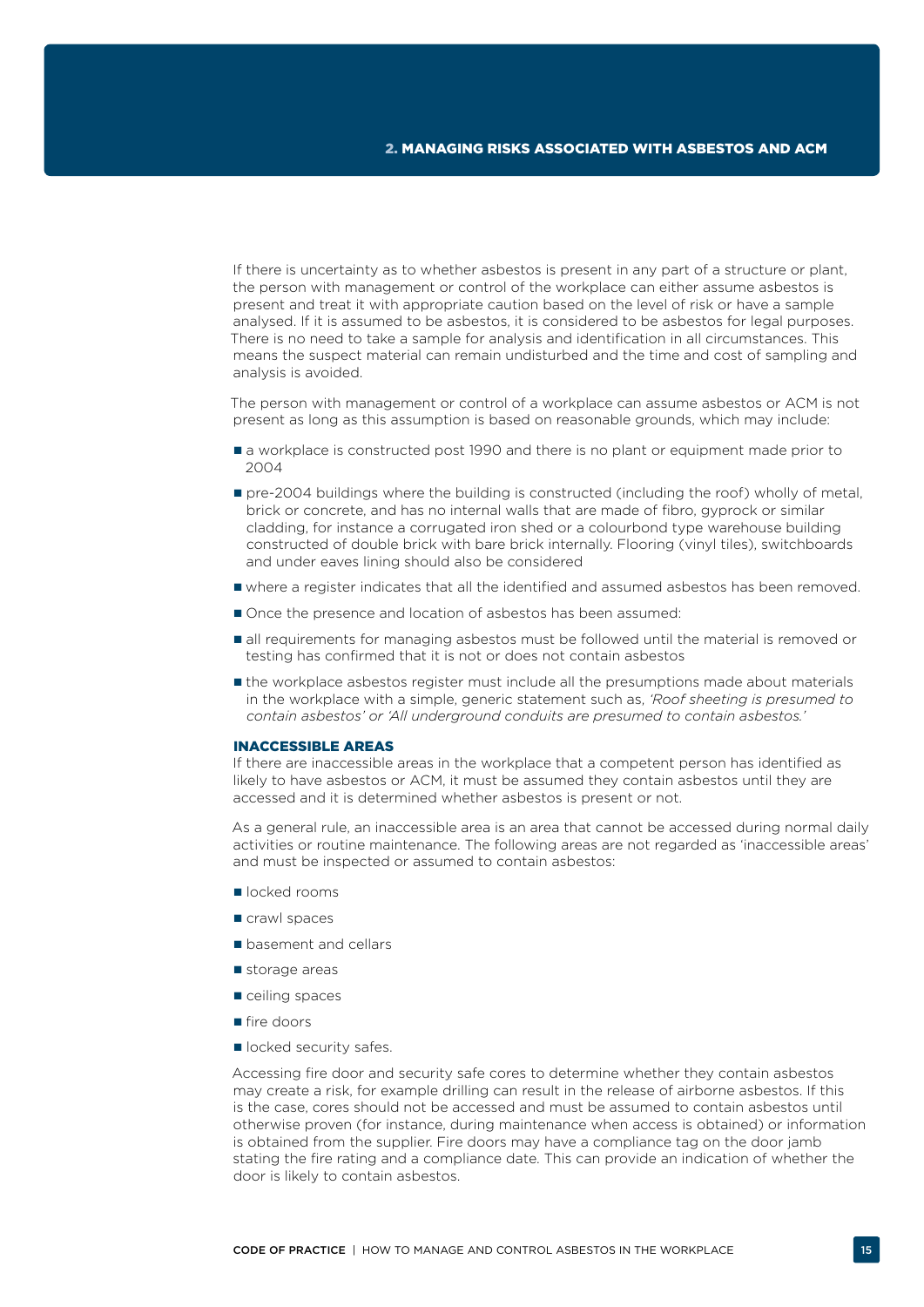If there is uncertainty as to whether asbestos is present in any part of a structure or plant, the person with management or control of the workplace can either assume asbestos is present and treat it with appropriate caution based on the level of risk or have a sample analysed. If it is assumed to be asbestos, it is considered to be asbestos for legal purposes. There is no need to take a sample for analysis and identification in all circumstances. This means the suspect material can remain undisturbed and the time and cost of sampling and analysis is avoided.

The person with management or control of a workplace can assume asbestos or ACM is not present as long as this assumption is based on reasonable grounds, which may include:

- a workplace is constructed post 1990 and there is no plant or equipment made prior to 2004
- pre-2004 buildings where the building is constructed (including the roof) wholly of metal, brick or concrete, and has no internal walls that are made of fibro, gyprock or similar cladding, for instance a corrugated iron shed or a colourbond type warehouse building constructed of double brick with bare brick internally. Flooring (vinyl tiles), switchboards and under eaves lining should also be considered
- where a register indicates that all the identified and assumed asbestos has been removed.
- Once the presence and location of asbestos has been assumed:
- all requirements for managing asbestos must be followed until the material is removed or testing has confirmed that it is not or does not contain asbestos
- the workplace asbestos register must include all the presumptions made about materials in the workplace with a simple, generic statement such as, *'Roof sheeting is presumed to contain asbestos'* or *'All underground conduits are presumed to contain asbestos.'*

### INACCESSIBLE AREAS

If there are inaccessible areas in the workplace that a competent person has identified as likely to have asbestos or ACM, it must be assumed they contain asbestos until they are accessed and it is determined whether asbestos is present or not.

As a general rule, an inaccessible area is an area that cannot be accessed during normal daily activities or routine maintenance. The following areas are not regarded as 'inaccessible areas' and must be inspected or assumed to contain asbestos:

- locked rooms
- crawl spaces
- basement and cellars
- storage areas
- ceiling spaces
- fire doors
- locked security safes.

Accessing fire door and security safe cores to determine whether they contain asbestos may create a risk, for example drilling can result in the release of airborne asbestos. If this is the case, cores should not be accessed and must be assumed to contain asbestos until otherwise proven (for instance, during maintenance when access is obtained) or information is obtained from the supplier. Fire doors may have a compliance tag on the door jamb stating the fire rating and a compliance date. This can provide an indication of whether the door is likely to contain asbestos.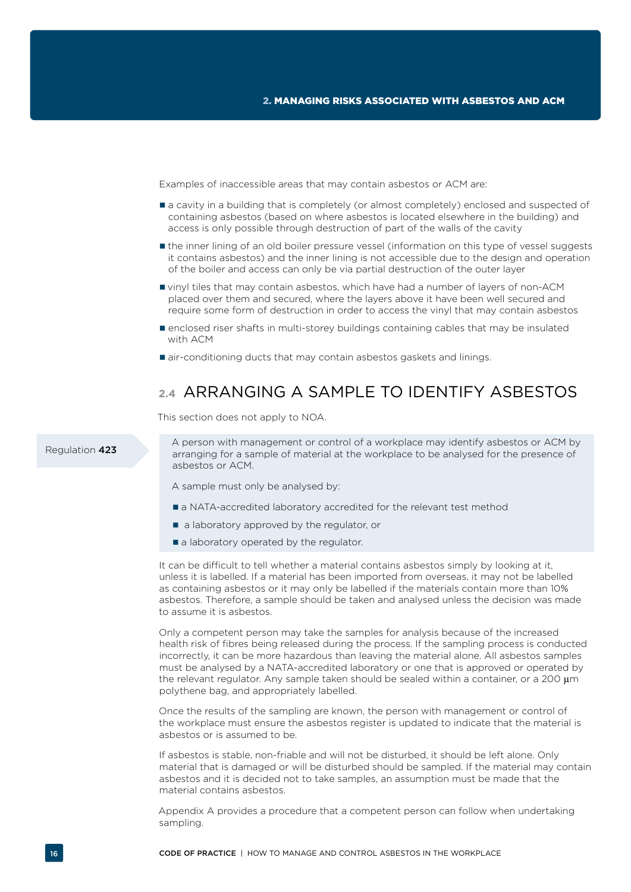Examples of inaccessible areas that may contain asbestos or ACM are:

- a cavity in a building that is completely (or almost completely) enclosed and suspected of containing asbestos (based on where asbestos is located elsewhere in the building) and access is only possible through destruction of part of the walls of the cavity
- the inner lining of an old boiler pressure vessel (information on this type of vessel suggests it contains asbestos) and the inner lining is not accessible due to the design and operation of the boiler and access can only be via partial destruction of the outer layer
- vinyl tiles that may contain asbestos, which have had a number of layers of non-ACM placed over them and secured, where the layers above it have been well secured and require some form of destruction in order to access the vinyl that may contain asbestos
- enclosed riser shafts in multi-storey buildings containing cables that may be insulated with ACM
- air-conditioning ducts that may contain asbestos gaskets and linings.

## 2.4 ARRANGING A SAMPLE TO IDENTIFY ASBESTOS

This section does not apply to NOA.

Regulation **423**

A person with management or control of a workplace may identify asbestos or ACM by arranging for a sample of material at the workplace to be analysed for the presence of asbestos or ACM.

A sample must only be analysed by:

- a NATA-accredited laboratory accredited for the relevant test method
- a laboratory approved by the regulator, or
- a laboratory operated by the regulator.

It can be difficult to tell whether a material contains asbestos simply by looking at it, unless it is labelled. If a material has been imported from overseas, it may not be labelled as containing asbestos or it may only be labelled if the materials contain more than 10% asbestos. Therefore, a sample should be taken and analysed unless the decision was made to assume it is asbestos.

Only a competent person may take the samples for analysis because of the increased health risk of fibres being released during the process. If the sampling process is conducted incorrectly, it can be more hazardous than leaving the material alone. All asbestos samples must be analysed by a NATA-accredited laboratory or one that is approved or operated by the relevant regulator. Any sample taken should be sealed within a container, or a 200 μm polythene bag, and appropriately labelled.

Once the results of the sampling are known, the person with management or control of the workplace must ensure the asbestos register is updated to indicate that the material is asbestos or is assumed to be.

If asbestos is stable, non-friable and will not be disturbed, it should be left alone. Only material that is damaged or will be disturbed should be sampled. If the material may contain asbestos and it is decided not to take samples, an assumption must be made that the material contains asbestos.

Appendix A provides a procedure that a competent person can follow when undertaking sampling.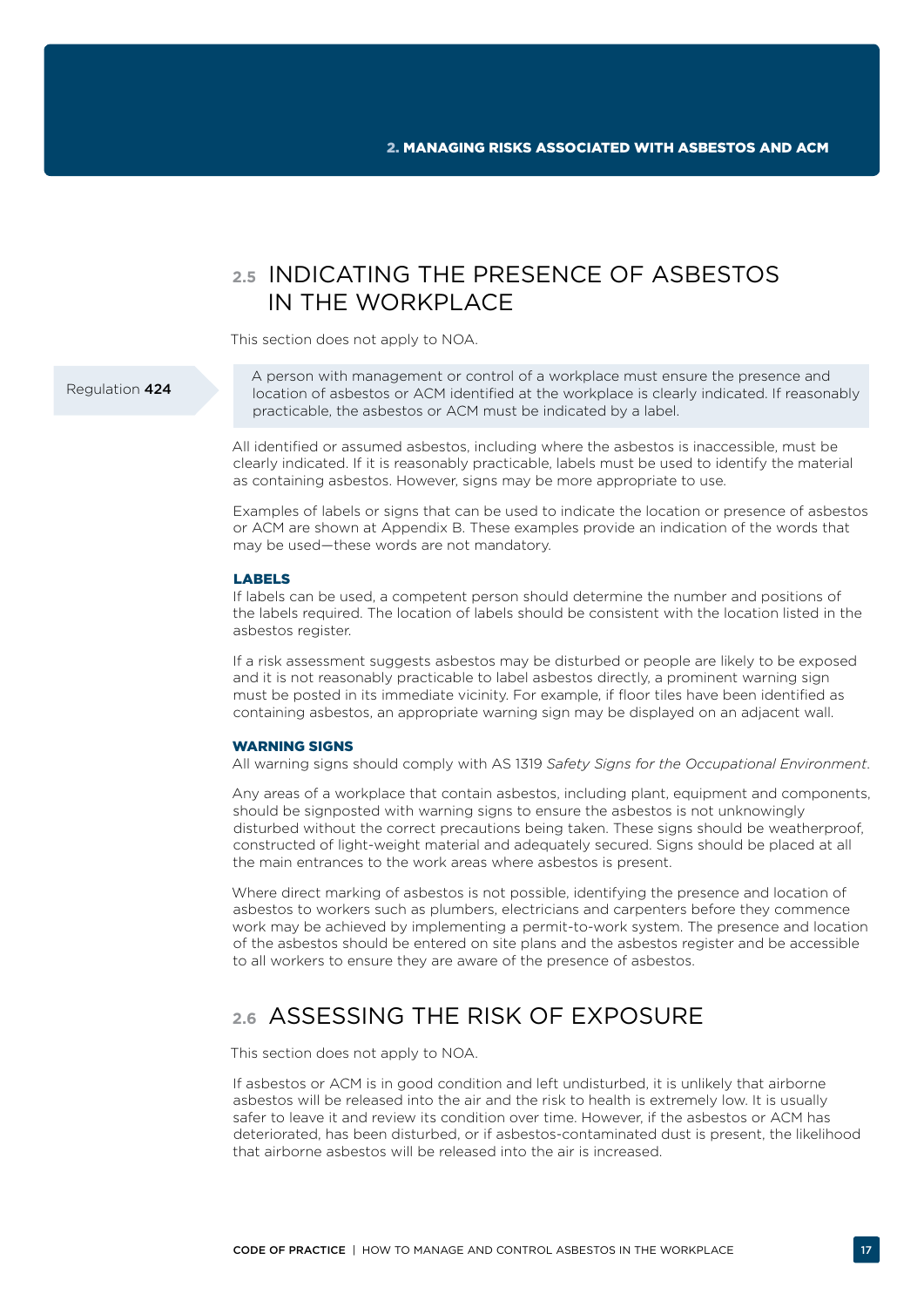## 2.5 INDICATING THE PRESENCE OF ASBESTOS IN THE WORKPLACE

This section does not apply to NOA.

Regulation **424**

A person with management or control of a workplace must ensure the presence and location of asbestos or ACM identified at the workplace is clearly indicated. If reasonably practicable, the asbestos or ACM must be indicated by a label.

All identified or assumed asbestos, including where the asbestos is inaccessible, must be clearly indicated. If it is reasonably practicable, labels must be used to identify the material as containing asbestos. However, signs may be more appropriate to use.

Examples of labels or signs that can be used to indicate the location or presence of asbestos or ACM are shown at Appendix B. These examples provide an indication of the words that may be used—these words are not mandatory.

### LABELS

If labels can be used, a competent person should determine the number and positions of the labels required. The location of labels should be consistent with the location listed in the asbestos register.

If a risk assessment suggests asbestos may be disturbed or people are likely to be exposed and it is not reasonably practicable to label asbestos directly, a prominent warning sign must be posted in its immediate vicinity. For example, if floor tiles have been identified as containing asbestos, an appropriate warning sign may be displayed on an adjacent wall.

### WARNING SIGNS

All warning signs should comply with AS 1319 *Safety Signs for the Occupational Environment*.

Any areas of a workplace that contain asbestos, including plant, equipment and components, should be signposted with warning signs to ensure the asbestos is not unknowingly disturbed without the correct precautions being taken. These signs should be weatherproof, constructed of light-weight material and adequately secured. Signs should be placed at all the main entrances to the work areas where asbestos is present.

Where direct marking of asbestos is not possible, identifying the presence and location of asbestos to workers such as plumbers, electricians and carpenters before they commence work may be achieved by implementing a permit-to-work system. The presence and location of the asbestos should be entered on site plans and the asbestos register and be accessible to all workers to ensure they are aware of the presence of asbestos.

## 2.6 ASSESSING THE RISK OF EXPOSURE

This section does not apply to NOA.

If asbestos or ACM is in good condition and left undisturbed, it is unlikely that airborne asbestos will be released into the air and the risk to health is extremely low. It is usually safer to leave it and review its condition over time. However, if the asbestos or ACM has deteriorated, has been disturbed, or if asbestos-contaminated dust is present, the likelihood that airborne asbestos will be released into the air is increased.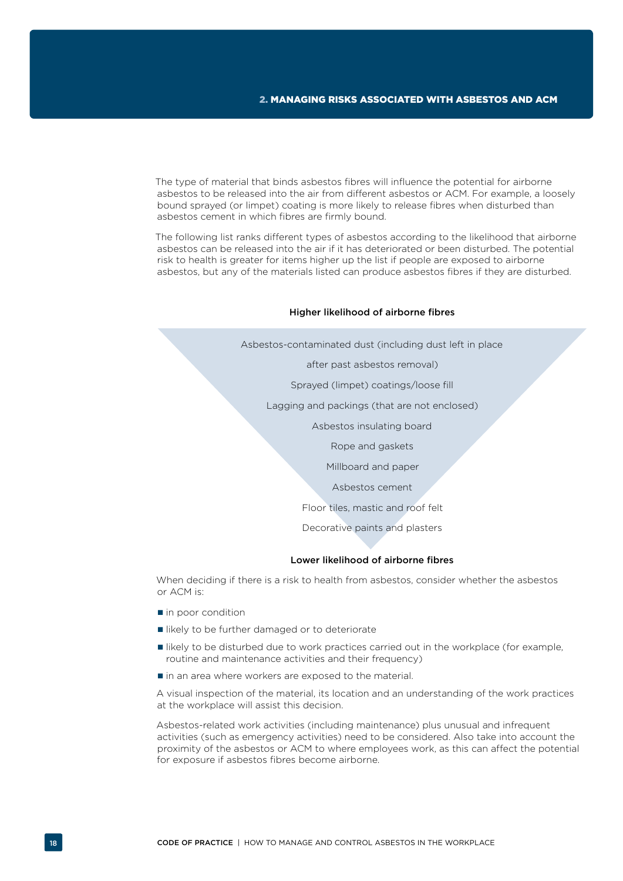The type of material that binds asbestos fibres will influence the potential for airborne asbestos to be released into the air from different asbestos or ACM. For example, a loosely bound sprayed (or limpet) coating is more likely to release fibres when disturbed than asbestos cement in which fibres are firmly bound.

The following list ranks different types of asbestos according to the likelihood that airborne asbestos can be released into the air if it has deteriorated or been disturbed. The potential risk to health is greater for items higher up the list if people are exposed to airborne asbestos, but any of the materials listed can produce asbestos fibres if they are disturbed.

**Higher likelihood of airborne fibres**

- Asbestos-contaminated dust (including dust left in place after past asbestos removal)
- Sprayed (limpet) coatings/loose fill
- Lagging and packings (that are not enclosed)
- Asbestos insulating board
- Rope and gaskets
- Millboard and paper
- Asbestos cement
- Floor tiles, mastic and roof felt
- Decorative paints and plasters

**Lower likelihood of airborne fibres**

When deciding if there is a risk to health from asbestos, consider whether the asbestos or ACM is:

- in poor condition
- likely to be further damaged or to deteriorate
- likely to be disturbed due to work practices carried out in the workplace (for example, routine and maintenance activities and their frequency)
- in an area where workers are exposed to the material.

A visual inspection of the material, its location and an understanding of the work practices at the workplace will assist this decision.

Asbestos-related work activities (including maintenance) plus unusual and infrequent activities (such as emergency activities) need to be considered. Also take into account the proximity of the asbestos or ACM to where employees work, as this can affect the potential for exposure if asbestos fibres become airborne.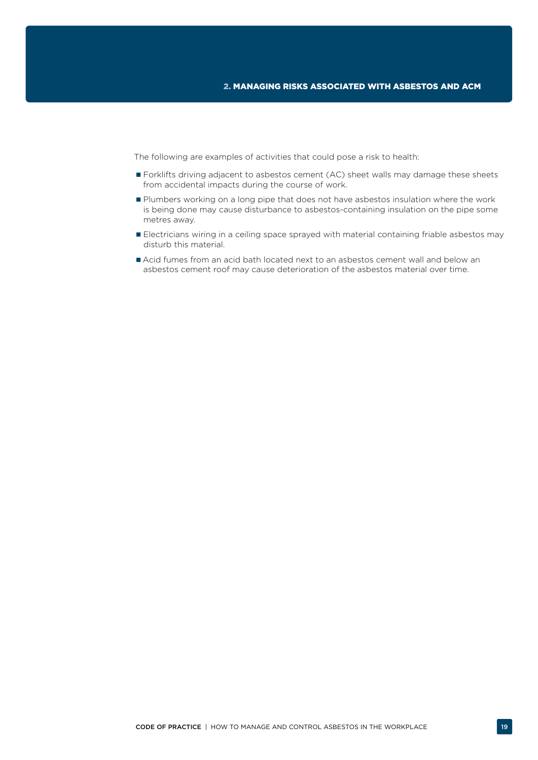The following are examples of activities that could pose a risk to health:

- Forklifts driving adjacent to asbestos cement (AC) sheet walls may damage these sheets from accidental impacts during the course of work.
- Plumbers working on a long pipe that does not have asbestos insulation where the work is being done may cause disturbance to asbestos-containing insulation on the pipe some metres away.
- Electricians wiring in a ceiling space sprayed with material containing friable asbestos may disturb this material.
- Acid fumes from an acid bath located next to an asbestos cement wall and below an asbestos cement roof may cause deterioration of the asbestos material over time.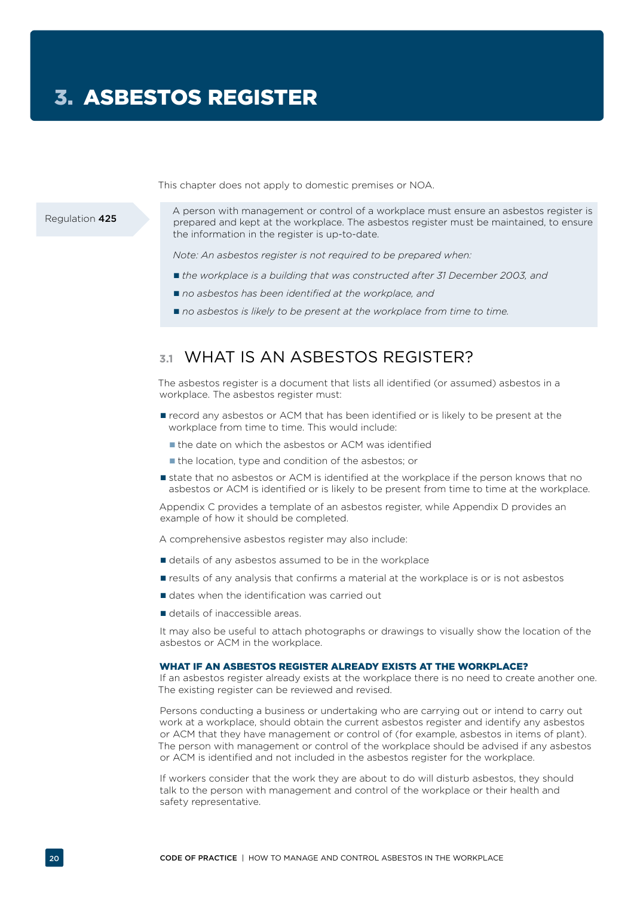# 3. ASBESTOS REGISTER

This chapter does not apply to domestic premises or NOA.

Regulation **425**

> A person with management or control of a workplace must ensure an asbestos register is prepared and kept at the workplace. The asbestos register must be maintained, to ensure the information in the register is up-to-date.
>
> *Note: An asbestos register is not required to be prepared when:*
>
> - *the workplace is a building that was constructed after 31 December 2003, and*
> - *no asbestos has been identified at the workplace, and*
> - *no asbestos is likely to be present at the workplace from time to time.*

## 3.1 WHAT IS AN ASBESTOS REGISTER?

The asbestos register is a document that lists all identified (or assumed) asbestos in a workplace. The asbestos register must:

- record any asbestos or ACM that has been identified or is likely to be present at the workplace from time to time. This would include:
  - the date on which the asbestos or ACM was identified
  - the location, type and condition of the asbestos; or
- state that no asbestos or ACM is identified at the workplace if the person knows that no asbestos or ACM is identified or is likely to be present from time to time at the workplace.

Appendix C provides a template of an asbestos register, while Appendix D provides an example of how it should be completed.

A comprehensive asbestos register may also include:

- details of any asbestos assumed to be in the workplace
- results of any analysis that confirms a material at the workplace is or is not asbestos
- dates when the identification was carried out
- details of inaccessible areas.

It may also be useful to attach photographs or drawings to visually show the location of the asbestos or ACM in the workplace.

### WHAT IF AN ASBESTOS REGISTER ALREADY EXISTS AT THE WORKPLACE?

If an asbestos register already exists at the workplace there is no need to create another one. The existing register can be reviewed and revised.

Persons conducting a business or undertaking who are carrying out or intend to carry out work at a workplace, should obtain the current asbestos register and identify any asbestos or ACM that they have management or control of (for example, asbestos in items of plant). The person with management or control of the workplace should be advised if any asbestos or ACM is identified and not included in the asbestos register for the workplace.

If workers consider that the work they are about to do will disturb asbestos, they should talk to the person with management and control of the workplace or their health and safety representative.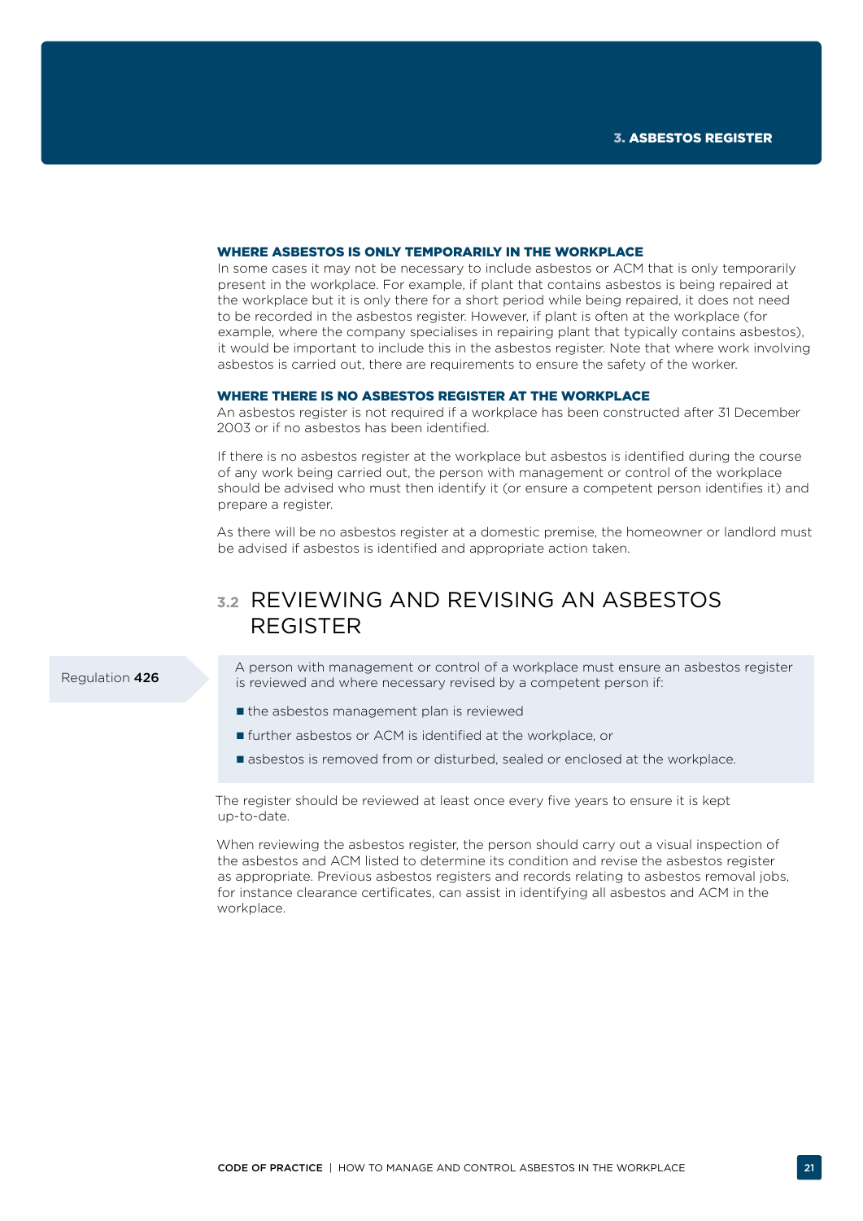#### WHERE ASBESTOS IS ONLY TEMPORARILY IN THE WORKPLACE

In some cases it may not be necessary to include asbestos or ACM that is only temporarily present in the workplace. For example, if plant that contains asbestos is being repaired at the workplace but it is only there for a short period while being repaired, it does not need to be recorded in the asbestos register. However, if plant is often at the workplace (for example, where the company specialises in repairing plant that typically contains asbestos), it would be important to include this in the asbestos register. Note that where work involving asbestos is carried out, there are requirements to ensure the safety of the worker.

#### WHERE THERE IS NO ASBESTOS REGISTER AT THE WORKPLACE

An asbestos register is not required if a workplace has been constructed after 31 December 2003 or if no asbestos has been identified.

If there is no asbestos register at the workplace but asbestos is identified during the course of any work being carried out, the person with management or control of the workplace should be advised who must then identify it (or ensure a competent person identifies it) and prepare a register.

As there will be no asbestos register at a domestic premise, the homeowner or landlord must be advised if asbestos is identified and appropriate action taken.

## 3.2 REVIEWING AND REVISING AN ASBESTOS REGISTER

Regulation **426**

A person with management or control of a workplace must ensure an asbestos register is reviewed and where necessary revised by a competent person if:

- the asbestos management plan is reviewed
- further asbestos or ACM is identified at the workplace, or
- asbestos is removed from or disturbed, sealed or enclosed at the workplace.

The register should be reviewed at least once every five years to ensure it is kept up-to-date.

When reviewing the asbestos register, the person should carry out a visual inspection of the asbestos and ACM listed to determine its condition and revise the asbestos register as appropriate. Previous asbestos registers and records relating to asbestos removal jobs, for instance clearance certificates, can assist in identifying all asbestos and ACM in the workplace.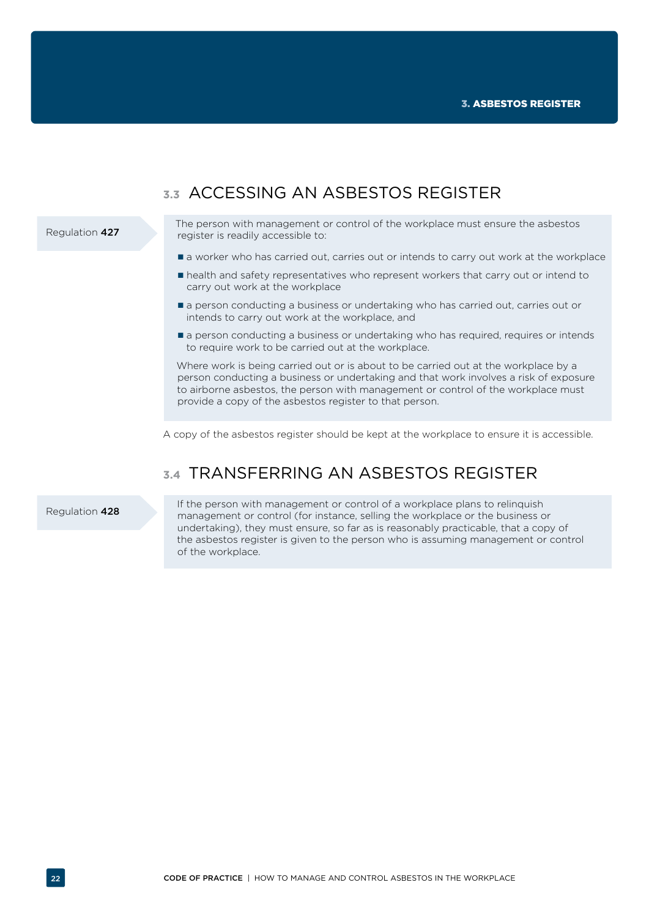## 3.3 ACCESSING AN ASBESTOS REGISTER

Regulation **427**

The person with management or control of the workplace must ensure the asbestos register is readily accessible to:

- a worker who has carried out, carries out or intends to carry out work at the workplace
- health and safety representatives who represent workers that carry out or intend to carry out work at the workplace
- a person conducting a business or undertaking who has carried out, carries out or intends to carry out work at the workplace, and
- a person conducting a business or undertaking who has required, requires or intends to require work to be carried out at the workplace.

Where work is being carried out or is about to be carried out at the workplace by a person conducting a business or undertaking and that work involves a risk of exposure to airborne asbestos, the person with management or control of the workplace must provide a copy of the asbestos register to that person.

A copy of the asbestos register should be kept at the workplace to ensure it is accessible.

## 3.4 TRANSFERRING AN ASBESTOS REGISTER

Regulation **428**

If the person with management or control of a workplace plans to relinquish management or control (for instance, selling the workplace or the business or undertaking), they must ensure, so far as is reasonably practicable, that a copy of the asbestos register is given to the person who is assuming management or control of the workplace.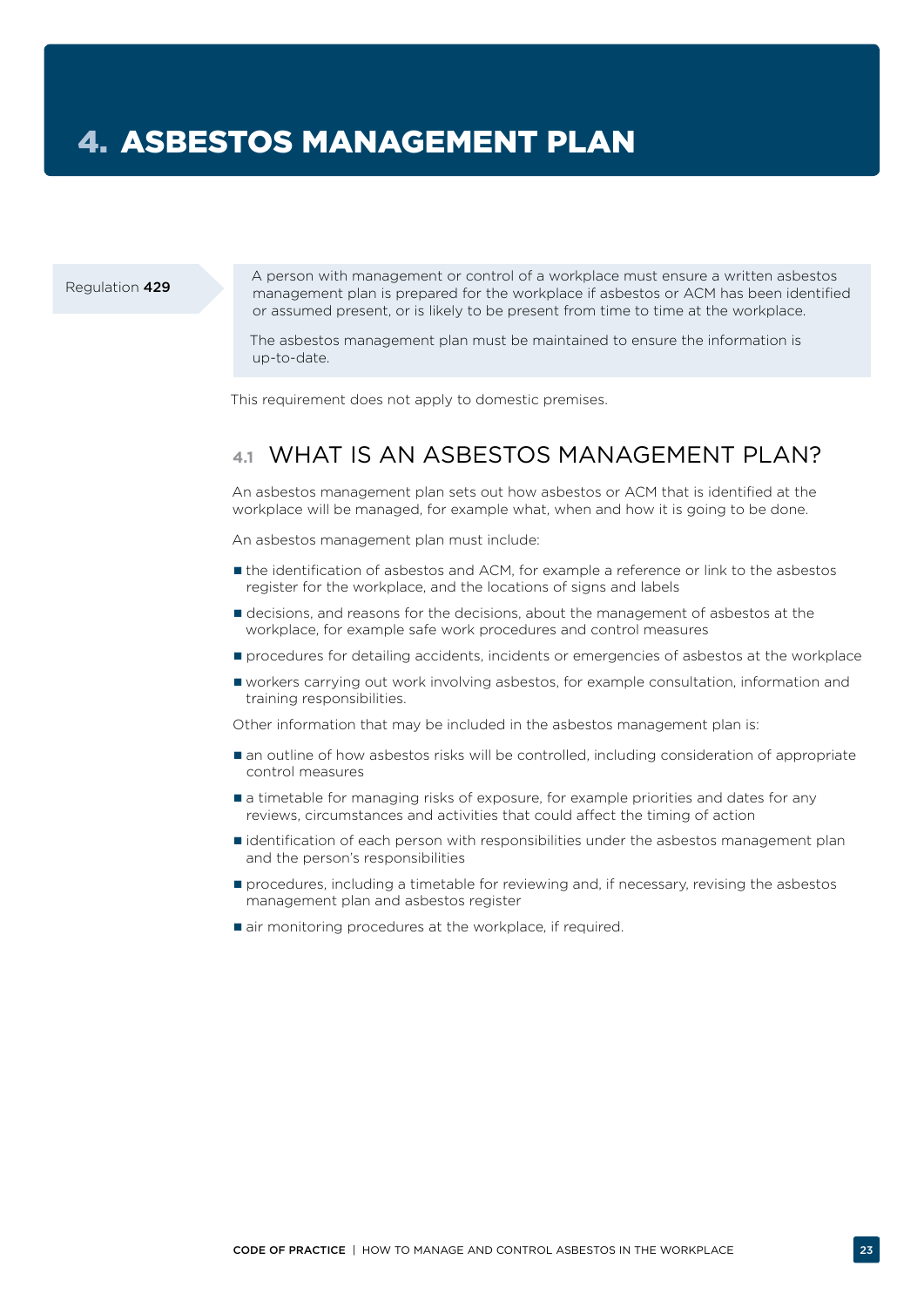# 4. ASBESTOS MANAGEMENT PLAN

Regulation **429**

> A person with management or control of a workplace must ensure a written asbestos management plan is prepared for the workplace if asbestos or ACM has been identified or assumed present, or is likely to be present from time to time at the workplace.
>
> The asbestos management plan must be maintained to ensure the information is up-to-date.

This requirement does not apply to domestic premises.

## 4.1 WHAT IS AN ASBESTOS MANAGEMENT PLAN?

An asbestos management plan sets out how asbestos or ACM that is identified at the workplace will be managed, for example what, when and how it is going to be done.

An asbestos management plan must include:

- the identification of asbestos and ACM, for example a reference or link to the asbestos register for the workplace, and the locations of signs and labels
- decisions, and reasons for the decisions, about the management of asbestos at the workplace, for example safe work procedures and control measures
- procedures for detailing accidents, incidents or emergencies of asbestos at the workplace
- workers carrying out work involving asbestos, for example consultation, information and training responsibilities.

Other information that may be included in the asbestos management plan is:

- an outline of how asbestos risks will be controlled, including consideration of appropriate control measures
- a timetable for managing risks of exposure, for example priorities and dates for any reviews, circumstances and activities that could affect the timing of action
- identification of each person with responsibilities under the asbestos management plan and the person's responsibilities
- procedures, including a timetable for reviewing and, if necessary, revising the asbestos management plan and asbestos register
- air monitoring procedures at the workplace, if required.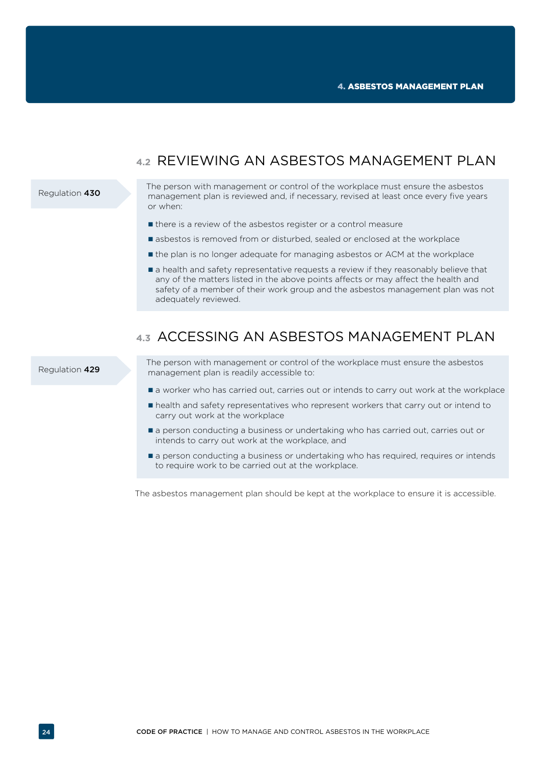## 4.2 REVIEWING AN ASBESTOS MANAGEMENT PLAN

Regulation **430**

The person with management or control of the workplace must ensure the asbestos management plan is reviewed and, if necessary, revised at least once every five years or when:

- there is a review of the asbestos register or a control measure
- asbestos is removed from or disturbed, sealed or enclosed at the workplace
- the plan is no longer adequate for managing asbestos or ACM at the workplace
- a health and safety representative requests a review if they reasonably believe that any of the matters listed in the above points affects or may affect the health and safety of a member of their work group and the asbestos management plan was not adequately reviewed.

## 4.3 ACCESSING AN ASBESTOS MANAGEMENT PLAN

Regulation **429**

The person with management or control of the workplace must ensure the asbestos management plan is readily accessible to:

- a worker who has carried out, carries out or intends to carry out work at the workplace
- health and safety representatives who represent workers that carry out or intend to carry out work at the workplace
- a person conducting a business or undertaking who has carried out, carries out or intends to carry out work at the workplace, and
- a person conducting a business or undertaking who has required, requires or intends to require work to be carried out at the workplace.

The asbestos management plan should be kept at the workplace to ensure it is accessible.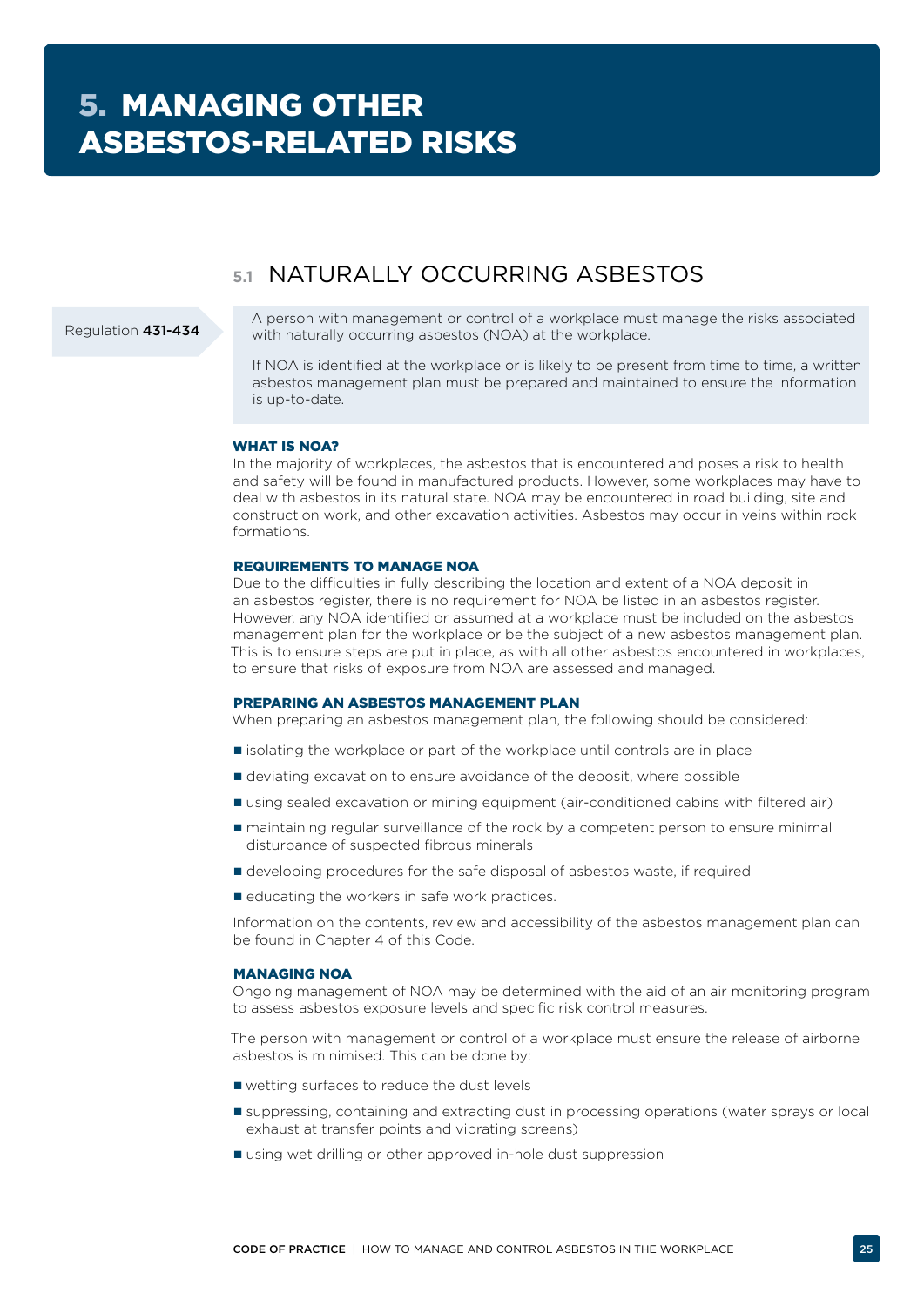# 5. MANAGING OTHER ASBESTOS-RELATED RISKS

## 5.1 NATURALLY OCCURRING ASBESTOS

Regulation **431-434**

> A person with management or control of a workplace must manage the risks associated with naturally occurring asbestos (NOA) at the workplace.
>
> If NOA is identified at the workplace or is likely to be present from time to time, a written asbestos management plan must be prepared and maintained to ensure the information is up-to-date.

### WHAT IS NOA?

In the majority of workplaces, the asbestos that is encountered and poses a risk to health and safety will be found in manufactured products. However, some workplaces may have to deal with asbestos in its natural state. NOA may be encountered in road building, site and construction work, and other excavation activities. Asbestos may occur in veins within rock formations.

### REQUIREMENTS TO MANAGE NOA

Due to the difficulties in fully describing the location and extent of a NOA deposit in an asbestos register, there is no requirement for NOA be listed in an asbestos register. However, any NOA identified or assumed at a workplace must be included on the asbestos management plan for the workplace or be the subject of a new asbestos management plan. This is to ensure steps are put in place, as with all other asbestos encountered in workplaces, to ensure that risks of exposure from NOA are assessed and managed.

### PREPARING AN ASBESTOS MANAGEMENT PLAN

When preparing an asbestos management plan, the following should be considered:

- isolating the workplace or part of the workplace until controls are in place
- deviating excavation to ensure avoidance of the deposit, where possible
- using sealed excavation or mining equipment (air-conditioned cabins with filtered air)
- maintaining regular surveillance of the rock by a competent person to ensure minimal disturbance of suspected fibrous minerals
- developing procedures for the safe disposal of asbestos waste, if required
- educating the workers in safe work practices.

Information on the contents, review and accessibility of the asbestos management plan can be found in Chapter 4 of this Code.

### MANAGING NOA

Ongoing management of NOA may be determined with the aid of an air monitoring program to assess asbestos exposure levels and specific risk control measures.

The person with management or control of a workplace must ensure the release of airborne asbestos is minimised. This can be done by:

- wetting surfaces to reduce the dust levels
- suppressing, containing and extracting dust in processing operations (water sprays or local exhaust at transfer points and vibrating screens)
- using wet drilling or other approved in-hole dust suppression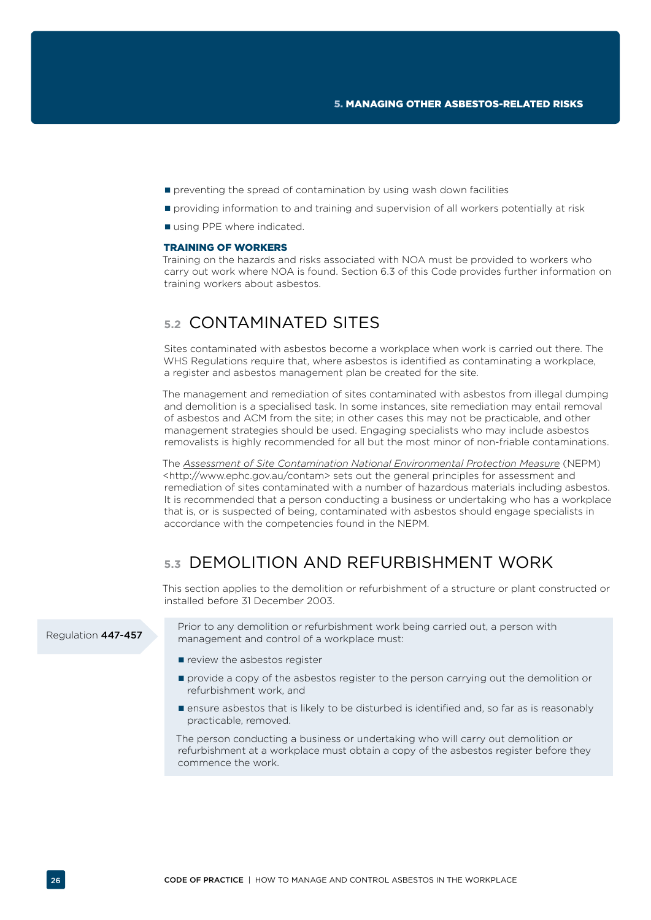- preventing the spread of contamination by using wash down facilities
- providing information to and training and supervision of all workers potentially at risk
- using PPE where indicated.

#### TRAINING OF WORKERS

Training on the hazards and risks associated with NOA must be provided to workers who carry out work where NOA is found. Section 6.3 of this Code provides further information on training workers about asbestos.

## 5.2 CONTAMINATED SITES

Sites contaminated with asbestos become a workplace when work is carried out there. The WHS Regulations require that, where asbestos is identified as contaminating a workplace, a register and asbestos management plan be created for the site.

The management and remediation of sites contaminated with asbestos from illegal dumping and demolition is a specialised task. In some instances, site remediation may entail removal of asbestos and ACM from the site; in other cases this may not be practicable, and other management strategies should be used. Engaging specialists who may include asbestos removalists is highly recommended for all but the most minor of non-friable contaminations.

The *Assessment of Site Contamination National Environmental Protection Measure* (NEPM) <http://www.ephc.gov.au/contam> sets out the general principles for assessment and remediation of sites contaminated with a number of hazardous materials including asbestos. It is recommended that a person conducting a business or undertaking who has a workplace that is, or is suspected of being, contaminated with asbestos should engage specialists in accordance with the competencies found in the NEPM.

## 5.3 DEMOLITION AND REFURBISHMENT WORK

This section applies to the demolition or refurbishment of a structure or plant constructed or installed before 31 December 2003.

Regulation **447-457**

> Prior to any demolition or refurbishment work being carried out, a person with management and control of a workplace must:
>
> - review the asbestos register
> - provide a copy of the asbestos register to the person carrying out the demolition or refurbishment work, and
> - ensure asbestos that is likely to be disturbed is identified and, so far as is reasonably practicable, removed.
>
> The person conducting a business or undertaking who will carry out demolition or refurbishment at a workplace must obtain a copy of the asbestos register before they commence the work.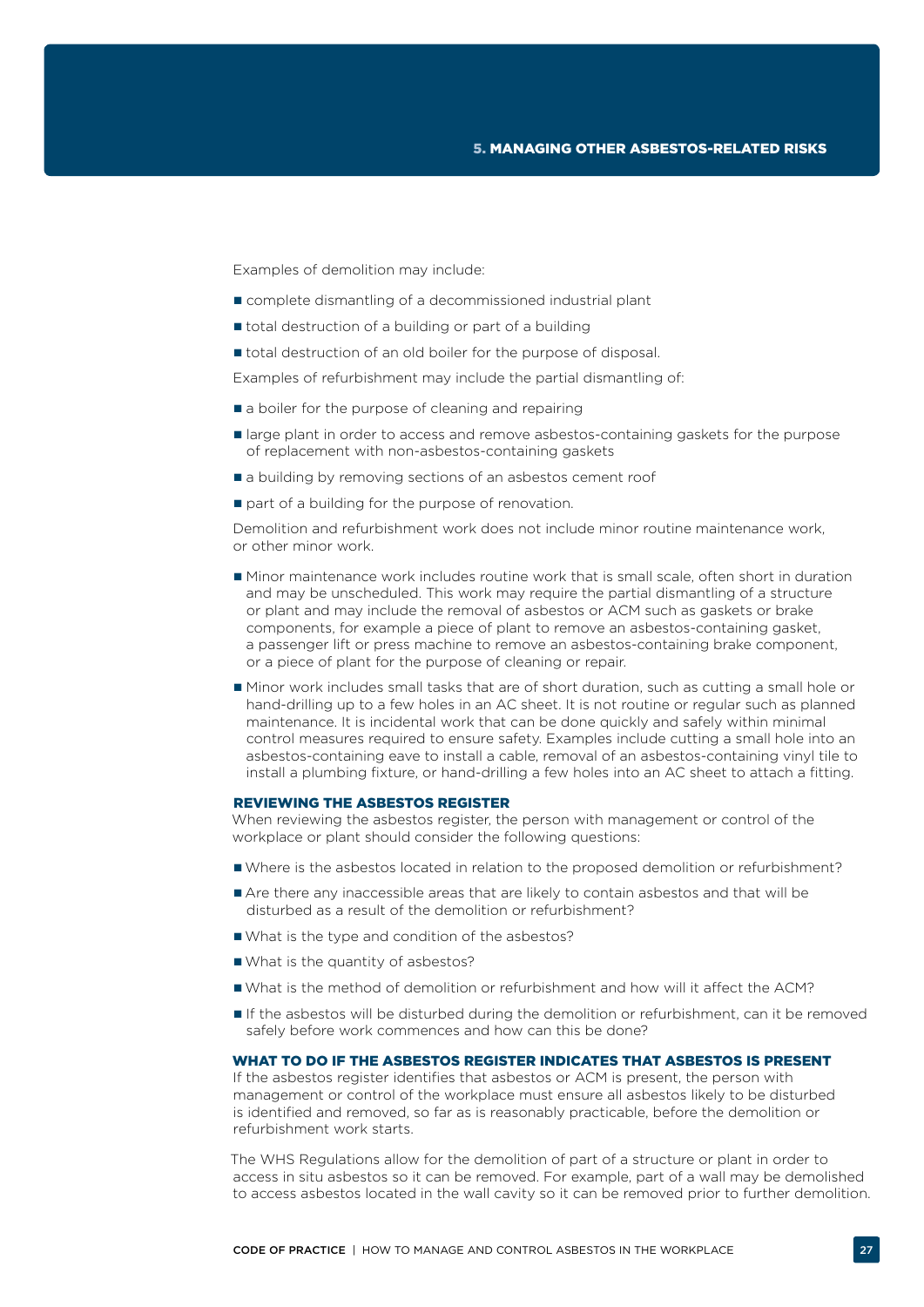Examples of demolition may include:

- complete dismantling of a decommissioned industrial plant
- total destruction of a building or part of a building
- total destruction of an old boiler for the purpose of disposal.

Examples of refurbishment may include the partial dismantling of:

- a boiler for the purpose of cleaning and repairing
- large plant in order to access and remove asbestos-containing gaskets for the purpose of replacement with non-asbestos-containing gaskets
- a building by removing sections of an asbestos cement roof
- part of a building for the purpose of renovation.

Demolition and refurbishment work does not include minor routine maintenance work, or other minor work.

- Minor maintenance work includes routine work that is small scale, often short in duration and may be unscheduled. This work may require the partial dismantling of a structure or plant and may include the removal of asbestos or ACM such as gaskets or brake components, for example a piece of plant to remove an asbestos-containing gasket, a passenger lift or press machine to remove an asbestos-containing brake component, or a piece of plant for the purpose of cleaning or repair.
- Minor work includes small tasks that are of short duration, such as cutting a small hole or hand-drilling up to a few holes in an AC sheet. It is not routine or regular such as planned maintenance. It is incidental work that can be done quickly and safely within minimal control measures required to ensure safety. Examples include cutting a small hole into an asbestos-containing eave to install a cable, removal of an asbestos-containing vinyl tile to install a plumbing fixture, or hand-drilling a few holes into an AC sheet to attach a fitting.

### REVIEWING THE ASBESTOS REGISTER

When reviewing the asbestos register, the person with management or control of the workplace or plant should consider the following questions:

- Where is the asbestos located in relation to the proposed demolition or refurbishment?
- Are there any inaccessible areas that are likely to contain asbestos and that will be disturbed as a result of the demolition or refurbishment?
- What is the type and condition of the asbestos?
- What is the quantity of asbestos?
- What is the method of demolition or refurbishment and how will it affect the ACM?
- If the asbestos will be disturbed during the demolition or refurbishment, can it be removed safely before work commences and how can this be done?

### WHAT TO DO IF THE ASBESTOS REGISTER INDICATES THAT ASBESTOS IS PRESENT

If the asbestos register identifies that asbestos or ACM is present, the person with management or control of the workplace must ensure all asbestos likely to be disturbed is identified and removed, so far as is reasonably practicable, before the demolition or refurbishment work starts.

The WHS Regulations allow for the demolition of part of a structure or plant in order to access in situ asbestos so it can be removed. For example, part of a wall may be demolished to access asbestos located in the wall cavity so it can be removed prior to further demolition.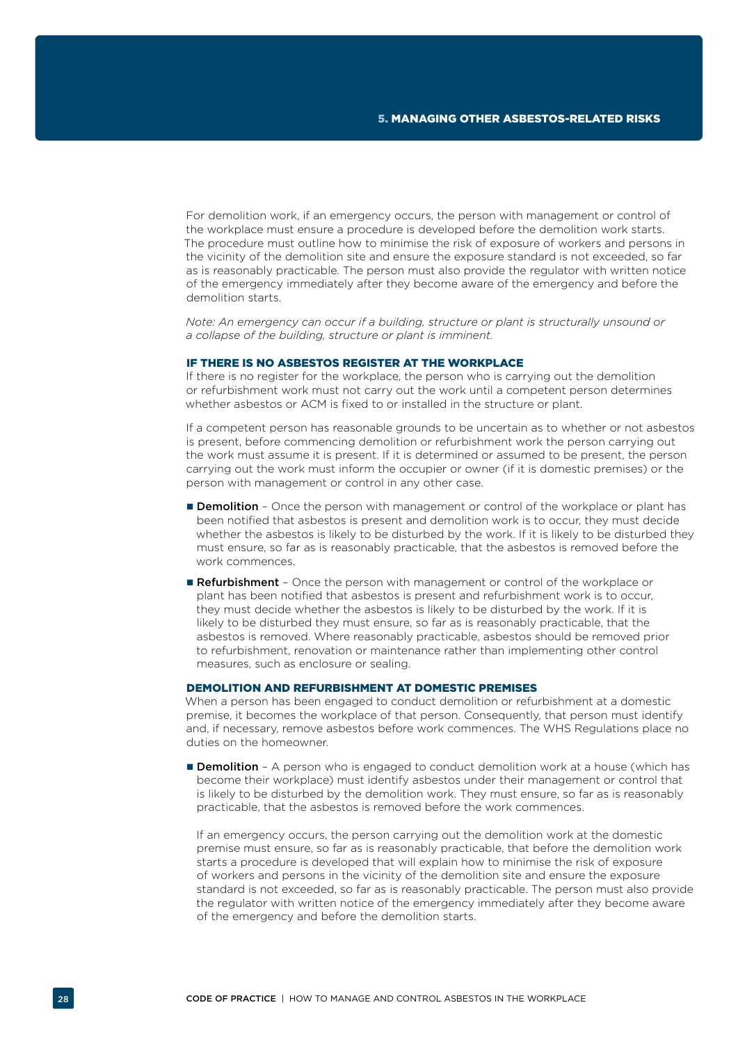For demolition work, if an emergency occurs, the person with management or control of the workplace must ensure a procedure is developed before the demolition work starts. The procedure must outline how to minimise the risk of exposure of workers and persons in the vicinity of the demolition site and ensure the exposure standard is not exceeded, so far as is reasonably practicable. The person must also provide the regulator with written notice of the emergency immediately after they become aware of the emergency and before the demolition starts.

*Note: An emergency can occur if a building, structure or plant is structurally unsound or a collapse of the building, structure or plant is imminent.*

### IF THERE IS NO ASBESTOS REGISTER AT THE WORKPLACE

If there is no register for the workplace, the person who is carrying out the demolition or refurbishment work must not carry out the work until a competent person determines whether asbestos or ACM is fixed to or installed in the structure or plant.

If a competent person has reasonable grounds to be uncertain as to whether or not asbestos is present, before commencing demolition or refurbishment work the person carrying out the work must assume it is present. If it is determined or assumed to be present, the person carrying out the work must inform the occupier or owner (if it is domestic premises) or the person with management or control in any other case.

- **Demolition** – Once the person with management or control of the workplace or plant has been notified that asbestos is present and demolition work is to occur, they must decide whether the asbestos is likely to be disturbed by the work. If it is likely to be disturbed they must ensure, so far as is reasonably practicable, that the asbestos is removed before the work commences.
- **Refurbishment** – Once the person with management or control of the workplace or plant has been notified that asbestos is present and refurbishment work is to occur, they must decide whether the asbestos is likely to be disturbed by the work. If it is likely to be disturbed they must ensure, so far as is reasonably practicable, that the asbestos is removed. Where reasonably practicable, asbestos should be removed prior to refurbishment, renovation or maintenance rather than implementing other control measures, such as enclosure or sealing.

### DEMOLITION AND REFURBISHMENT AT DOMESTIC PREMISES

When a person has been engaged to conduct demolition or refurbishment at a domestic premise, it becomes the workplace of that person. Consequently, that person must identify and, if necessary, remove asbestos before work commences. The WHS Regulations place no duties on the homeowner.

- **Demolition** – A person who is engaged to conduct demolition work at a house (which has become their workplace) must identify asbestos under their management or control that is likely to be disturbed by the demolition work. They must ensure, so far as is reasonably practicable, that the asbestos is removed before the work commences.

  If an emergency occurs, the person carrying out the demolition work at the domestic premise must ensure, so far as is reasonably practicable, that before the demolition work starts a procedure is developed that will explain how to minimise the risk of exposure of workers and persons in the vicinity of the demolition site and ensure the exposure standard is not exceeded, so far as is reasonably practicable. The person must also provide the regulator with written notice of the emergency immediately after they become aware of the emergency and before the demolition starts.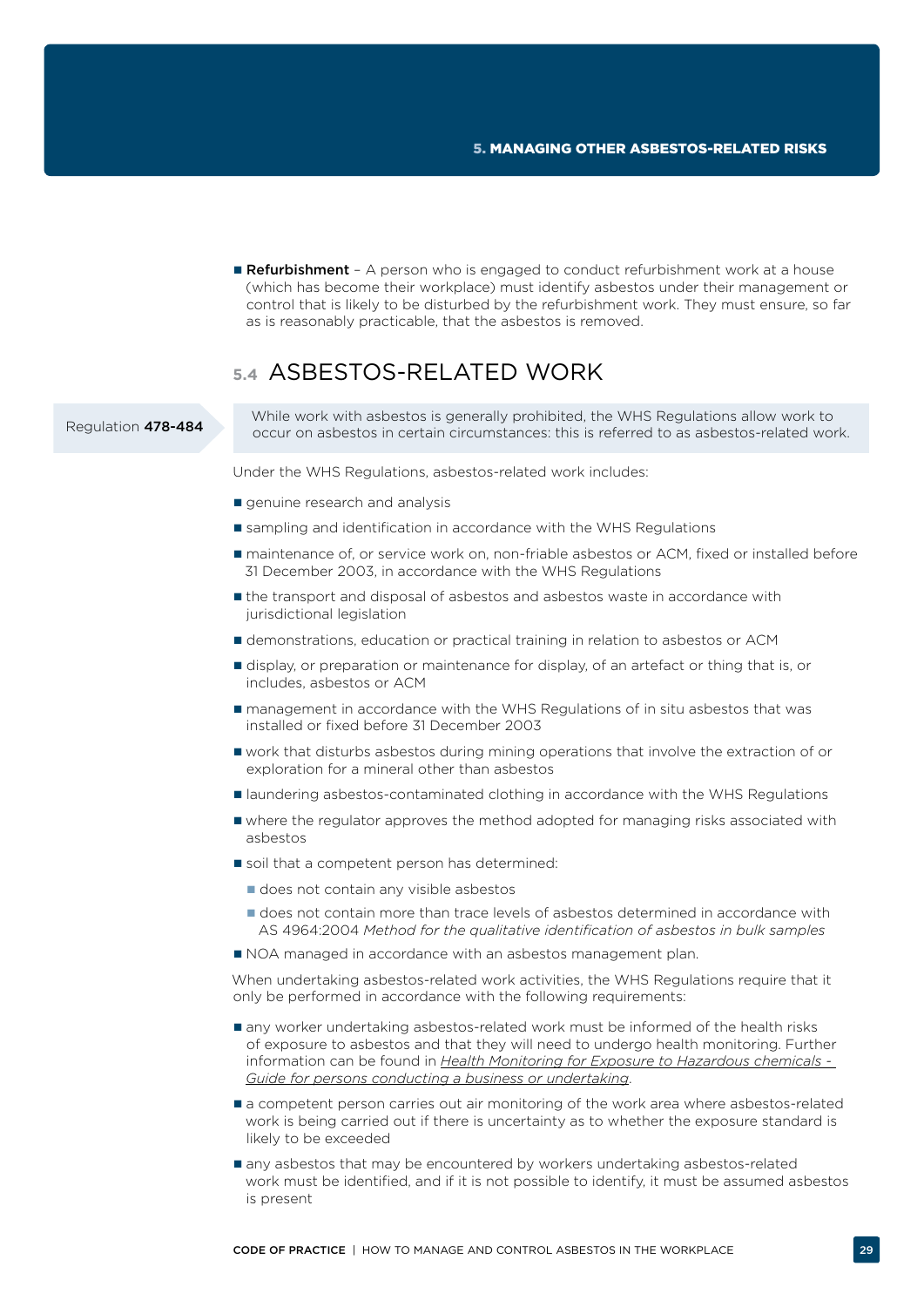- **Refurbishment** – A person who is engaged to conduct refurbishment work at a house (which has become their workplace) must identify asbestos under their management or control that is likely to be disturbed by the refurbishment work. They must ensure, so far as is reasonably practicable, that the asbestos is removed.

## 5.4 ASBESTOS-RELATED WORK

Regulation **478-484**

While work with asbestos is generally prohibited, the WHS Regulations allow work to occur on asbestos in certain circumstances: this is referred to as asbestos-related work.

Under the WHS Regulations, asbestos-related work includes:

- genuine research and analysis
- sampling and identification in accordance with the WHS Regulations
- maintenance of, or service work on, non-friable asbestos or ACM, fixed or installed before 31 December 2003, in accordance with the WHS Regulations
- the transport and disposal of asbestos and asbestos waste in accordance with jurisdictional legislation
- demonstrations, education or practical training in relation to asbestos or ACM
- display, or preparation or maintenance for display, of an artefact or thing that is, or includes, asbestos or ACM
- management in accordance with the WHS Regulations of in situ asbestos that was installed or fixed before 31 December 2003
- work that disturbs asbestos during mining operations that involve the extraction of or exploration for a mineral other than asbestos
- laundering asbestos-contaminated clothing in accordance with the WHS Regulations
- where the regulator approves the method adopted for managing risks associated with asbestos
- soil that a competent person has determined:
  - does not contain any visible asbestos
  - does not contain more than trace levels of asbestos determined in accordance with AS 4964:2004 *Method for the qualitative identification of asbestos in bulk samples*
- NOA managed in accordance with an asbestos management plan.

When undertaking asbestos-related work activities, the WHS Regulations require that it only be performed in accordance with the following requirements:

- any worker undertaking asbestos-related work must be informed of the health risks of exposure to asbestos and that they will need to undergo health monitoring. Further information can be found in *Health Monitoring for Exposure to Hazardous chemicals - Guide for persons conducting a business or undertaking*.
- a competent person carries out air monitoring of the work area where asbestos-related work is being carried out if there is uncertainty as to whether the exposure standard is likely to be exceeded
- any asbestos that may be encountered by workers undertaking asbestos-related work must be identified, and if it is not possible to identify, it must be assumed asbestos is present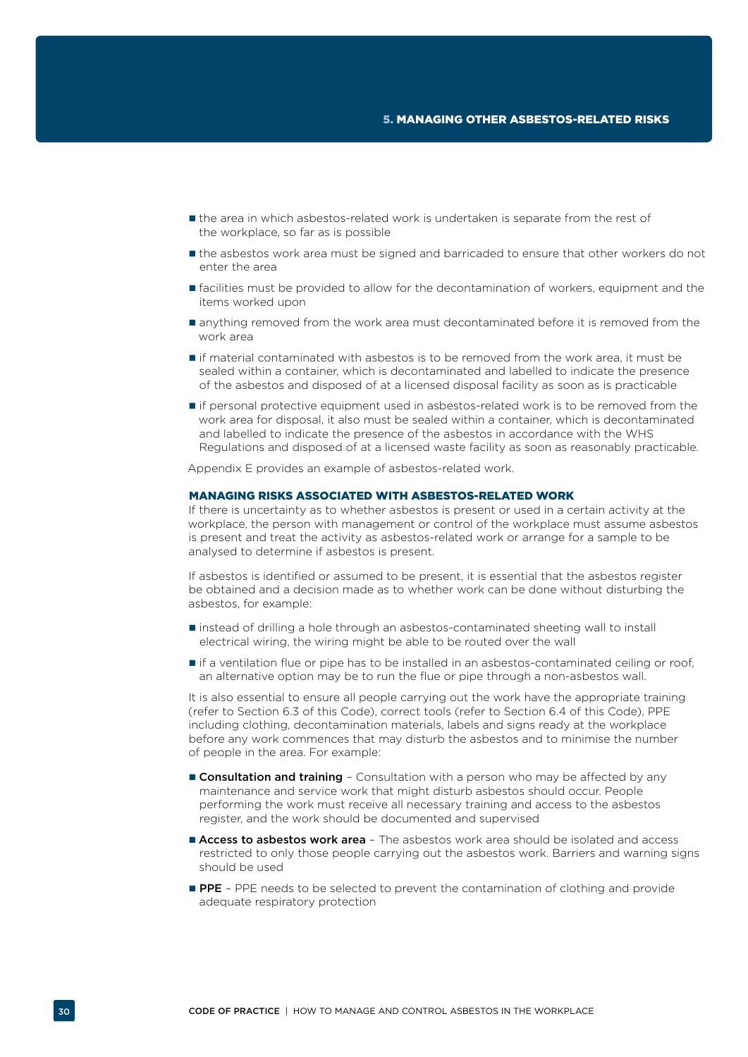- the area in which asbestos-related work is undertaken is separate from the rest of the workplace, so far as is possible
- the asbestos work area must be signed and barricaded to ensure that other workers do not enter the area
- facilities must be provided to allow for the decontamination of workers, equipment and the items worked upon
- anything removed from the work area must decontaminated before it is removed from the work area
- if material contaminated with asbestos is to be removed from the work area, it must be sealed within a container, which is decontaminated and labelled to indicate the presence of the asbestos and disposed of at a licensed disposal facility as soon as is practicable
- if personal protective equipment used in asbestos-related work is to be removed from the work area for disposal, it also must be sealed within a container, which is decontaminated and labelled to indicate the presence of the asbestos in accordance with the WHS Regulations and disposed of at a licensed waste facility as soon as reasonably practicable.

Appendix E provides an example of asbestos-related work.

### MANAGING RISKS ASSOCIATED WITH ASBESTOS-RELATED WORK

If there is uncertainty as to whether asbestos is present or used in a certain activity at the workplace, the person with management or control of the workplace must assume asbestos is present and treat the activity as asbestos-related work or arrange for a sample to be analysed to determine if asbestos is present.

If asbestos is identified or assumed to be present, it is essential that the asbestos register be obtained and a decision made as to whether work can be done without disturbing the asbestos, for example:

- instead of drilling a hole through an asbestos-contaminated sheeting wall to install electrical wiring, the wiring might be able to be routed over the wall
- if a ventilation flue or pipe has to be installed in an asbestos-contaminated ceiling or roof, an alternative option may be to run the flue or pipe through a non-asbestos wall.

It is also essential to ensure all people carrying out the work have the appropriate training (refer to Section 6.3 of this Code), correct tools (refer to Section 6.4 of this Code), PPE including clothing, decontamination materials, labels and signs ready at the workplace before any work commences that may disturb the asbestos and to minimise the number of people in the area. For example:

- **Consultation and training** – Consultation with a person who may be affected by any maintenance and service work that might disturb asbestos should occur. People performing the work must receive all necessary training and access to the asbestos register, and the work should be documented and supervised
- **Access to asbestos work area** – The asbestos work area should be isolated and access restricted to only those people carrying out the asbestos work. Barriers and warning signs should be used
- **PPE** – PPE needs to be selected to prevent the contamination of clothing and provide adequate respiratory protection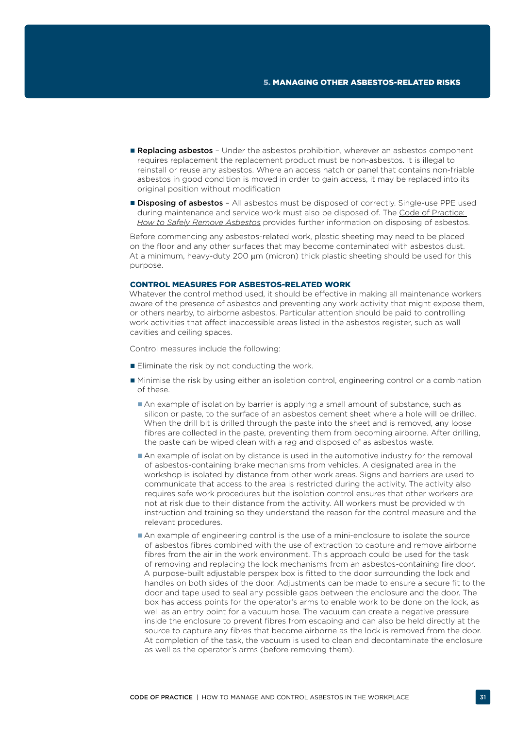- **Replacing asbestos** – Under the asbestos prohibition, wherever an asbestos component requires replacement the replacement product must be non-asbestos. It is illegal to reinstall or reuse any asbestos. Where an access hatch or panel that contains non-friable asbestos in good condition is moved in order to gain access, it may be replaced into its original position without modification
- **Disposing of asbestos** – All asbestos must be disposed of correctly. Single-use PPE used during maintenance and service work must also be disposed of. The *Code of Practice: How to Safely Remove Asbestos* provides further information on disposing of asbestos.

Before commencing any asbestos-related work, plastic sheeting may need to be placed on the floor and any other surfaces that may become contaminated with asbestos dust. At a minimum, heavy-duty 200 μm (micron) thick plastic sheeting should be used for this purpose.

### CONTROL MEASURES FOR ASBESTOS-RELATED WORK

Whatever the control method used, it should be effective in making all maintenance workers aware of the presence of asbestos and preventing any work activity that might expose them, or others nearby, to airborne asbestos. Particular attention should be paid to controlling work activities that affect inaccessible areas listed in the asbestos register, such as wall cavities and ceiling spaces.

Control measures include the following:

- Eliminate the risk by not conducting the work.
- Minimise the risk by using either an isolation control, engineering control or a combination of these.
  - An example of isolation by barrier is applying a small amount of substance, such as silicon or paste, to the surface of an asbestos cement sheet where a hole will be drilled. When the drill bit is drilled through the paste into the sheet and is removed, any loose fibres are collected in the paste, preventing them from becoming airborne. After drilling, the paste can be wiped clean with a rag and disposed of as asbestos waste.
  - An example of isolation by distance is used in the automotive industry for the removal of asbestos-containing brake mechanisms from vehicles. A designated area in the workshop is isolated by distance from other work areas. Signs and barriers are used to communicate that access to the area is restricted during the activity. The activity also requires safe work procedures but the isolation control ensures that other workers are not at risk due to their distance from the activity. All workers must be provided with instruction and training so they understand the reason for the control measure and the relevant procedures.
  - An example of engineering control is the use of a mini-enclosure to isolate the source of asbestos fibres combined with the use of extraction to capture and remove airborne fibres from the air in the work environment. This approach could be used for the task of removing and replacing the lock mechanisms from an asbestos-containing fire door. A purpose-built adjustable perspex box is fitted to the door surrounding the lock and handles on both sides of the door. Adjustments can be made to ensure a secure fit to the door and tape used to seal any possible gaps between the enclosure and the door. The box has access points for the operator's arms to enable work to be done on the lock, as well as an entry point for a vacuum hose. The vacuum can create a negative pressure inside the enclosure to prevent fibres from escaping and can also be held directly at the source to capture any fibres that become airborne as the lock is removed from the door. At completion of the task, the vacuum is used to clean and decontaminate the enclosure as well as the operator's arms (before removing them).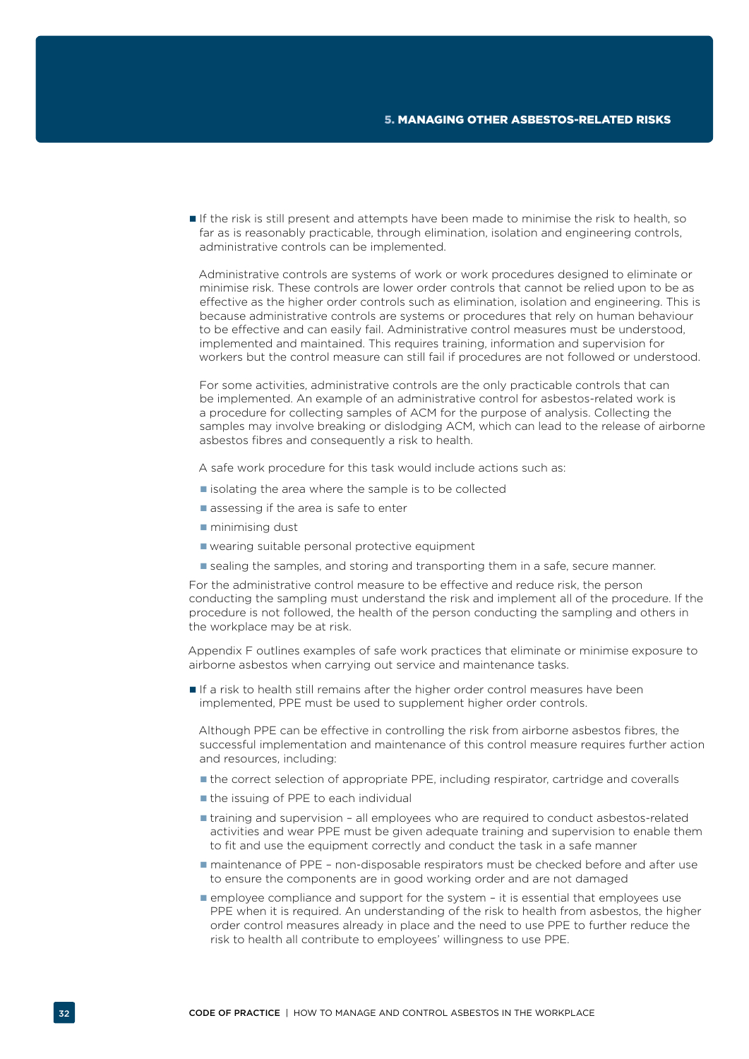- If the risk is still present and attempts have been made to minimise the risk to health, so far as is reasonably practicable, through elimination, isolation and engineering controls, administrative controls can be implemented.

  Administrative controls are systems of work or work procedures designed to eliminate or minimise risk. These controls are lower order controls that cannot be relied upon to be as effective as the higher order controls such as elimination, isolation and engineering. This is because administrative controls are systems or procedures that rely on human behaviour to be effective and can easily fail. Administrative control measures must be understood, implemented and maintained. This requires training, information and supervision for workers but the control measure can still fail if procedures are not followed or understood.

  For some activities, administrative controls are the only practicable controls that can be implemented. An example of an administrative control for asbestos-related work is a procedure for collecting samples of ACM for the purpose of analysis. Collecting the samples may involve breaking or dislodging ACM, which can lead to the release of airborne asbestos fibres and consequently a risk to health.

  A safe work procedure for this task would include actions such as:

  - isolating the area where the sample is to be collected
  - assessing if the area is safe to enter
  - minimising dust
  - wearing suitable personal protective equipment
  - sealing the samples, and storing and transporting them in a safe, secure manner.

For the administrative control measure to be effective and reduce risk, the person conducting the sampling must understand the risk and implement all of the procedure. If the procedure is not followed, the health of the person conducting the sampling and others in the workplace may be at risk.

Appendix F outlines examples of safe work practices that eliminate or minimise exposure to airborne asbestos when carrying out service and maintenance tasks.

- If a risk to health still remains after the higher order control measures have been implemented, PPE must be used to supplement higher order controls.

  Although PPE can be effective in controlling the risk from airborne asbestos fibres, the successful implementation and maintenance of this control measure requires further action and resources, including:

  - the correct selection of appropriate PPE, including respirator, cartridge and coveralls
  - the issuing of PPE to each individual
  - training and supervision – all employees who are required to conduct asbestos-related activities and wear PPE must be given adequate training and supervision to enable them to fit and use the equipment correctly and conduct the task in a safe manner
  - maintenance of PPE – non-disposable respirators must be checked before and after use to ensure the components are in good working order and are not damaged
  - employee compliance and support for the system – it is essential that employees use PPE when it is required. An understanding of the risk to health from asbestos, the higher order control measures already in place and the need to use PPE to further reduce the risk to health all contribute to employees' willingness to use PPE.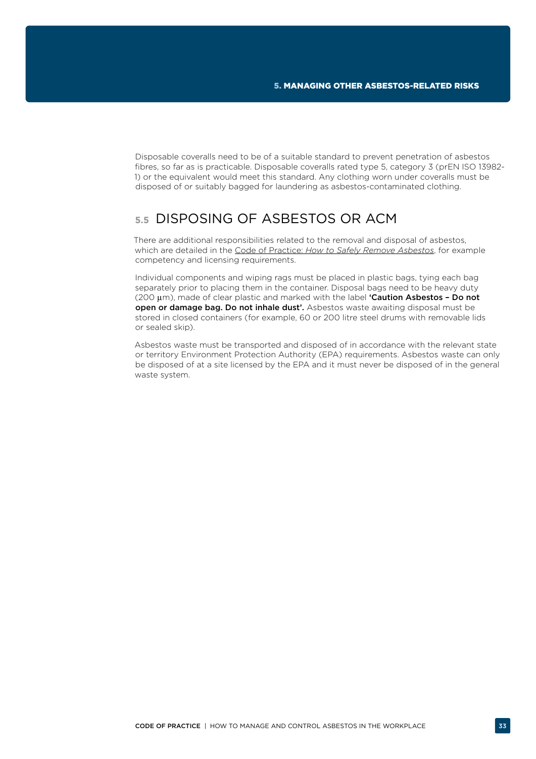Disposable coveralls need to be of a suitable standard to prevent penetration of asbestos fibres, so far as is practicable. Disposable coveralls rated type 5, category 3 (prEN ISO 13982-1) or the equivalent would meet this standard. Any clothing worn under coveralls must be disposed of or suitably bagged for laundering as asbestos-contaminated clothing.

## 5.5 DISPOSING OF ASBESTOS OR ACM

There are additional responsibilities related to the removal and disposal of asbestos, which are detailed in the Code of Practice: *How to Safely Remove Asbestos*, for example competency and licensing requirements.

Individual components and wiping rags must be placed in plastic bags, tying each bag separately prior to placing them in the container. Disposal bags need to be heavy duty (200 μm), made of clear plastic and marked with the label **'Caution Asbestos – Do not open or damage bag. Do not inhale dust'.** Asbestos waste awaiting disposal must be stored in closed containers (for example, 60 or 200 litre steel drums with removable lids or sealed skip).

Asbestos waste must be transported and disposed of in accordance with the relevant state or territory Environment Protection Authority (EPA) requirements. Asbestos waste can only be disposed of at a site licensed by the EPA and it must never be disposed of in the general waste system.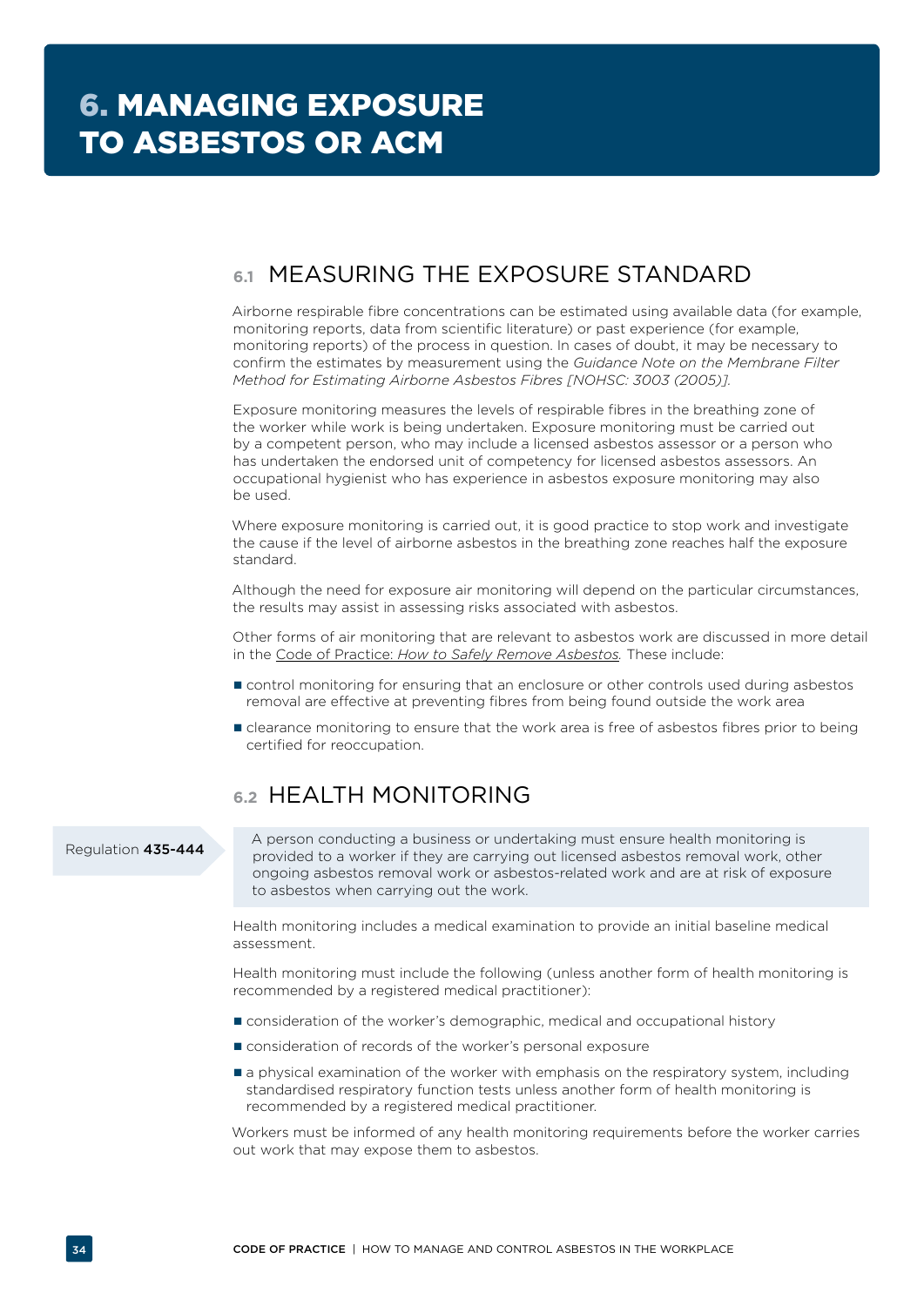# 6. MANAGING EXPOSURE TO ASBESTOS OR ACM

## 6.1 MEASURING THE EXPOSURE STANDARD

Airborne respirable fibre concentrations can be estimated using available data (for example, monitoring reports, data from scientific literature) or past experience (for example, monitoring reports) of the process in question. In cases of doubt, it may be necessary to confirm the estimates by measurement using the *Guidance Note on the Membrane Filter Method for Estimating Airborne Asbestos Fibres [NOHSC: 3003 (2005)].*

Exposure monitoring measures the levels of respirable fibres in the breathing zone of the worker while work is being undertaken. Exposure monitoring must be carried out by a competent person, who may include a licensed asbestos assessor or a person who has undertaken the endorsed unit of competency for licensed asbestos assessors. An occupational hygienist who has experience in asbestos exposure monitoring may also be used.

Where exposure monitoring is carried out, it is good practice to stop work and investigate the cause if the level of airborne asbestos in the breathing zone reaches half the exposure standard.

Although the need for exposure air monitoring will depend on the particular circumstances, the results may assist in assessing risks associated with asbestos.

Other forms of air monitoring that are relevant to asbestos work are discussed in more detail in the Code of Practice: *How to Safely Remove Asbestos.* These include:

- control monitoring for ensuring that an enclosure or other controls used during asbestos removal are effective at preventing fibres from being found outside the work area
- clearance monitoring to ensure that the work area is free of asbestos fibres prior to being certified for reoccupation.

## 6.2 HEALTH MONITORING

Regulation **435-444**

A person conducting a business or undertaking must ensure health monitoring is provided to a worker if they are carrying out licensed asbestos removal work, other ongoing asbestos removal work or asbestos-related work and are at risk of exposure to asbestos when carrying out the work.

Health monitoring includes a medical examination to provide an initial baseline medical assessment.

Health monitoring must include the following (unless another form of health monitoring is recommended by a registered medical practitioner):

- consideration of the worker's demographic, medical and occupational history
- consideration of records of the worker's personal exposure
- a physical examination of the worker with emphasis on the respiratory system, including standardised respiratory function tests unless another form of health monitoring is recommended by a registered medical practitioner.

Workers must be informed of any health monitoring requirements before the worker carries out work that may expose them to asbestos.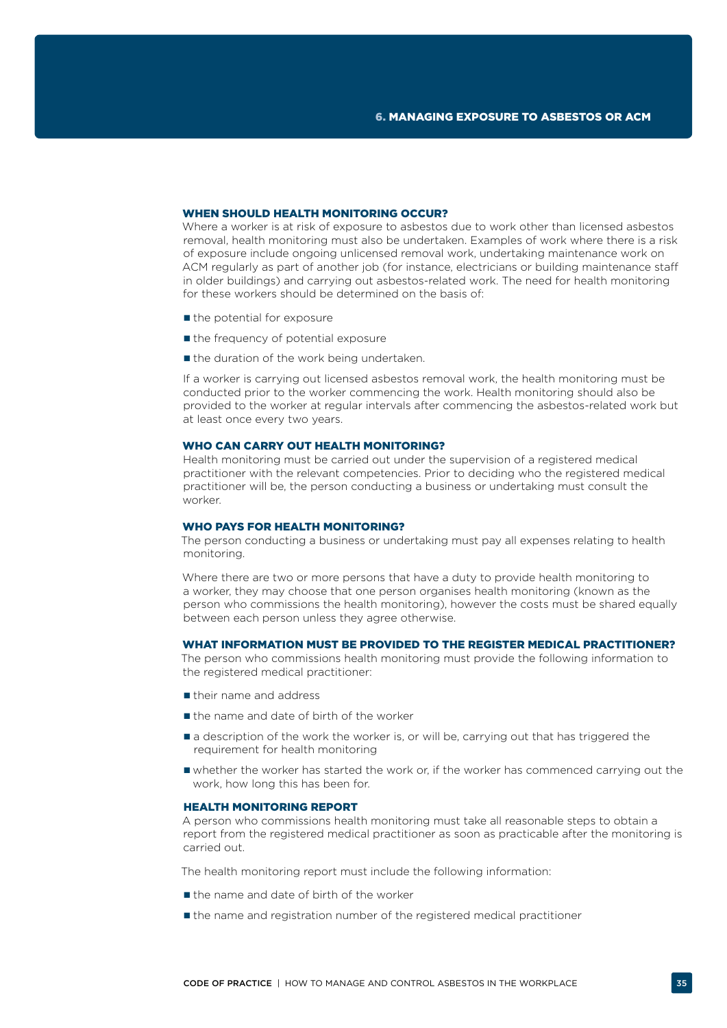### WHEN SHOULD HEALTH MONITORING OCCUR?

Where a worker is at risk of exposure to asbestos due to work other than licensed asbestos removal, health monitoring must also be undertaken. Examples of work where there is a risk of exposure include ongoing unlicensed removal work, undertaking maintenance work on ACM regularly as part of another job (for instance, electricians or building maintenance staff in older buildings) and carrying out asbestos-related work. The need for health monitoring for these workers should be determined on the basis of:

- the potential for exposure
- the frequency of potential exposure
- the duration of the work being undertaken.

If a worker is carrying out licensed asbestos removal work, the health monitoring must be conducted prior to the worker commencing the work. Health monitoring should also be provided to the worker at regular intervals after commencing the asbestos-related work but at least once every two years.

### WHO CAN CARRY OUT HEALTH MONITORING?

Health monitoring must be carried out under the supervision of a registered medical practitioner with the relevant competencies. Prior to deciding who the registered medical practitioner will be, the person conducting a business or undertaking must consult the worker.

### WHO PAYS FOR HEALTH MONITORING?

The person conducting a business or undertaking must pay all expenses relating to health monitoring.

Where there are two or more persons that have a duty to provide health monitoring to a worker, they may choose that one person organises health monitoring (known as the person who commissions the health monitoring), however the costs must be shared equally between each person unless they agree otherwise.

### WHAT INFORMATION MUST BE PROVIDED TO THE REGISTER MEDICAL PRACTITIONER?

The person who commissions health monitoring must provide the following information to the registered medical practitioner:

- their name and address
- the name and date of birth of the worker
- a description of the work the worker is, or will be, carrying out that has triggered the requirement for health monitoring
- whether the worker has started the work or, if the worker has commenced carrying out the work, how long this has been for.

### HEALTH MONITORING REPORT

A person who commissions health monitoring must take all reasonable steps to obtain a report from the registered medical practitioner as soon as practicable after the monitoring is carried out.

The health monitoring report must include the following information:

- the name and date of birth of the worker
- the name and registration number of the registered medical practitioner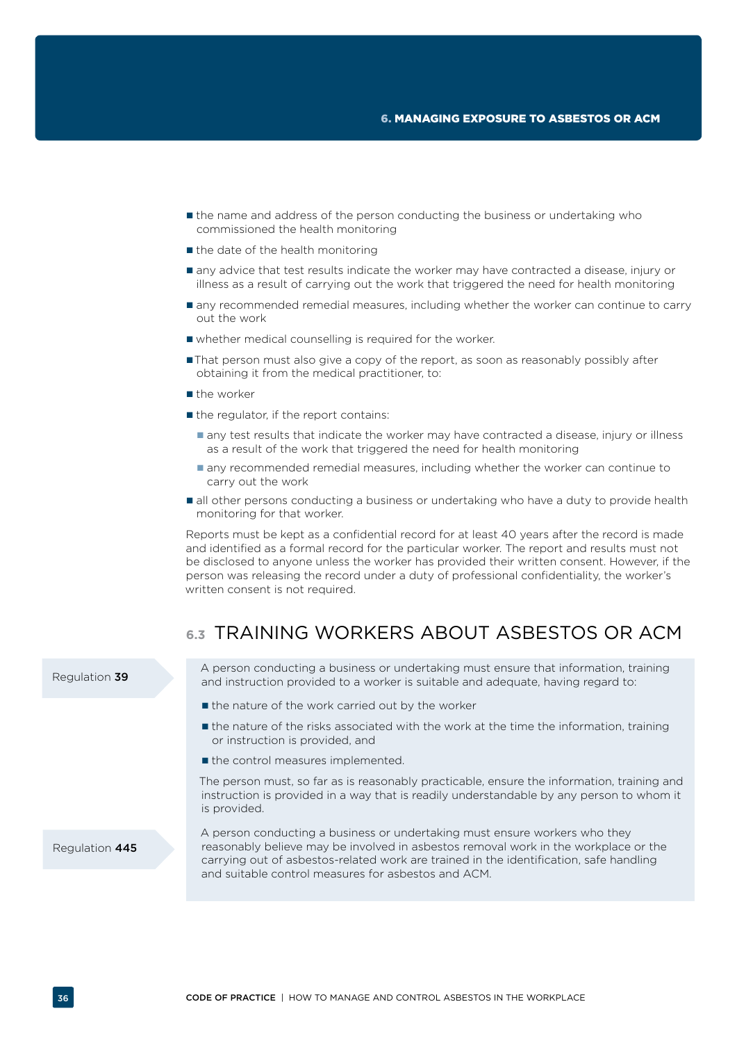- the name and address of the person conducting the business or undertaking who commissioned the health monitoring
- the date of the health monitoring
- any advice that test results indicate the worker may have contracted a disease, injury or illness as a result of carrying out the work that triggered the need for health monitoring
- any recommended remedial measures, including whether the worker can continue to carry out the work
- whether medical counselling is required for the worker.
- That person must also give a copy of the report, as soon as reasonably possibly after obtaining it from the medical practitioner, to:
- the worker
- the regulator, if the report contains:
  - any test results that indicate the worker may have contracted a disease, injury or illness as a result of the work that triggered the need for health monitoring
  - any recommended remedial measures, including whether the worker can continue to carry out the work
- all other persons conducting a business or undertaking who have a duty to provide health monitoring for that worker.

Reports must be kept as a confidential record for at least 40 years after the record is made and identified as a formal record for the particular worker. The report and results must not be disclosed to anyone unless the worker has provided their written consent. However, if the person was releasing the record under a duty of professional confidentiality, the worker's written consent is not required.

## 6.3 TRAINING WORKERS ABOUT ASBESTOS OR ACM

Regulation **39**

A person conducting a business or undertaking must ensure that information, training and instruction provided to a worker is suitable and adequate, having regard to:

- the nature of the work carried out by the worker
- the nature of the risks associated with the work at the time the information, training or instruction is provided, and
- the control measures implemented.

The person must, so far as is reasonably practicable, ensure the information, training and instruction is provided in a way that is readily understandable by any person to whom it is provided.

Regulation **445**

A person conducting a business or undertaking must ensure workers who they reasonably believe may be involved in asbestos removal work in the workplace or the carrying out of asbestos-related work are trained in the identification, safe handling and suitable control measures for asbestos and ACM.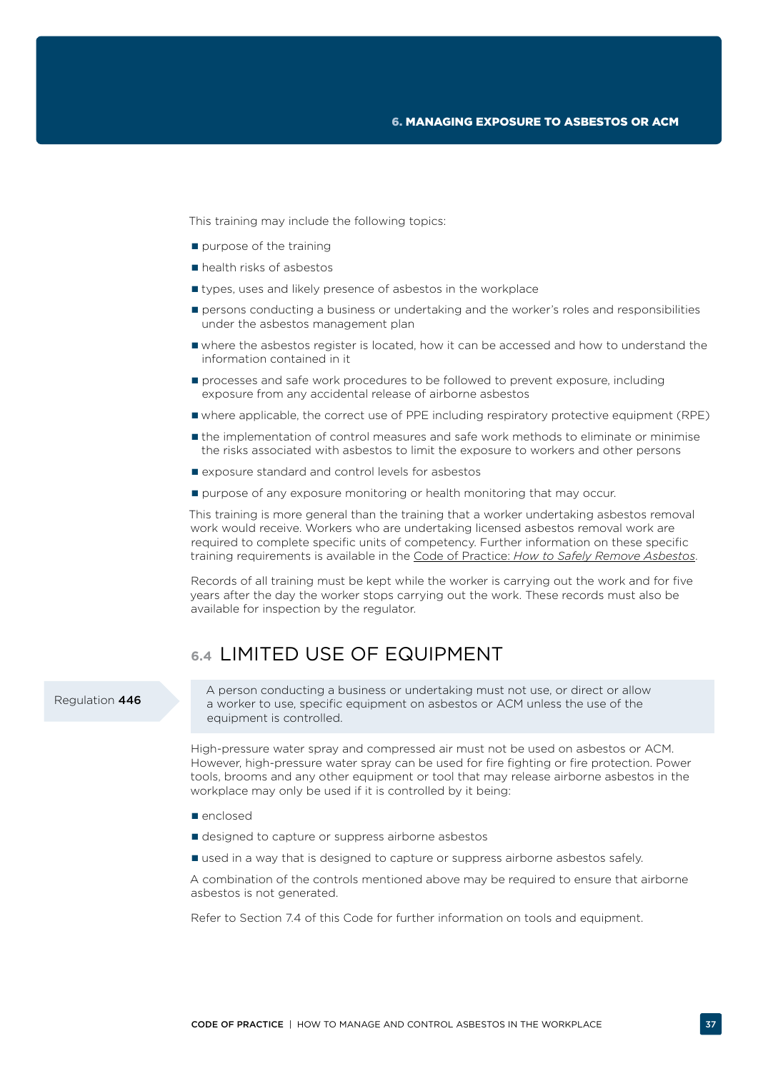This training may include the following topics:

- purpose of the training
- health risks of asbestos
- types, uses and likely presence of asbestos in the workplace
- persons conducting a business or undertaking and the worker's roles and responsibilities under the asbestos management plan
- where the asbestos register is located, how it can be accessed and how to understand the information contained in it
- processes and safe work procedures to be followed to prevent exposure, including exposure from any accidental release of airborne asbestos
- where applicable, the correct use of PPE including respiratory protective equipment (RPE)
- the implementation of control measures and safe work methods to eliminate or minimise the risks associated with asbestos to limit the exposure to workers and other persons
- exposure standard and control levels for asbestos
- purpose of any exposure monitoring or health monitoring that may occur.

This training is more general than the training that a worker undertaking asbestos removal work would receive. Workers who are undertaking licensed asbestos removal work are required to complete specific units of competency. Further information on these specific training requirements is available in the Code of Practice: *How to Safely Remove Asbestos*.

Records of all training must be kept while the worker is carrying out the work and for five years after the day the worker stops carrying out the work. These records must also be available for inspection by the regulator.

## 6.4 LIMITED USE OF EQUIPMENT

Regulation **446**

> A person conducting a business or undertaking must not use, or direct or allow a worker to use, specific equipment on asbestos or ACM unless the use of the equipment is controlled.

High-pressure water spray and compressed air must not be used on asbestos or ACM. However, high-pressure water spray can be used for fire fighting or fire protection. Power tools, brooms and any other equipment or tool that may release airborne asbestos in the workplace may only be used if it is controlled by it being:

- enclosed
- designed to capture or suppress airborne asbestos
- used in a way that is designed to capture or suppress airborne asbestos safely.

A combination of the controls mentioned above may be required to ensure that airborne asbestos is not generated.

Refer to Section 7.4 of this Code for further information on tools and equipment.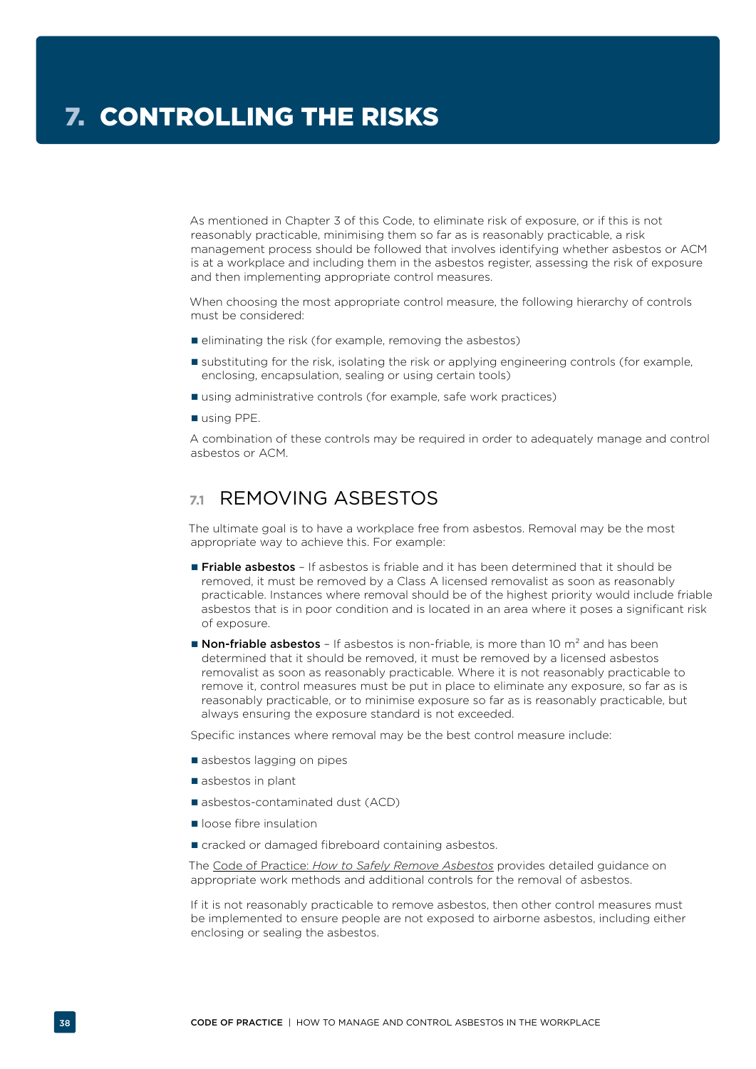# 7. CONTROLLING THE RISKS

As mentioned in Chapter 3 of this Code, to eliminate risk of exposure, or if this is not reasonably practicable, minimising them so far as is reasonably practicable, a risk management process should be followed that involves identifying whether asbestos or ACM is at a workplace and including them in the asbestos register, assessing the risk of exposure and then implementing appropriate control measures.

When choosing the most appropriate control measure, the following hierarchy of controls must be considered:

- eliminating the risk (for example, removing the asbestos)
- substituting for the risk, isolating the risk or applying engineering controls (for example, enclosing, encapsulation, sealing or using certain tools)
- using administrative controls (for example, safe work practices)
- using PPE.

A combination of these controls may be required in order to adequately manage and control asbestos or ACM.

## 7.1 REMOVING ASBESTOS

The ultimate goal is to have a workplace free from asbestos. Removal may be the most appropriate way to achieve this. For example:

- **Friable asbestos** – If asbestos is friable and it has been determined that it should be removed, it must be removed by a Class A licensed removalist as soon as reasonably practicable. Instances where removal should be of the highest priority would include friable asbestos that is in poor condition and is located in an area where it poses a significant risk of exposure.
- **Non-friable asbestos** – If asbestos is non-friable, is more than 10 m² and has been determined that it should be removed, it must be removed by a licensed asbestos removalist as soon as reasonably practicable. Where it is not reasonably practicable to remove it, control measures must be put in place to eliminate any exposure, so far as is reasonably practicable, or to minimise exposure so far as is reasonably practicable, but always ensuring the exposure standard is not exceeded.

Specific instances where removal may be the best control measure include:

- asbestos lagging on pipes
- asbestos in plant
- asbestos-contaminated dust (ACD)
- loose fibre insulation
- cracked or damaged fibreboard containing asbestos.

The Code of Practice: *How to Safely Remove Asbestos* provides detailed guidance on appropriate work methods and additional controls for the removal of asbestos.

If it is not reasonably practicable to remove asbestos, then other control measures must be implemented to ensure people are not exposed to airborne asbestos, including either enclosing or sealing the asbestos.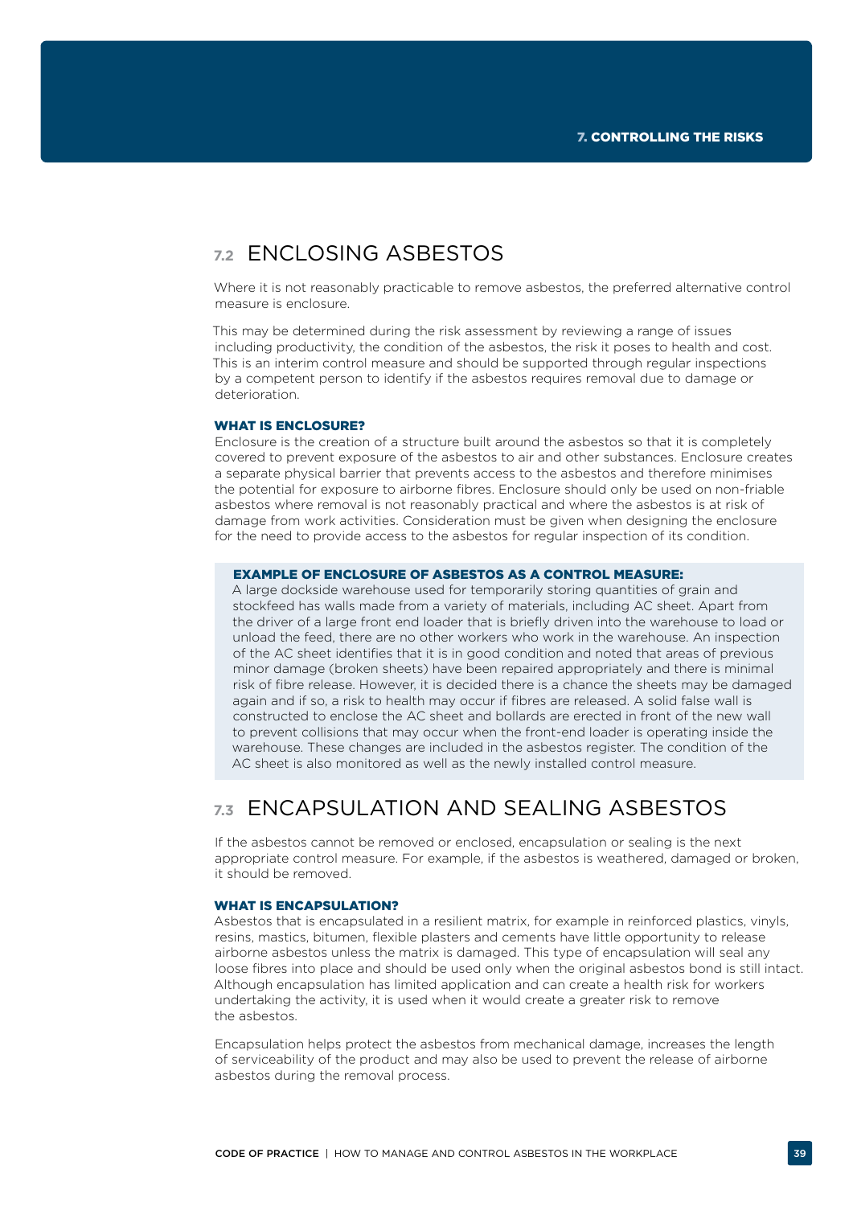## 7.2 ENCLOSING ASBESTOS

Where it is not reasonably practicable to remove asbestos, the preferred alternative control measure is enclosure.

This may be determined during the risk assessment by reviewing a range of issues including productivity, the condition of the asbestos, the risk it poses to health and cost. This is an interim control measure and should be supported through regular inspections by a competent person to identify if the asbestos requires removal due to damage or deterioration.

### WHAT IS ENCLOSURE?

Enclosure is the creation of a structure built around the asbestos so that it is completely covered to prevent exposure of the asbestos to air and other substances. Enclosure creates a separate physical barrier that prevents access to the asbestos and therefore minimises the potential for exposure to airborne fibres. Enclosure should only be used on non-friable asbestos where removal is not reasonably practical and where the asbestos is at risk of damage from work activities. Consideration must be given when designing the enclosure for the need to provide access to the asbestos for regular inspection of its condition.

> **EXAMPLE OF ENCLOSURE OF ASBESTOS AS A CONTROL MEASURE:**
>
> A large dockside warehouse used for temporarily storing quantities of grain and stockfeed has walls made from a variety of materials, including AC sheet. Apart from the driver of a large front end loader that is briefly driven into the warehouse to load or unload the feed, there are no other workers who work in the warehouse. An inspection of the AC sheet identifies that it is in good condition and noted that areas of previous minor damage (broken sheets) have been repaired appropriately and there is minimal risk of fibre release. However, it is decided there is a chance the sheets may be damaged again and if so, a risk to health may occur if fibres are released. A solid false wall is constructed to enclose the AC sheet and bollards are erected in front of the new wall to prevent collisions that may occur when the front-end loader is operating inside the warehouse. These changes are included in the asbestos register. The condition of the AC sheet is also monitored as well as the newly installed control measure.

## 7.3 ENCAPSULATION AND SEALING ASBESTOS

If the asbestos cannot be removed or enclosed, encapsulation or sealing is the next appropriate control measure. For example, if the asbestos is weathered, damaged or broken, it should be removed.

### WHAT IS ENCAPSULATION?

Asbestos that is encapsulated in a resilient matrix, for example in reinforced plastics, vinyls, resins, mastics, bitumen, flexible plasters and cements have little opportunity to release airborne asbestos unless the matrix is damaged. This type of encapsulation will seal any loose fibres into place and should be used only when the original asbestos bond is still intact. Although encapsulation has limited application and can create a health risk for workers undertaking the activity, it is used when it would create a greater risk to remove the asbestos.

Encapsulation helps protect the asbestos from mechanical damage, increases the length of serviceability of the product and may also be used to prevent the release of airborne asbestos during the removal process.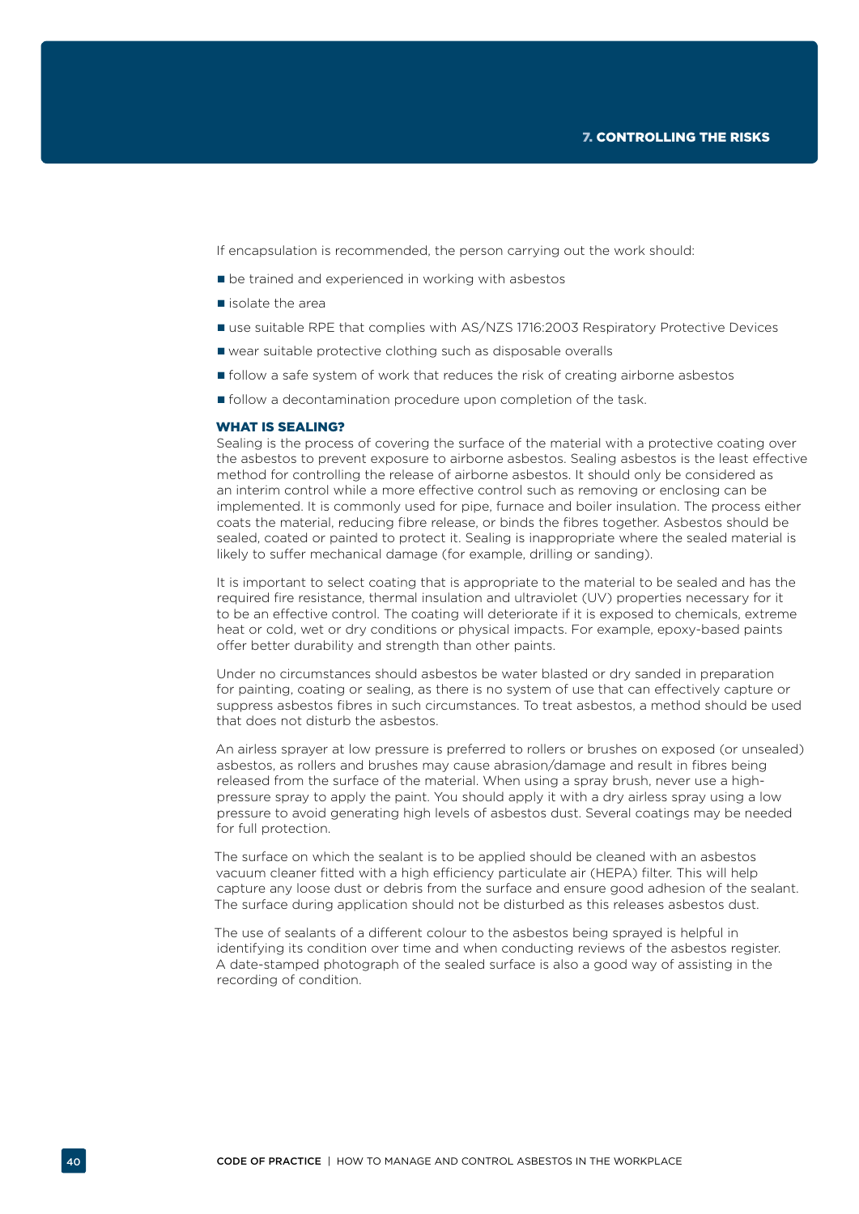If encapsulation is recommended, the person carrying out the work should:

- be trained and experienced in working with asbestos
- isolate the area
- use suitable RPE that complies with AS/NZS 1716:2003 Respiratory Protective Devices
- wear suitable protective clothing such as disposable overalls
- follow a safe system of work that reduces the risk of creating airborne asbestos
- follow a decontamination procedure upon completion of the task.

### WHAT IS SEALING?

Sealing is the process of covering the surface of the material with a protective coating over the asbestos to prevent exposure to airborne asbestos. Sealing asbestos is the least effective method for controlling the release of airborne asbestos. It should only be considered as an interim control while a more effective control such as removing or enclosing can be implemented. It is commonly used for pipe, furnace and boiler insulation. The process either coats the material, reducing fibre release, or binds the fibres together. Asbestos should be sealed, coated or painted to protect it. Sealing is inappropriate where the sealed material is likely to suffer mechanical damage (for example, drilling or sanding).

It is important to select coating that is appropriate to the material to be sealed and has the required fire resistance, thermal insulation and ultraviolet (UV) properties necessary for it to be an effective control. The coating will deteriorate if it is exposed to chemicals, extreme heat or cold, wet or dry conditions or physical impacts. For example, epoxy-based paints offer better durability and strength than other paints.

Under no circumstances should asbestos be water blasted or dry sanded in preparation for painting, coating or sealing, as there is no system of use that can effectively capture or suppress asbestos fibres in such circumstances. To treat asbestos, a method should be used that does not disturb the asbestos.

An airless sprayer at low pressure is preferred to rollers or brushes on exposed (or unsealed) asbestos, as rollers and brushes may cause abrasion/damage and result in fibres being released from the surface of the material. When using a spray brush, never use a high-pressure spray to apply the paint. You should apply it with a dry airless spray using a low pressure to avoid generating high levels of asbestos dust. Several coatings may be needed for full protection.

The surface on which the sealant is to be applied should be cleaned with an asbestos vacuum cleaner fitted with a high efficiency particulate air (HEPA) filter. This will help capture any loose dust or debris from the surface and ensure good adhesion of the sealant. The surface during application should not be disturbed as this releases asbestos dust.

The use of sealants of a different colour to the asbestos being sprayed is helpful in identifying its condition over time and when conducting reviews of the asbestos register. A date-stamped photograph of the sealed surface is also a good way of assisting in the recording of condition.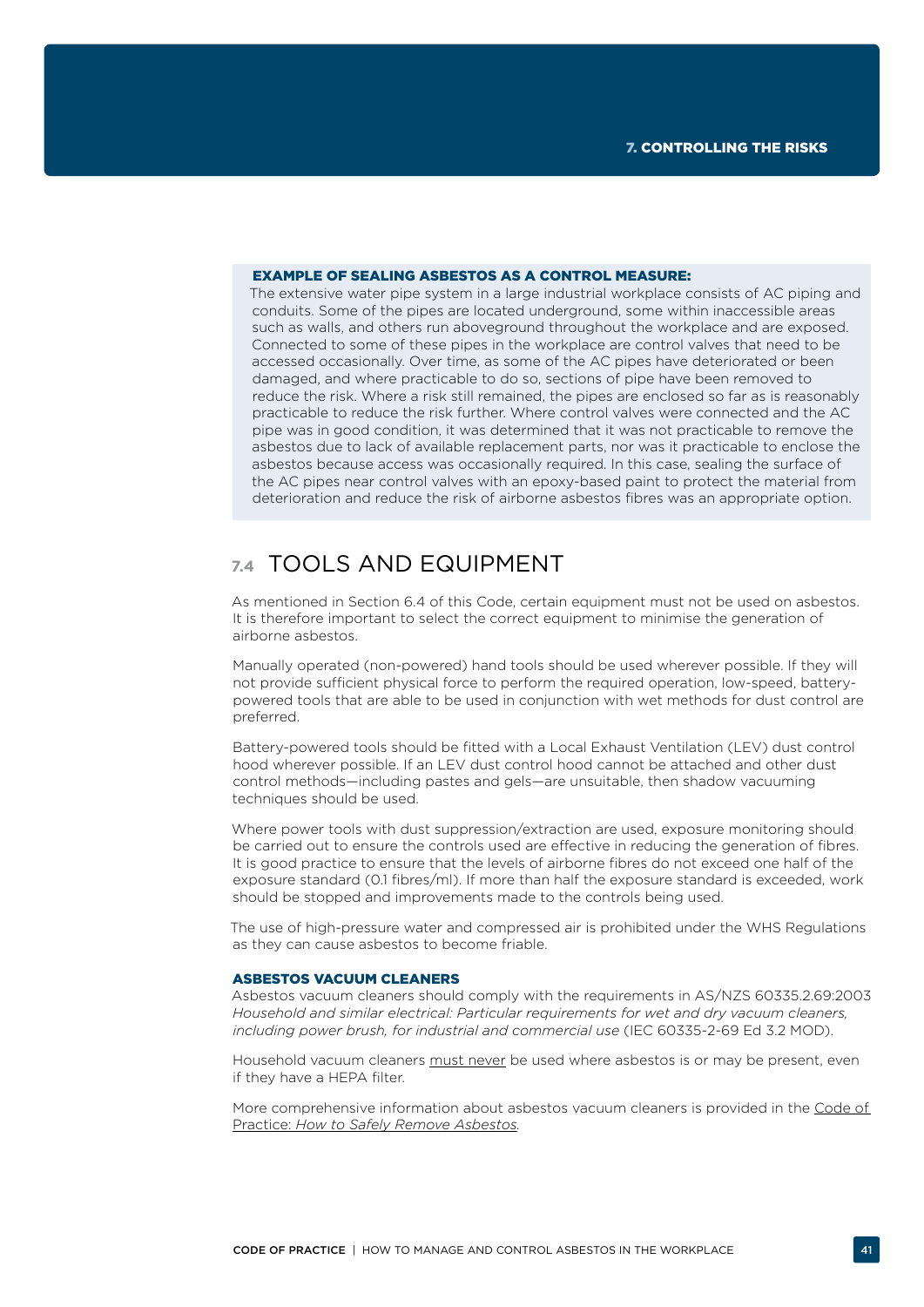**EXAMPLE OF SEALING ASBESTOS AS A CONTROL MEASURE:**

The extensive water pipe system in a large industrial workplace consists of AC piping and conduits. Some of the pipes are located underground, some within inaccessible areas such as walls, and others run aboveground throughout the workplace and are exposed. Connected to some of these pipes in the workplace are control valves that need to be accessed occasionally. Over time, as some of the AC pipes have deteriorated or been damaged, and where practicable to do so, sections of pipe have been removed to reduce the risk. Where a risk still remained, the pipes are enclosed so far as is reasonably practicable to reduce the risk further. Where control valves were connected and the AC pipe was in good condition, it was determined that it was not practicable to remove the asbestos due to lack of available replacement parts, nor was it practicable to enclose the asbestos because access was occasionally required. In this case, sealing the surface of the AC pipes near control valves with an epoxy-based paint to protect the material from deterioration and reduce the risk of airborne asbestos fibres was an appropriate option.

## 7.4 TOOLS AND EQUIPMENT

As mentioned in Section 6.4 of this Code, certain equipment must not be used on asbestos. It is therefore important to select the correct equipment to minimise the generation of airborne asbestos.

Manually operated (non-powered) hand tools should be used wherever possible. If they will not provide sufficient physical force to perform the required operation, low-speed, battery-powered tools that are able to be used in conjunction with wet methods for dust control are preferred.

Battery-powered tools should be fitted with a Local Exhaust Ventilation (LEV) dust control hood wherever possible. If an LEV dust control hood cannot be attached and other dust control methods—including pastes and gels—are unsuitable, then shadow vacuuming techniques should be used.

Where power tools with dust suppression/extraction are used, exposure monitoring should be carried out to ensure the controls used are effective in reducing the generation of fibres. It is good practice to ensure that the levels of airborne fibres do not exceed one half of the exposure standard (0.1 fibres/ml). If more than half the exposure standard is exceeded, work should be stopped and improvements made to the controls being used.

The use of high-pressure water and compressed air is prohibited under the WHS Regulations as they can cause asbestos to become friable.

### ASBESTOS VACUUM CLEANERS

Asbestos vacuum cleaners should comply with the requirements in AS/NZS 60335.2.69:2003 *Household and similar electrical: Particular requirements for wet and dry vacuum cleaners, including power brush, for industrial and commercial use* (IEC 60335-2-69 Ed 3.2 MOD).

Household vacuum cleaners must never be used where asbestos is or may be present, even if they have a HEPA filter.

More comprehensive information about asbestos vacuum cleaners is provided in the Code of Practice: *How to Safely Remove Asbestos*.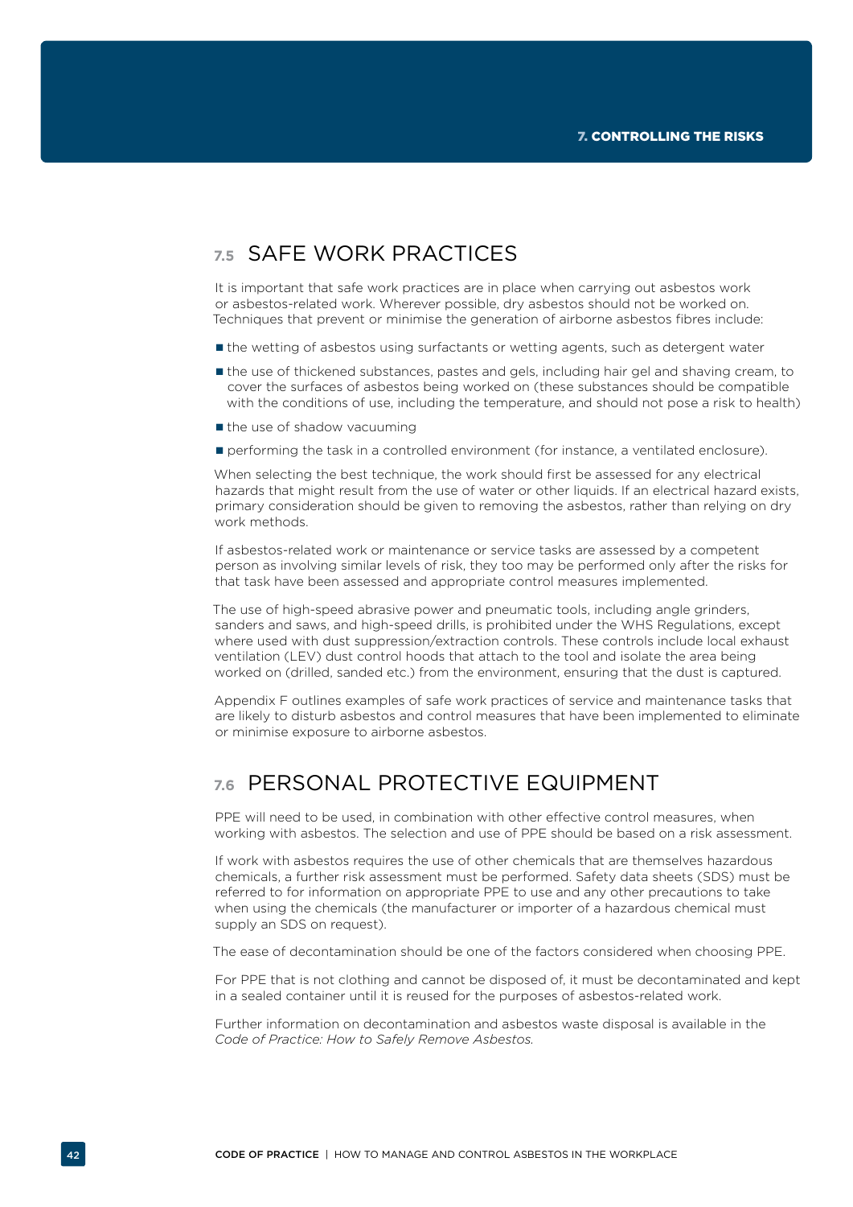## 7.5 SAFE WORK PRACTICES

It is important that safe work practices are in place when carrying out asbestos work or asbestos-related work. Wherever possible, dry asbestos should not be worked on. Techniques that prevent or minimise the generation of airborne asbestos fibres include:

- the wetting of asbestos using surfactants or wetting agents, such as detergent water
- the use of thickened substances, pastes and gels, including hair gel and shaving cream, to cover the surfaces of asbestos being worked on (these substances should be compatible with the conditions of use, including the temperature, and should not pose a risk to health)
- the use of shadow vacuuming
- performing the task in a controlled environment (for instance, a ventilated enclosure).

When selecting the best technique, the work should first be assessed for any electrical hazards that might result from the use of water or other liquids. If an electrical hazard exists, primary consideration should be given to removing the asbestos, rather than relying on dry work methods.

If asbestos-related work or maintenance or service tasks are assessed by a competent person as involving similar levels of risk, they too may be performed only after the risks for that task have been assessed and appropriate control measures implemented.

The use of high-speed abrasive power and pneumatic tools, including angle grinders, sanders and saws, and high-speed drills, is prohibited under the WHS Regulations, except where used with dust suppression/extraction controls. These controls include local exhaust ventilation (LEV) dust control hoods that attach to the tool and isolate the area being worked on (drilled, sanded etc.) from the environment, ensuring that the dust is captured.

Appendix F outlines examples of safe work practices of service and maintenance tasks that are likely to disturb asbestos and control measures that have been implemented to eliminate or minimise exposure to airborne asbestos.

## 7.6 PERSONAL PROTECTIVE EQUIPMENT

PPE will need to be used, in combination with other effective control measures, when working with asbestos. The selection and use of PPE should be based on a risk assessment.

If work with asbestos requires the use of other chemicals that are themselves hazardous chemicals, a further risk assessment must be performed. Safety data sheets (SDS) must be referred to for information on appropriate PPE to use and any other precautions to take when using the chemicals (the manufacturer or importer of a hazardous chemical must supply an SDS on request).

The ease of decontamination should be one of the factors considered when choosing PPE.

For PPE that is not clothing and cannot be disposed of, it must be decontaminated and kept in a sealed container until it is reused for the purposes of asbestos-related work.

Further information on decontamination and asbestos waste disposal is available in the *Code of Practice: How to Safely Remove Asbestos.*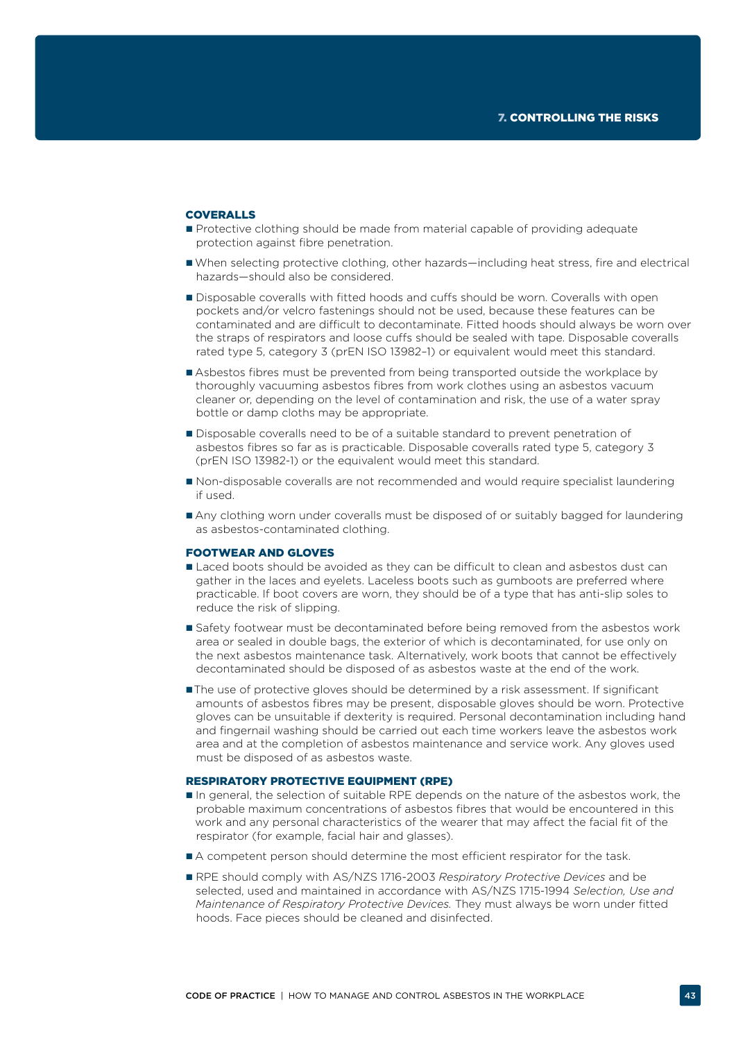### COVERALLS

- Protective clothing should be made from material capable of providing adequate protection against fibre penetration.
- When selecting protective clothing, other hazards—including heat stress, fire and electrical hazards—should also be considered.
- Disposable coveralls with fitted hoods and cuffs should be worn. Coveralls with open pockets and/or velcro fastenings should not be used, because these features can be contaminated and are difficult to decontaminate. Fitted hoods should always be worn over the straps of respirators and loose cuffs should be sealed with tape. Disposable coveralls rated type 5, category 3 (prEN ISO 13982–1) or equivalent would meet this standard.
- Asbestos fibres must be prevented from being transported outside the workplace by thoroughly vacuuming asbestos fibres from work clothes using an asbestos vacuum cleaner or, depending on the level of contamination and risk, the use of a water spray bottle or damp cloths may be appropriate.
- Disposable coveralls need to be of a suitable standard to prevent penetration of asbestos fibres so far as is practicable. Disposable coveralls rated type 5, category 3 (prEN ISO 13982-1) or the equivalent would meet this standard.
- Non-disposable coveralls are not recommended and would require specialist laundering if used.
- Any clothing worn under coveralls must be disposed of or suitably bagged for laundering as asbestos-contaminated clothing.

### FOOTWEAR AND GLOVES

- Laced boots should be avoided as they can be difficult to clean and asbestos dust can gather in the laces and eyelets. Laceless boots such as gumboots are preferred where practicable. If boot covers are worn, they should be of a type that has anti-slip soles to reduce the risk of slipping.
- Safety footwear must be decontaminated before being removed from the asbestos work area or sealed in double bags, the exterior of which is decontaminated, for use only on the next asbestos maintenance task. Alternatively, work boots that cannot be effectively decontaminated should be disposed of as asbestos waste at the end of the work.
- The use of protective gloves should be determined by a risk assessment. If significant amounts of asbestos fibres may be present, disposable gloves should be worn. Protective gloves can be unsuitable if dexterity is required. Personal decontamination including hand and fingernail washing should be carried out each time workers leave the asbestos work area and at the completion of asbestos maintenance and service work. Any gloves used must be disposed of as asbestos waste.

### RESPIRATORY PROTECTIVE EQUIPMENT (RPE)

- In general, the selection of suitable RPE depends on the nature of the asbestos work, the probable maximum concentrations of asbestos fibres that would be encountered in this work and any personal characteristics of the wearer that may affect the facial fit of the respirator (for example, facial hair and glasses).
- A competent person should determine the most efficient respirator for the task.
- RPE should comply with AS/NZS 1716-2003 *Respiratory Protective Devices* and be selected, used and maintained in accordance with AS/NZS 1715-1994 *Selection, Use and Maintenance of Respiratory Protective Devices.* They must always be worn under fitted hoods. Face pieces should be cleaned and disinfected.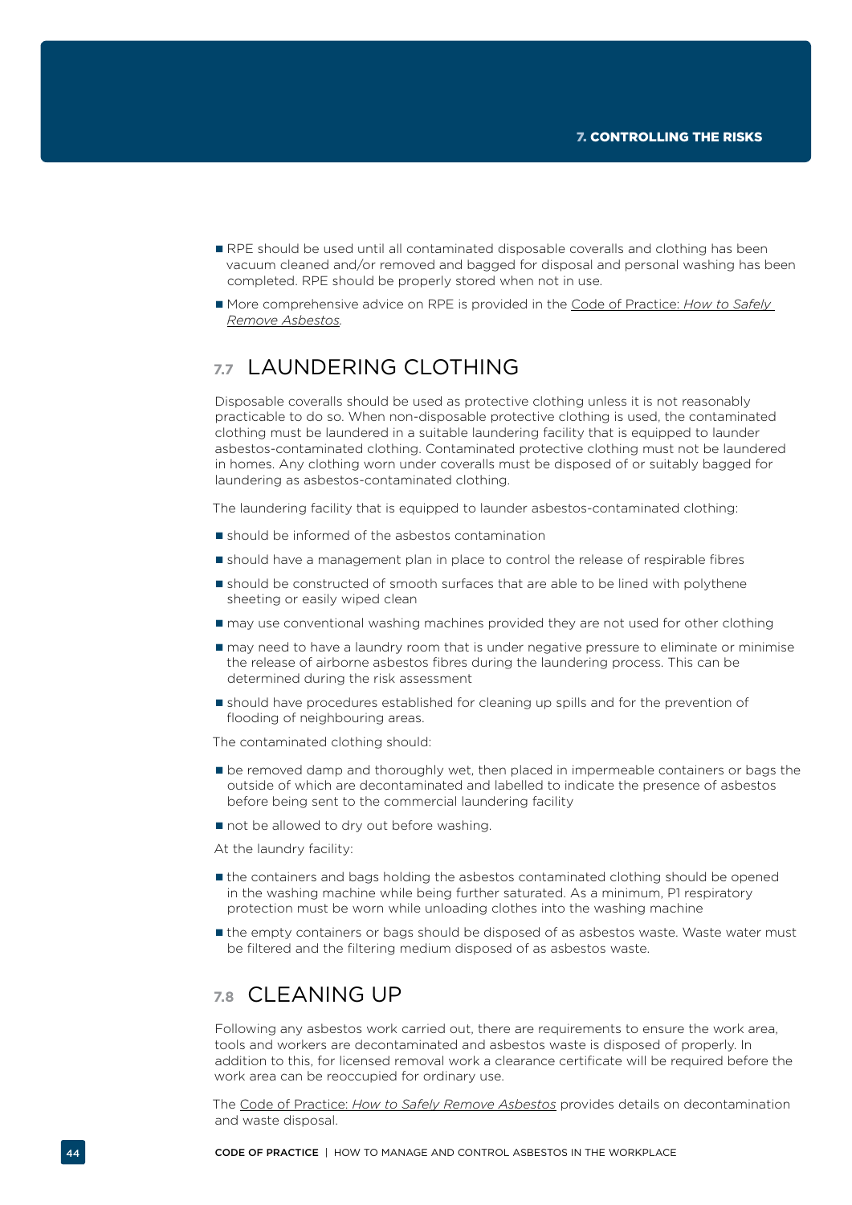- RPE should be used until all contaminated disposable coveralls and clothing has been vacuum cleaned and/or removed and bagged for disposal and personal washing has been completed. RPE should be properly stored when not in use.
- More comprehensive advice on RPE is provided in the Code of Practice: *How to Safely Remove Asbestos*.

## 7.7 LAUNDERING CLOTHING

Disposable coveralls should be used as protective clothing unless it is not reasonably practicable to do so. When non-disposable protective clothing is used, the contaminated clothing must be laundered in a suitable laundering facility that is equipped to launder asbestos-contaminated clothing. Contaminated protective clothing must not be laundered in homes. Any clothing worn under coveralls must be disposed of or suitably bagged for laundering as asbestos-contaminated clothing.

The laundering facility that is equipped to launder asbestos-contaminated clothing:

- should be informed of the asbestos contamination
- should have a management plan in place to control the release of respirable fibres
- should be constructed of smooth surfaces that are able to be lined with polythene sheeting or easily wiped clean
- may use conventional washing machines provided they are not used for other clothing
- may need to have a laundry room that is under negative pressure to eliminate or minimise the release of airborne asbestos fibres during the laundering process. This can be determined during the risk assessment
- should have procedures established for cleaning up spills and for the prevention of flooding of neighbouring areas.

The contaminated clothing should:

- be removed damp and thoroughly wet, then placed in impermeable containers or bags the outside of which are decontaminated and labelled to indicate the presence of asbestos before being sent to the commercial laundering facility
- not be allowed to dry out before washing.

At the laundry facility:

- the containers and bags holding the asbestos contaminated clothing should be opened in the washing machine while being further saturated. As a minimum, P1 respiratory protection must be worn while unloading clothes into the washing machine
- the empty containers or bags should be disposed of as asbestos waste. Waste water must be filtered and the filtering medium disposed of as asbestos waste.

## 7.8 CLEANING UP

Following any asbestos work carried out, there are requirements to ensure the work area, tools and workers are decontaminated and asbestos waste is disposed of properly. In addition to this, for licensed removal work a clearance certificate will be required before the work area can be reoccupied for ordinary use.

The Code of Practice: *How to Safely Remove Asbestos* provides details on decontamination and waste disposal.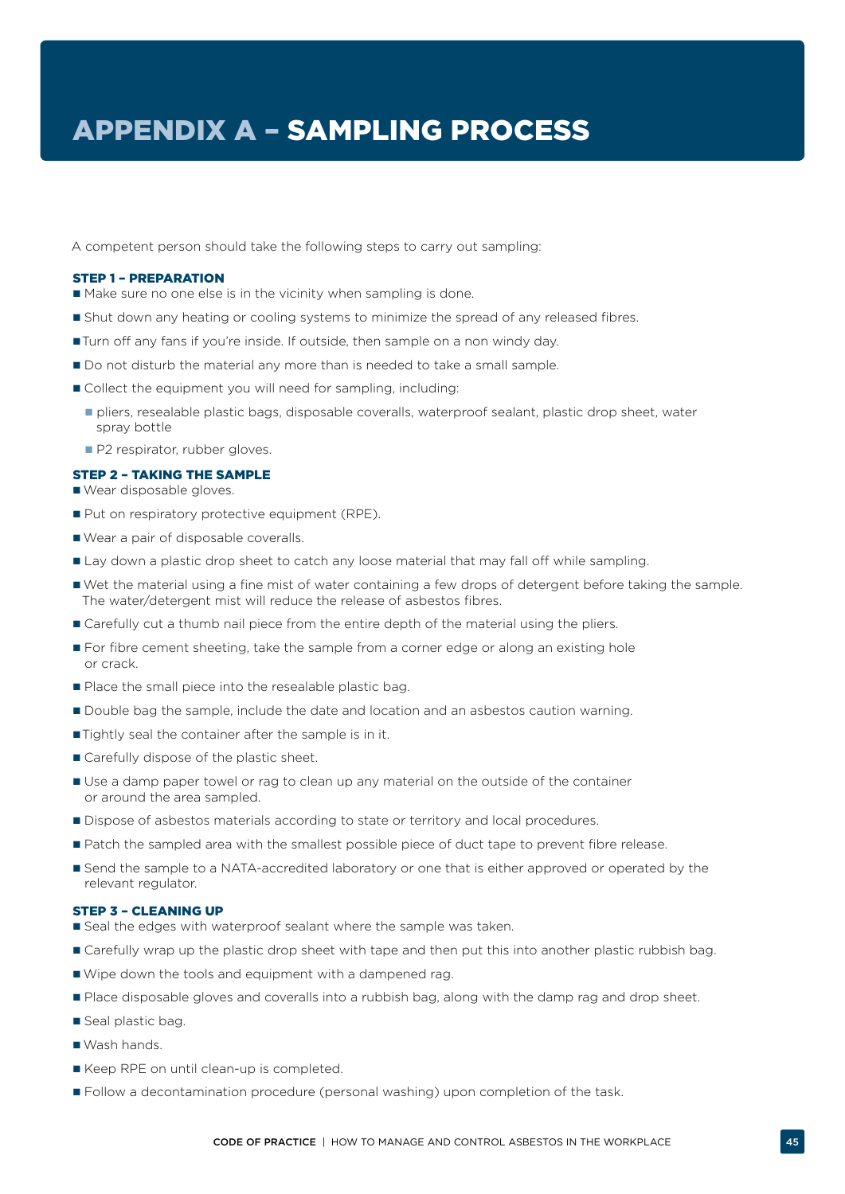# APPENDIX A – SAMPLING PROCESS

A competent person should take the following steps to carry out sampling:

### STEP 1 – PREPARATION

- Make sure no one else is in the vicinity when sampling is done.
- Shut down any heating or cooling systems to minimize the spread of any released fibres.
- Turn off any fans if you're inside. If outside, then sample on a non windy day.
- Do not disturb the material any more than is needed to take a small sample.
- Collect the equipment you will need for sampling, including:
  - pliers, resealable plastic bags, disposable coveralls, waterproof sealant, plastic drop sheet, water spray bottle
  - P2 respirator, rubber gloves.

### STEP 2 – TAKING THE SAMPLE

- Wear disposable gloves.
- Put on respiratory protective equipment (RPE).
- Wear a pair of disposable coveralls.
- Lay down a plastic drop sheet to catch any loose material that may fall off while sampling.
- Wet the material using a fine mist of water containing a few drops of detergent before taking the sample. The water/detergent mist will reduce the release of asbestos fibres.
- Carefully cut a thumb nail piece from the entire depth of the material using the pliers.
- For fibre cement sheeting, take the sample from a corner edge or along an existing hole or crack.
- Place the small piece into the resealable plastic bag.
- Double bag the sample, include the date and location and an asbestos caution warning.
- Tightly seal the container after the sample is in it.
- Carefully dispose of the plastic sheet.
- Use a damp paper towel or rag to clean up any material on the outside of the container or around the area sampled.
- Dispose of asbestos materials according to state or territory and local procedures.
- Patch the sampled area with the smallest possible piece of duct tape to prevent fibre release.
- Send the sample to a NATA-accredited laboratory or one that is either approved or operated by the relevant regulator.

### STEP 3 – CLEANING UP

- Seal the edges with waterproof sealant where the sample was taken.
- Carefully wrap up the plastic drop sheet with tape and then put this into another plastic rubbish bag.
- Wipe down the tools and equipment with a dampened rag.
- Place disposable gloves and coveralls into a rubbish bag, along with the damp rag and drop sheet.
- Seal plastic bag.
- Wash hands.
- Keep RPE on until clean-up is completed.
- Follow a decontamination procedure (personal washing) upon completion of the task.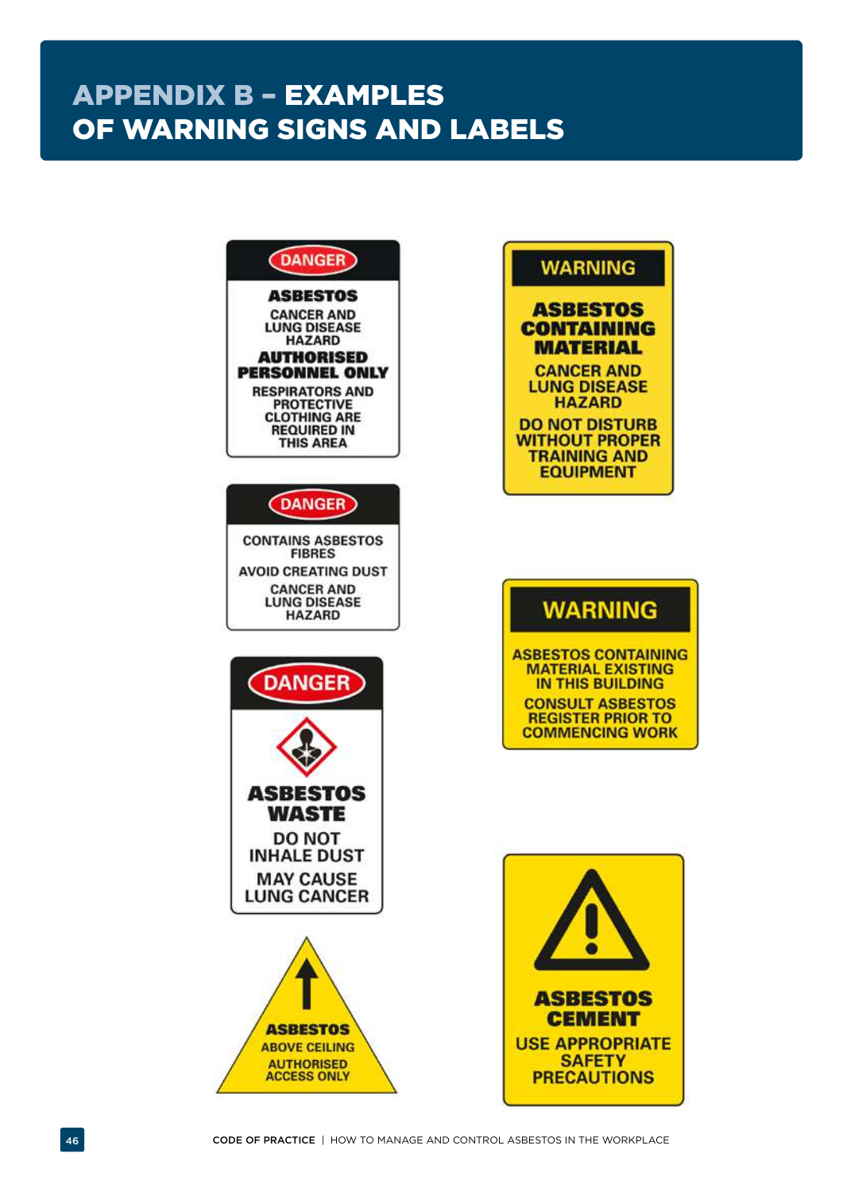# APPENDIX B – EXAMPLES OF WARNING SIGNS AND LABELS

DANGER

**ASBESTOS**

CANCER AND LUNG DISEASE HAZARD

**AUTHORISED PERSONNEL ONLY**

RESPIRATORS AND PROTECTIVE CLOTHING ARE REQUIRED IN THIS AREA

WARNING

**ASBESTOS CONTAINING MATERIAL**

CANCER AND LUNG DISEASE HAZARD

DO NOT DISTURB WITHOUT PROPER TRAINING AND EQUIPMENT

DANGER

CONTAINS ASBESTOS FIBRES

AVOID CREATING DUST

CANCER AND LUNG DISEASE HAZARD

WARNING

ASBESTOS CONTAINING MATERIAL EXISTING IN THIS BUILDING

CONSULT ASBESTOS REGISTER PRIOR TO COMMENCING WORK

DANGER

**ASBESTOS WASTE**

DO NOT INHALE DUST

MAY CAUSE LUNG CANCER

**ASBESTOS**

ABOVE CEILING

AUTHORISED ACCESS ONLY

**ASBESTOS CEMENT**

USE APPROPRIATE SAFETY PRECAUTIONS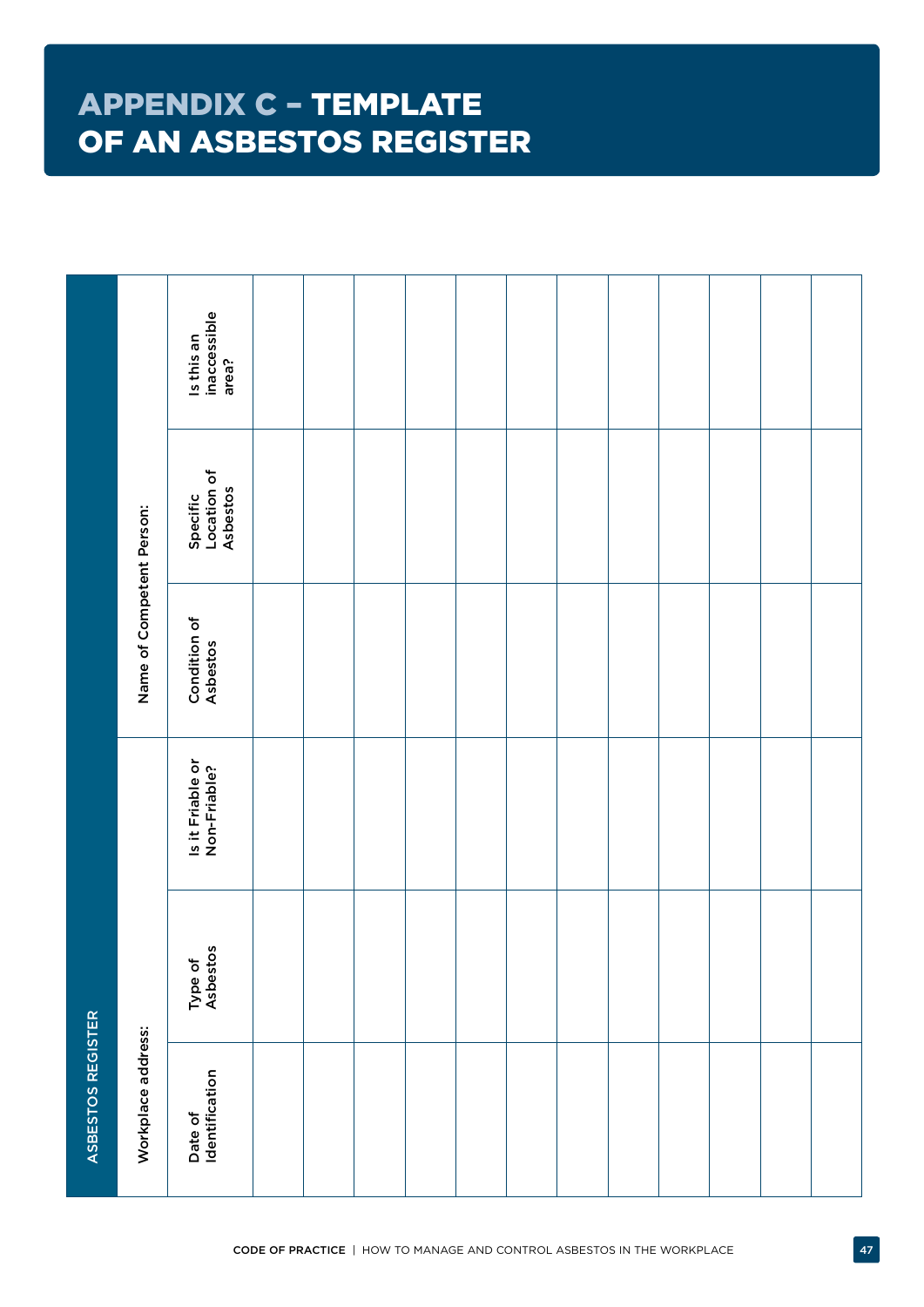# APPENDIX C – TEMPLATE OF AN ASBESTOS REGISTER

| ASBESTOS REGISTER | | | | | |
|---|---|---|---|---|---|
| Workplace address: | | | Name of Competent Person: | | |
| Date of Identification | Type of Asbestos | Is it Friable or Non-Friable? | Condition of Asbestos | Specific Location of Asbestos | Is this an inaccessible area? |
| | | | | | |
| | | | | | |
| | | | | | |
| | | | | | |
| | | | | | |
| | | | | | |
| | | | | | |
| | | | | | |
| | | | | | |
| | | | | | |
| | | | | | |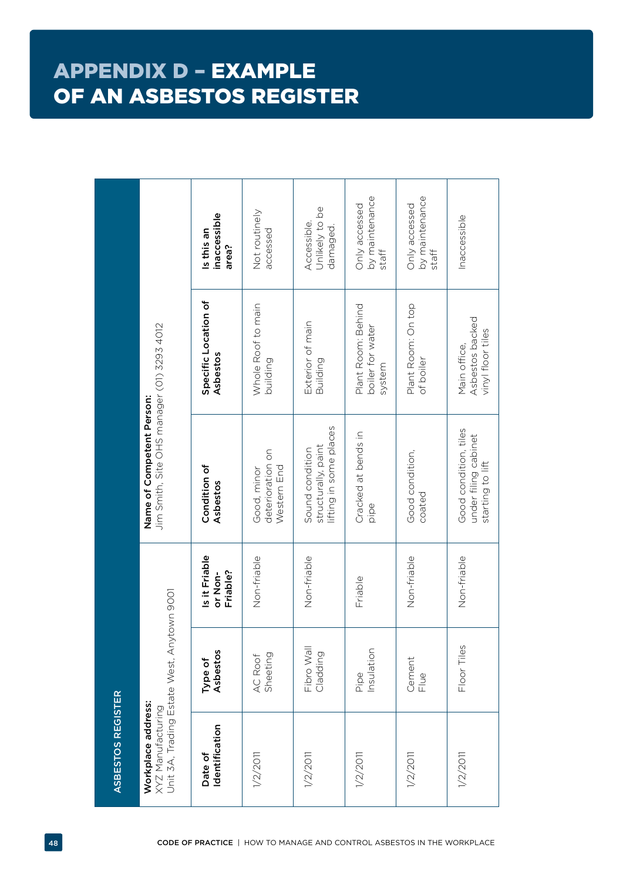# APPENDIX D – EXAMPLE OF AN ASBESTOS REGISTER

| ASBESTOS REGISTER | | | | | | |
|---|---|---|---|---|---|---|
| **Workplace address:** XYZ Manufacturing Unit 3A, Trading Estate West, Anytown 9001 | | | **Name of Competent Person:** Jim Smith, Site OHS manager (01) 3293 4012 | | | |
| **Date of Identification** | **Type of Asbestos** | **Is it Friable or Non-Friable?** | **Condition of Asbestos** | **Specific Location of Asbestos** | **Is this an inaccessible area?** |
| 1/2/2011 | AC Roof Sheeting | Non-friable | Good, minor deterioration on Western End | Whole Roof to main building | Not routinely accessed |
| 1/2/2011 | Fibro Wall Cladding | Non-friable | Sound condition structurally, paint lifting in some places | Exterior of main Building | Accessible. Unlikely to be damaged. |
| 1/2/2011 | Pipe Insulation | Friable | Cracked at bends in pipe | Plant Room: Behind boiler for water system | Only accessed by maintenance staff |
| 1/2/2011 | Cement Flue | Non-friable | Good condition, coated | Plant Room: On top of boiler | Only accessed by maintenance staff |
| 1/2/2011 | Floor Tiles | Non-friable | Good condition, tiles under filing cabinet starting to lift | Main office, Asbestos backed vinyl floor tiles | Inaccessible |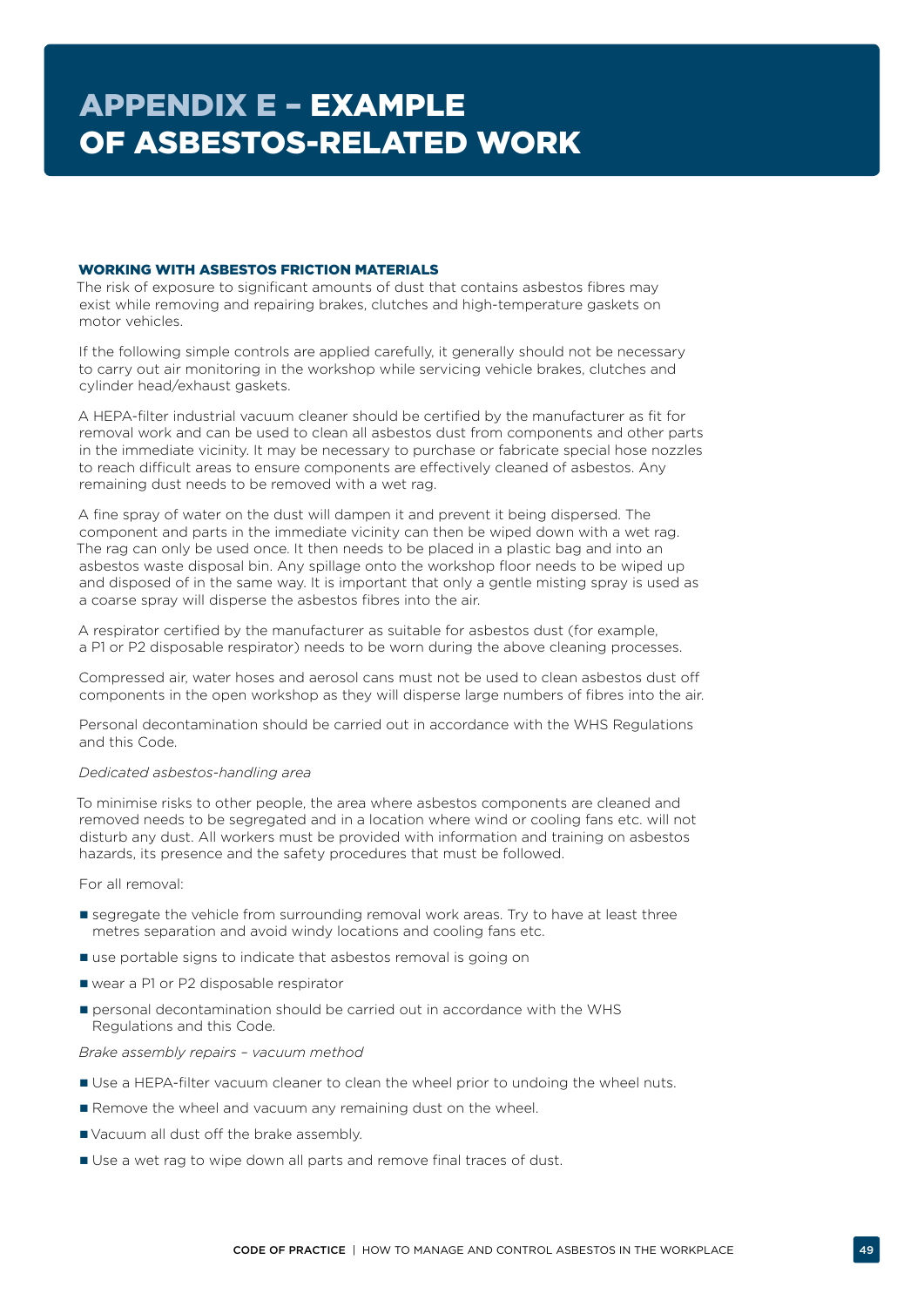# APPENDIX E – EXAMPLE OF ASBESTOS-RELATED WORK

## WORKING WITH ASBESTOS FRICTION MATERIALS

The risk of exposure to significant amounts of dust that contains asbestos fibres may exist while removing and repairing brakes, clutches and high-temperature gaskets on motor vehicles.

If the following simple controls are applied carefully, it generally should not be necessary to carry out air monitoring in the workshop while servicing vehicle brakes, clutches and cylinder head/exhaust gaskets.

A HEPA-filter industrial vacuum cleaner should be certified by the manufacturer as fit for removal work and can be used to clean all asbestos dust from components and other parts in the immediate vicinity. It may be necessary to purchase or fabricate special hose nozzles to reach difficult areas to ensure components are effectively cleaned of asbestos. Any remaining dust needs to be removed with a wet rag.

A fine spray of water on the dust will dampen it and prevent it being dispersed. The component and parts in the immediate vicinity can then be wiped down with a wet rag. The rag can only be used once. It then needs to be placed in a plastic bag and into an asbestos waste disposal bin. Any spillage onto the workshop floor needs to be wiped up and disposed of in the same way. It is important that only a gentle misting spray is used as a coarse spray will disperse the asbestos fibres into the air.

A respirator certified by the manufacturer as suitable for asbestos dust (for example, a P1 or P2 disposable respirator) needs to be worn during the above cleaning processes.

Compressed air, water hoses and aerosol cans must not be used to clean asbestos dust off components in the open workshop as they will disperse large numbers of fibres into the air.

Personal decontamination should be carried out in accordance with the WHS Regulations and this Code.

*Dedicated asbestos-handling area*

To minimise risks to other people, the area where asbestos components are cleaned and removed needs to be segregated and in a location where wind or cooling fans etc. will not disturb any dust. All workers must be provided with information and training on asbestos hazards, its presence and the safety procedures that must be followed.

For all removal:

- segregate the vehicle from surrounding removal work areas. Try to have at least three metres separation and avoid windy locations and cooling fans etc.
- use portable signs to indicate that asbestos removal is going on
- wear a P1 or P2 disposable respirator
- personal decontamination should be carried out in accordance with the WHS Regulations and this Code.

*Brake assembly repairs – vacuum method*

- Use a HEPA-filter vacuum cleaner to clean the wheel prior to undoing the wheel nuts.
- Remove the wheel and vacuum any remaining dust on the wheel.
- Vacuum all dust off the brake assembly.
- Use a wet rag to wipe down all parts and remove final traces of dust.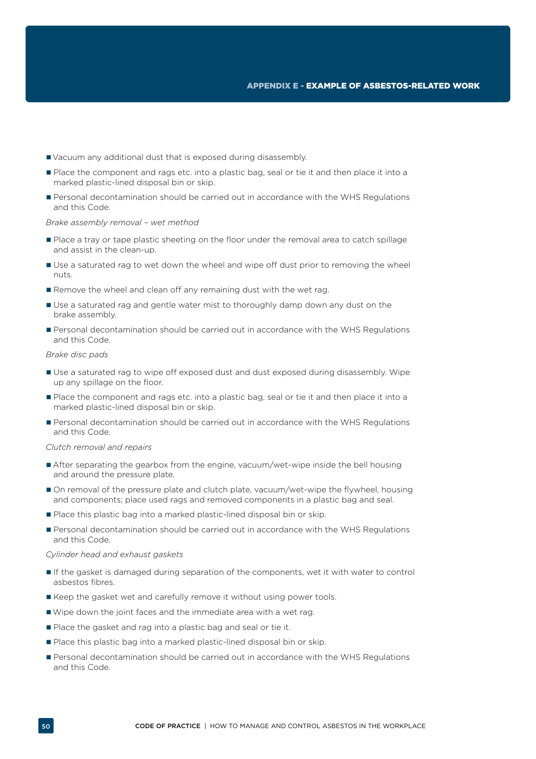- Vacuum any additional dust that is exposed during disassembly.
- Place the component and rags etc. into a plastic bag, seal or tie it and then place it into a marked plastic-lined disposal bin or skip.
- Personal decontamination should be carried out in accordance with the WHS Regulations and this Code.

*Brake assembly removal – wet method*

- Place a tray or tape plastic sheeting on the floor under the removal area to catch spillage and assist in the clean-up.
- Use a saturated rag to wet down the wheel and wipe off dust prior to removing the wheel nuts.
- Remove the wheel and clean off any remaining dust with the wet rag.
- Use a saturated rag and gentle water mist to thoroughly damp down any dust on the brake assembly.
- Personal decontamination should be carried out in accordance with the WHS Regulations and this Code.

*Brake disc pads*

- Use a saturated rag to wipe off exposed dust and dust exposed during disassembly. Wipe up any spillage on the floor.
- Place the component and rags etc. into a plastic bag, seal or tie it and then place it into a marked plastic-lined disposal bin or skip.
- Personal decontamination should be carried out in accordance with the WHS Regulations and this Code.

*Clutch removal and repairs*

- After separating the gearbox from the engine, vacuum/wet-wipe inside the bell housing and around the pressure plate.
- On removal of the pressure plate and clutch plate, vacuum/wet-wipe the flywheel, housing and components; place used rags and removed components in a plastic bag and seal.
- Place this plastic bag into a marked plastic-lined disposal bin or skip.
- Personal decontamination should be carried out in accordance with the WHS Regulations and this Code.

*Cylinder head and exhaust gaskets*

- If the gasket is damaged during separation of the components, wet it with water to control asbestos fibres.
- Keep the gasket wet and carefully remove it without using power tools.
- Wipe down the joint faces and the immediate area with a wet rag.
- Place the gasket and rag into a plastic bag and seal or tie it.
- Place this plastic bag into a marked plastic-lined disposal bin or skip.
- Personal decontamination should be carried out in accordance with the WHS Regulations and this Code.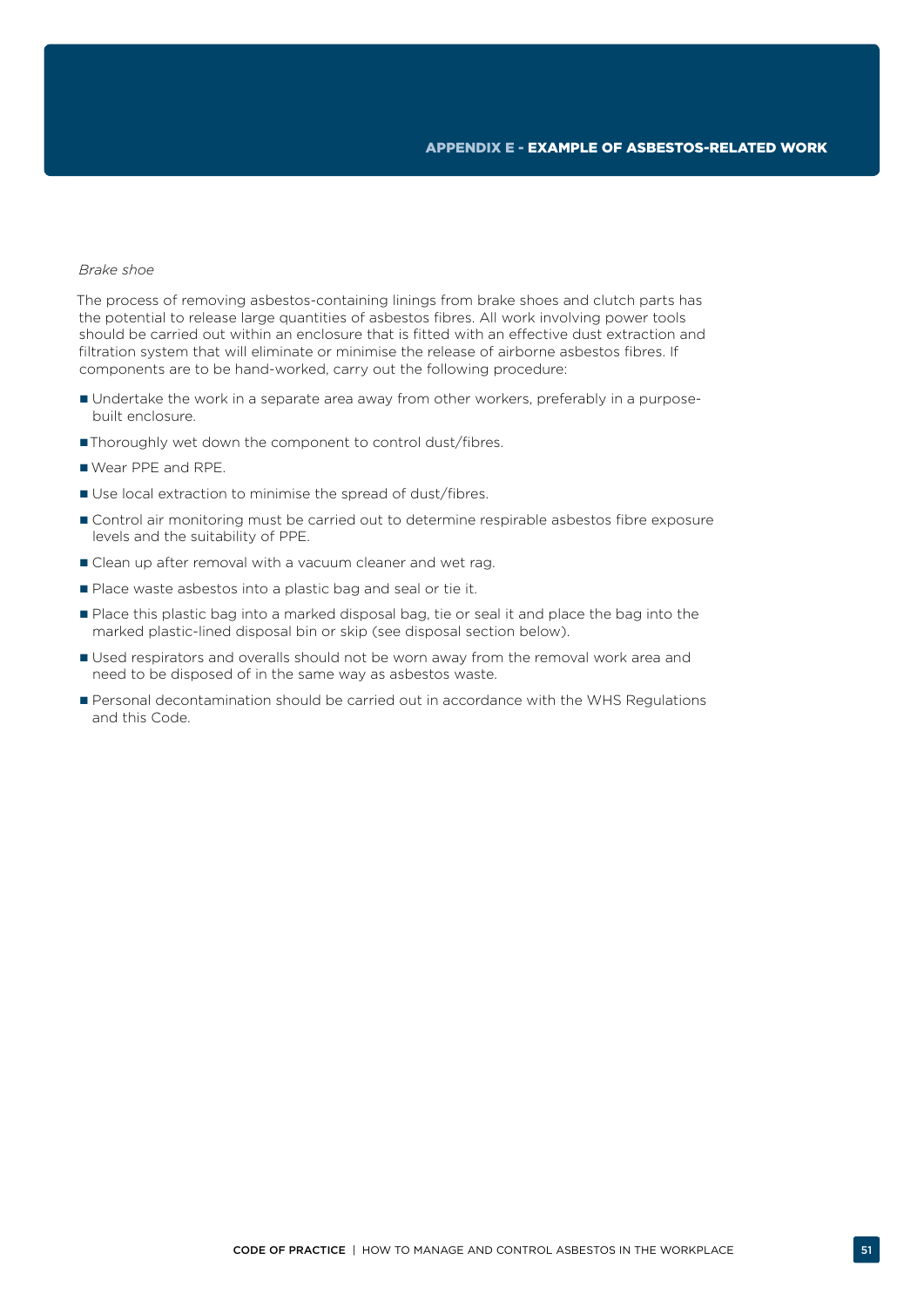*Brake shoe*

The process of removing asbestos-containing linings from brake shoes and clutch parts has the potential to release large quantities of asbestos fibres. All work involving power tools should be carried out within an enclosure that is fitted with an effective dust extraction and filtration system that will eliminate or minimise the release of airborne asbestos fibres. If components are to be hand-worked, carry out the following procedure:

- Undertake the work in a separate area away from other workers, preferably in a purpose-built enclosure.
- Thoroughly wet down the component to control dust/fibres.
- Wear PPE and RPE.
- Use local extraction to minimise the spread of dust/fibres.
- Control air monitoring must be carried out to determine respirable asbestos fibre exposure levels and the suitability of PPE.
- Clean up after removal with a vacuum cleaner and wet rag.
- Place waste asbestos into a plastic bag and seal or tie it.
- Place this plastic bag into a marked disposal bag, tie or seal it and place the bag into the marked plastic-lined disposal bin or skip (see disposal section below).
- Used respirators and overalls should not be worn away from the removal work area and need to be disposed of in the same way as asbestos waste.
- Personal decontamination should be carried out in accordance with the WHS Regulations and this Code.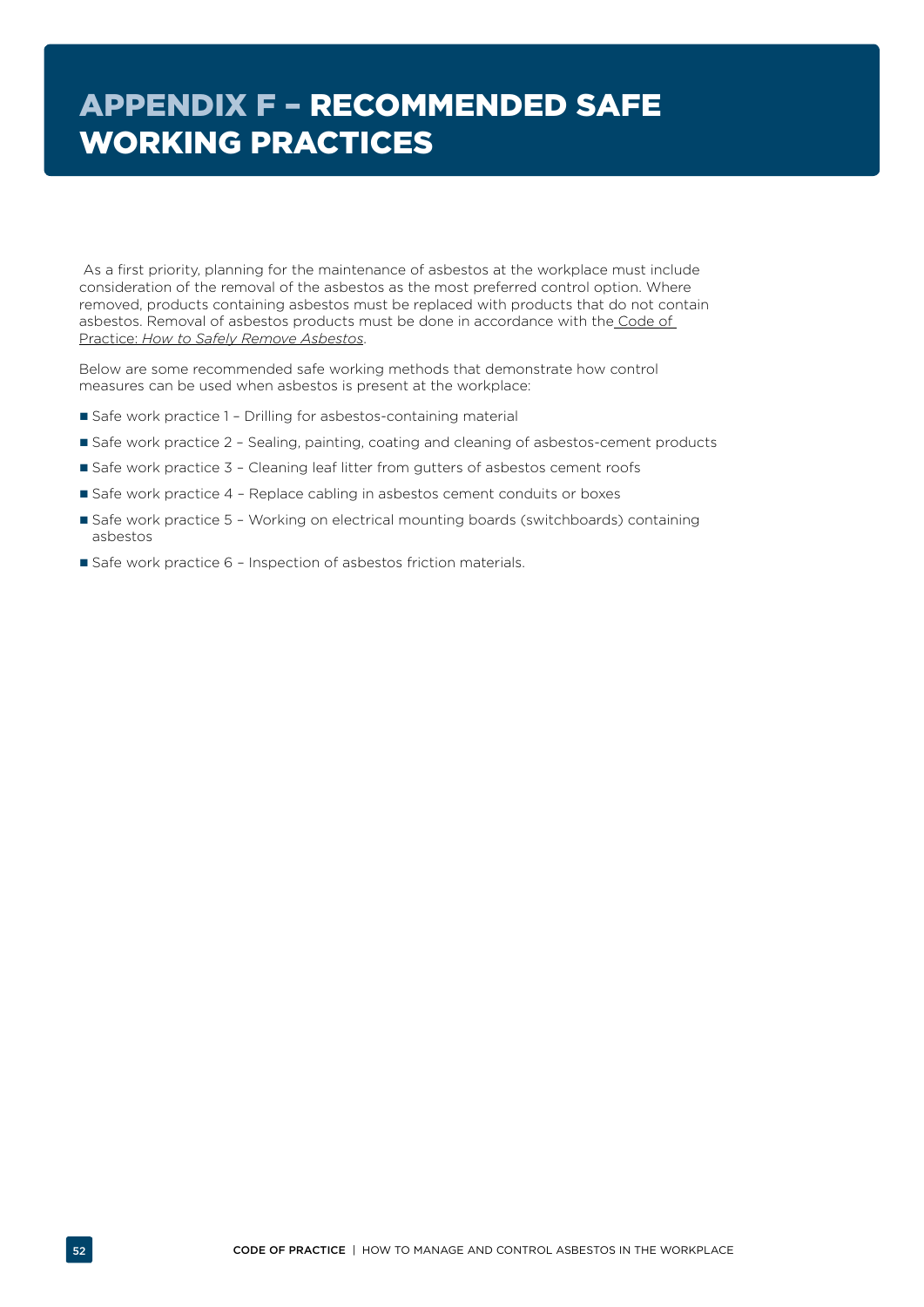# APPENDIX F – RECOMMENDED SAFE WORKING PRACTICES

As a first priority, planning for the maintenance of asbestos at the workplace must include consideration of the removal of the asbestos as the most preferred control option. Where removed, products containing asbestos must be replaced with products that do not contain asbestos. Removal of asbestos products must be done in accordance with the Code of Practice: *How to Safely Remove Asbestos*.

Below are some recommended safe working methods that demonstrate how control measures can be used when asbestos is present at the workplace:

- Safe work practice 1 – Drilling for asbestos-containing material
- Safe work practice 2 – Sealing, painting, coating and cleaning of asbestos-cement products
- Safe work practice 3 – Cleaning leaf litter from gutters of asbestos cement roofs
- Safe work practice 4 – Replace cabling in asbestos cement conduits or boxes
- Safe work practice 5 – Working on electrical mounting boards (switchboards) containing asbestos
- Safe work practice 6 – Inspection of asbestos friction materials.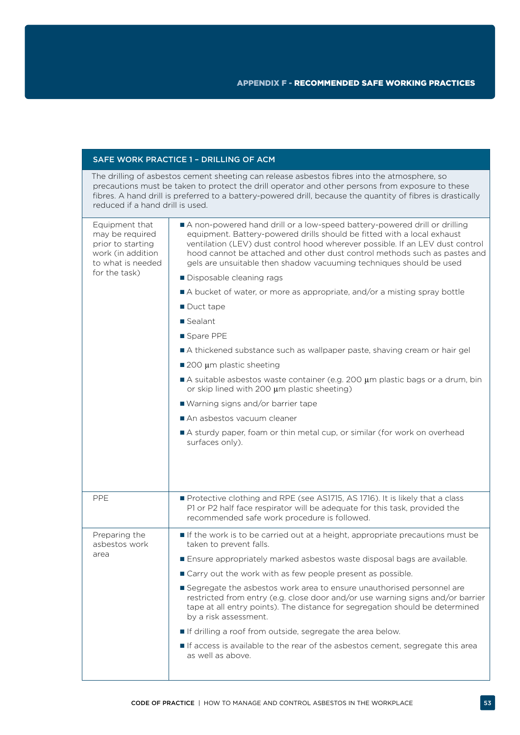## APPENDIX F - RECOMMENDED SAFE WORKING PRACTICES

| SAFE WORK PRACTICE 1 – DRILLING OF ACM | |
|---|---|
| The drilling of asbestos cement sheeting can release asbestos fibres into the atmosphere, so precautions must be taken to protect the drill operator and other persons from exposure to these fibres. A hand drill is preferred to a battery-powered drill, because the quantity of fibres is drastically reduced if a hand drill is used. | |
| Equipment that may be required prior to starting work (in addition to what is needed for the task) | ■ A non-powered hand drill or a low-speed battery-powered drill or drilling equipment. Battery-powered drills should be fitted with a local exhaust ventilation (LEV) dust control hood wherever possible. If an LEV dust control hood cannot be attached and other dust control methods such as pastes and gels are unsuitable then shadow vacuuming techniques should be used<br>■ Disposable cleaning rags<br>■ A bucket of water, or more as appropriate, and/or a misting spray bottle<br>■ Duct tape<br>■ Sealant<br>■ Spare PPE<br>■ A thickened substance such as wallpaper paste, shaving cream or hair gel<br>■ 200 μm plastic sheeting<br>■ A suitable asbestos waste container (e.g. 200 μm plastic bags or a drum, bin or skip lined with 200 μm plastic sheeting)<br>■ Warning signs and/or barrier tape<br>■ An asbestos vacuum cleaner<br>■ A sturdy paper, foam or thin metal cup, or similar (for work on overhead surfaces only). |
| PPE | ■ Protective clothing and RPE (see AS1715, AS 1716). It is likely that a class P1 or P2 half face respirator will be adequate for this task, provided the recommended safe work procedure is followed. |
| Preparing the asbestos work area | ■ If the work is to be carried out at a height, appropriate precautions must be taken to prevent falls.<br>■ Ensure appropriately marked asbestos waste disposal bags are available.<br>■ Carry out the work with as few people present as possible.<br>■ Segregate the asbestos work area to ensure unauthorised personnel are restricted from entry (e.g. close door and/or use warning signs and/or barrier tape at all entry points). The distance for segregation should be determined by a risk assessment.<br>■ If drilling a roof from outside, segregate the area below.<br>■ If access is available to the rear of the asbestos cement, segregate this area as well as above. |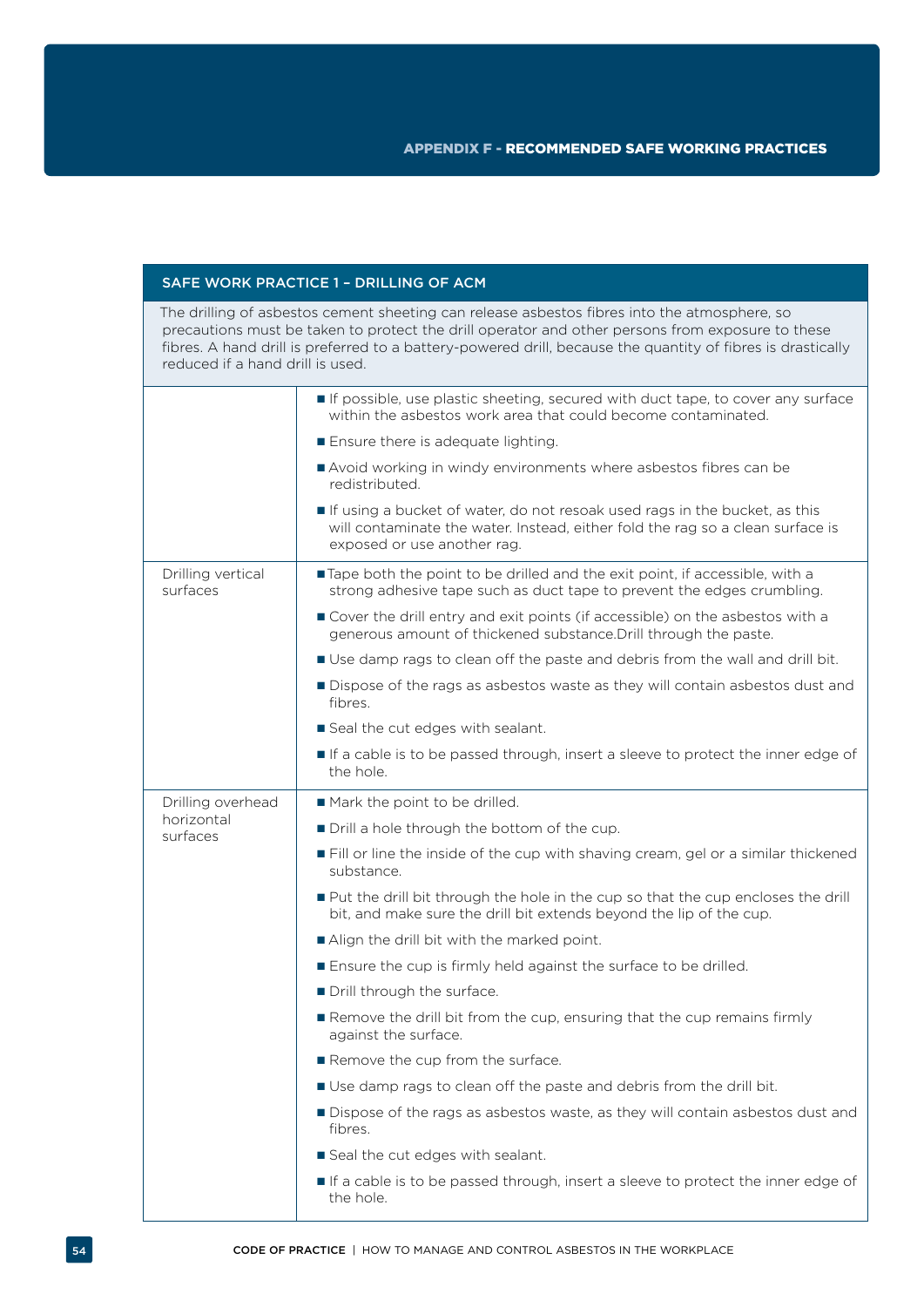## APPENDIX F - RECOMMENDED SAFE WORKING PRACTICES

| SAFE WORK PRACTICE 1 – DRILLING OF ACM | |
|---|---|
| The drilling of asbestos cement sheeting can release asbestos fibres into the atmosphere, so precautions must be taken to protect the drill operator and other persons from exposure to these fibres. A hand drill is preferred to a battery-powered drill, because the quantity of fibres is drastically reduced if a hand drill is used. | |
| | ■ If possible, use plastic sheeting, secured with duct tape, to cover any surface within the asbestos work area that could become contaminated.<br>■ Ensure there is adequate lighting.<br>■ Avoid working in windy environments where asbestos fibres can be redistributed.<br>■ If using a bucket of water, do not resoak used rags in the bucket, as this will contaminate the water. Instead, either fold the rag so a clean surface is exposed or use another rag. |
| Drilling vertical surfaces | ■ Tape both the point to be drilled and the exit point, if accessible, with a strong adhesive tape such as duct tape to prevent the edges crumbling.<br>■ Cover the drill entry and exit points (if accessible) on the asbestos with a generous amount of thickened substance.Drill through the paste.<br>■ Use damp rags to clean off the paste and debris from the wall and drill bit.<br>■ Dispose of the rags as asbestos waste as they will contain asbestos dust and fibres.<br>■ Seal the cut edges with sealant.<br>■ If a cable is to be passed through, insert a sleeve to protect the inner edge of the hole. |
| Drilling overhead horizontal surfaces | ■ Mark the point to be drilled.<br>■ Drill a hole through the bottom of the cup.<br>■ Fill or line the inside of the cup with shaving cream, gel or a similar thickened substance.<br>■ Put the drill bit through the hole in the cup so that the cup encloses the drill bit, and make sure the drill bit extends beyond the lip of the cup.<br>■ Align the drill bit with the marked point.<br>■ Ensure the cup is firmly held against the surface to be drilled.<br>■ Drill through the surface.<br>■ Remove the drill bit from the cup, ensuring that the cup remains firmly against the surface.<br>■ Remove the cup from the surface.<br>■ Use damp rags to clean off the paste and debris from the drill bit.<br>■ Dispose of the rags as asbestos waste, as they will contain asbestos dust and fibres.<br>■ Seal the cut edges with sealant.<br>■ If a cable is to be passed through, insert a sleeve to protect the inner edge of the hole. |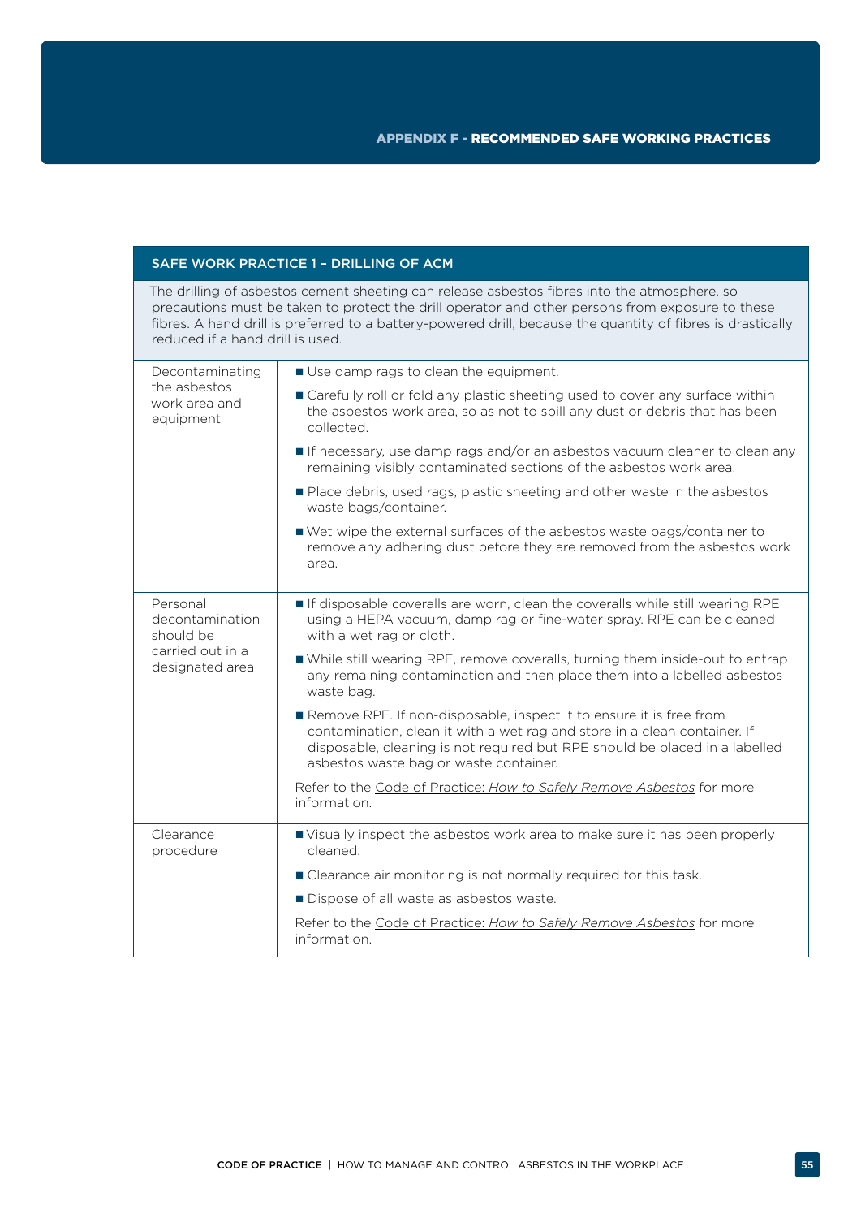## APPENDIX F - RECOMMENDED SAFE WORKING PRACTICES

| SAFE WORK PRACTICE 1 – DRILLING OF ACM | |
|---|---|
| The drilling of asbestos cement sheeting can release asbestos fibres into the atmosphere, so precautions must be taken to protect the drill operator and other persons from exposure to these fibres. A hand drill is preferred to a battery-powered drill, because the quantity of fibres is drastically reduced if a hand drill is used. | |
| Decontaminating the asbestos work area and equipment | ■ Use damp rags to clean the equipment.<br>■ Carefully roll or fold any plastic sheeting used to cover any surface within the asbestos work area, so as not to spill any dust or debris that has been collected.<br>■ If necessary, use damp rags and/or an asbestos vacuum cleaner to clean any remaining visibly contaminated sections of the asbestos work area.<br>■ Place debris, used rags, plastic sheeting and other waste in the asbestos waste bags/container.<br>■ Wet wipe the external surfaces of the asbestos waste bags/container to remove any adhering dust before they are removed from the asbestos work area. |
| Personal decontamination should be carried out in a designated area | ■ If disposable coveralls are worn, clean the coveralls while still wearing RPE using a HEPA vacuum, damp rag or fine-water spray. RPE can be cleaned with a wet rag or cloth.<br>■ While still wearing RPE, remove coveralls, turning them inside-out to entrap any remaining contamination and then place them into a labelled asbestos waste bag.<br>■ Remove RPE. If non-disposable, inspect it to ensure it is free from contamination, clean it with a wet rag and store in a clean container. If disposable, cleaning is not required but RPE should be placed in a labelled asbestos waste bag or waste container.<br>Refer to the Code of Practice: *How to Safely Remove Asbestos* for more information. |
| Clearance procedure | ■ Visually inspect the asbestos work area to make sure it has been properly cleaned.<br>■ Clearance air monitoring is not normally required for this task.<br>■ Dispose of all waste as asbestos waste.<br>Refer to the Code of Practice: *How to Safely Remove Asbestos* for more information. |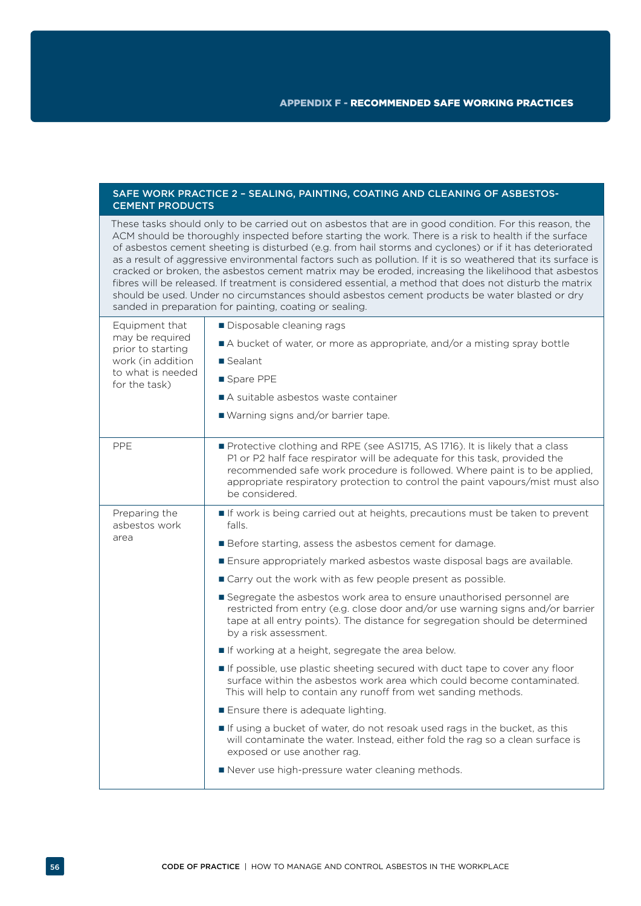## SAFE WORK PRACTICE 2 – SEALING, PAINTING, COATING AND CLEANING OF ASBESTOS-CEMENT PRODUCTS

These tasks should only to be carried out on asbestos that are in good condition. For this reason, the ACM should be thoroughly inspected before starting the work. There is a risk to health if the surface of asbestos cement sheeting is disturbed (e.g. from hail storms and cyclones) or if it has deteriorated as a result of aggressive environmental factors such as pollution. If it is so weathered that its surface is cracked or broken, the asbestos cement matrix may be eroded, increasing the likelihood that asbestos fibres will be released. If treatment is considered essential, a method that does not disturb the matrix should be used. Under no circumstances should asbestos cement products be water blasted or dry sanded in preparation for painting, coating or sealing.

| | |
|---|---|
| Equipment that may be required prior to starting work (in addition to what is needed for the task) | ■ Disposable cleaning rags<br>■ A bucket of water, or more as appropriate, and/or a misting spray bottle<br>■ Sealant<br>■ Spare PPE<br>■ A suitable asbestos waste container<br>■ Warning signs and/or barrier tape. |
| PPE | ■ Protective clothing and RPE (see AS1715, AS 1716). It is likely that a class P1 or P2 half face respirator will be adequate for this task, provided the recommended safe work procedure is followed. Where paint is to be applied, appropriate respiratory protection to control the paint vapours/mist must also be considered. |
| Preparing the asbestos work area | ■ If work is being carried out at heights, precautions must be taken to prevent falls.<br>■ Before starting, assess the asbestos cement for damage.<br>■ Ensure appropriately marked asbestos waste disposal bags are available.<br>■ Carry out the work with as few people present as possible.<br>■ Segregate the asbestos work area to ensure unauthorised personnel are restricted from entry (e.g. close door and/or use warning signs and/or barrier tape at all entry points). The distance for segregation should be determined by a risk assessment.<br>■ If working at a height, segregate the area below.<br>■ If possible, use plastic sheeting secured with duct tape to cover any floor surface within the asbestos work area which could become contaminated. This will help to contain any runoff from wet sanding methods.<br>■ Ensure there is adequate lighting.<br>■ If using a bucket of water, do not resoak used rags in the bucket, as this will contaminate the water. Instead, either fold the rag so a clean surface is exposed or use another rag.<br>■ Never use high-pressure water cleaning methods. |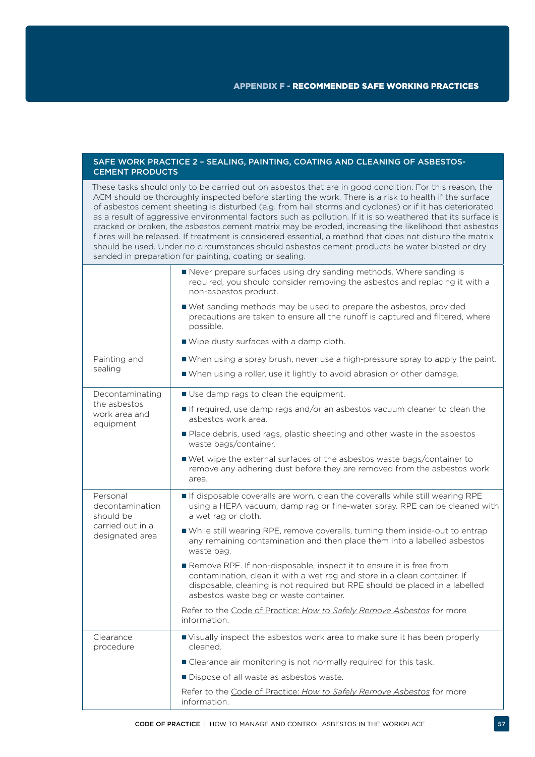## SAFE WORK PRACTICE 2 – SEALING, PAINTING, COATING AND CLEANING OF ASBESTOS-CEMENT PRODUCTS

These tasks should only to be carried out on asbestos that are in good condition. For this reason, the ACM should be thoroughly inspected before starting the work. There is a risk to health if the surface of asbestos cement sheeting is disturbed (e.g. from hail storms and cyclones) or if it has deteriorated as a result of aggressive environmental factors such as pollution. If it is so weathered that its surface is cracked or broken, the asbestos cement matrix may be eroded, increasing the likelihood that asbestos fibres will be released. If treatment is considered essential, a method that does not disturb the matrix should be used. Under no circumstances should asbestos cement products be water blasted or dry sanded in preparation for painting, coating or sealing.

| | |
|---|---|
| | ■ Never prepare surfaces using dry sanding methods. Where sanding is required, you should consider removing the asbestos and replacing it with a non-asbestos product.<br>■ Wet sanding methods may be used to prepare the asbestos, provided precautions are taken to ensure all the runoff is captured and filtered, where possible.<br>■ Wipe dusty surfaces with a damp cloth. |
| Painting and sealing | ■ When using a spray brush, never use a high-pressure spray to apply the paint.<br>■ When using a roller, use it lightly to avoid abrasion or other damage. |
| Decontaminating the asbestos work area and equipment | ■ Use damp rags to clean the equipment.<br>■ If required, use damp rags and/or an asbestos vacuum cleaner to clean the asbestos work area.<br>■ Place debris, used rags, plastic sheeting and other waste in the asbestos waste bags/container.<br>■ Wet wipe the external surfaces of the asbestos waste bags/container to remove any adhering dust before they are removed from the asbestos work area. |
| Personal decontamination should be carried out in a designated area | ■ If disposable coveralls are worn, clean the coveralls while still wearing RPE using a HEPA vacuum, damp rag or fine-water spray. RPE can be cleaned with a wet rag or cloth.<br>■ While still wearing RPE, remove coveralls, turning them inside-out to entrap any remaining contamination and then place them into a labelled asbestos waste bag.<br>■ Remove RPE. If non-disposable, inspect it to ensure it is free from contamination, clean it with a wet rag and store in a clean container. If disposable, cleaning is not required but RPE should be placed in a labelled asbestos waste bag or waste container.<br>Refer to the Code of Practice: *How to Safely Remove Asbestos* for more information. |
| Clearance procedure | ■ Visually inspect the asbestos work area to make sure it has been properly cleaned.<br>■ Clearance air monitoring is not normally required for this task.<br>■ Dispose of all waste as asbestos waste.<br>Refer to the Code of Practice: *How to Safely Remove Asbestos* for more information. |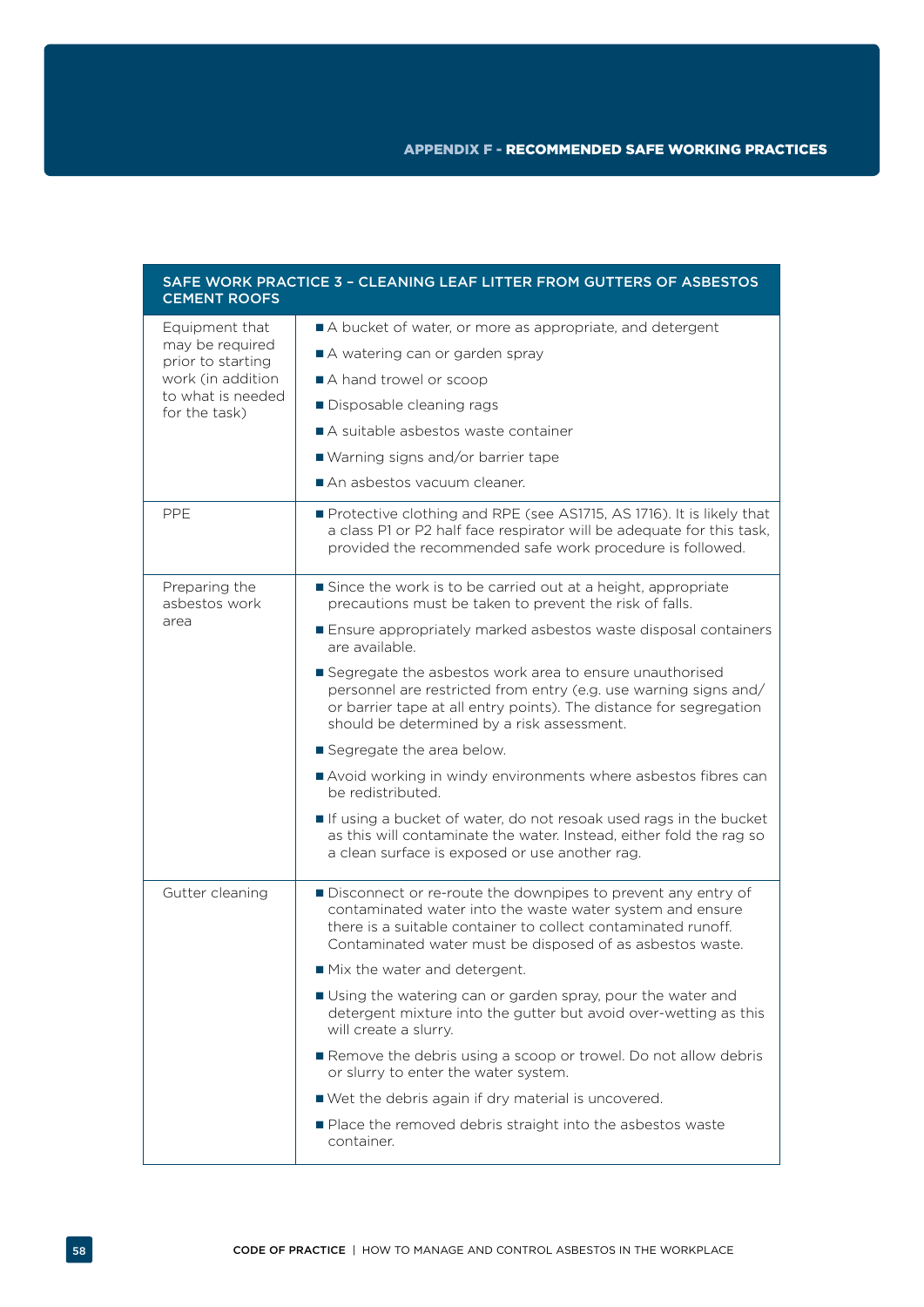## APPENDIX F - RECOMMENDED SAFE WORKING PRACTICES

| SAFE WORK PRACTICE 3 – CLEANING LEAF LITTER FROM GUTTERS OF ASBESTOS CEMENT ROOFS | |
|---|---|
| Equipment that may be required prior to starting work (in addition to what is needed for the task) | ■ A bucket of water, or more as appropriate, and detergent<br>■ A watering can or garden spray<br>■ A hand trowel or scoop<br>■ Disposable cleaning rags<br>■ A suitable asbestos waste container<br>■ Warning signs and/or barrier tape<br>■ An asbestos vacuum cleaner. |
| PPE | ■ Protective clothing and RPE (see AS1715, AS 1716). It is likely that a class P1 or P2 half face respirator will be adequate for this task, provided the recommended safe work procedure is followed. |
| Preparing the asbestos work area | ■ Since the work is to be carried out at a height, appropriate precautions must be taken to prevent the risk of falls.<br>■ Ensure appropriately marked asbestos waste disposal containers are available.<br>■ Segregate the asbestos work area to ensure unauthorised personnel are restricted from entry (e.g. use warning signs and/or barrier tape at all entry points). The distance for segregation should be determined by a risk assessment.<br>■ Segregate the area below.<br>■ Avoid working in windy environments where asbestos fibres can be redistributed.<br>■ If using a bucket of water, do not resoak used rags in the bucket as this will contaminate the water. Instead, either fold the rag so a clean surface is exposed or use another rag. |
| Gutter cleaning | ■ Disconnect or re-route the downpipes to prevent any entry of contaminated water into the waste water system and ensure there is a suitable container to collect contaminated runoff. Contaminated water must be disposed of as asbestos waste.<br>■ Mix the water and detergent.<br>■ Using the watering can or garden spray, pour the water and detergent mixture into the gutter but avoid over-wetting as this will create a slurry.<br>■ Remove the debris using a scoop or trowel. Do not allow debris or slurry to enter the water system.<br>■ Wet the debris again if dry material is uncovered.<br>■ Place the removed debris straight into the asbestos waste container. |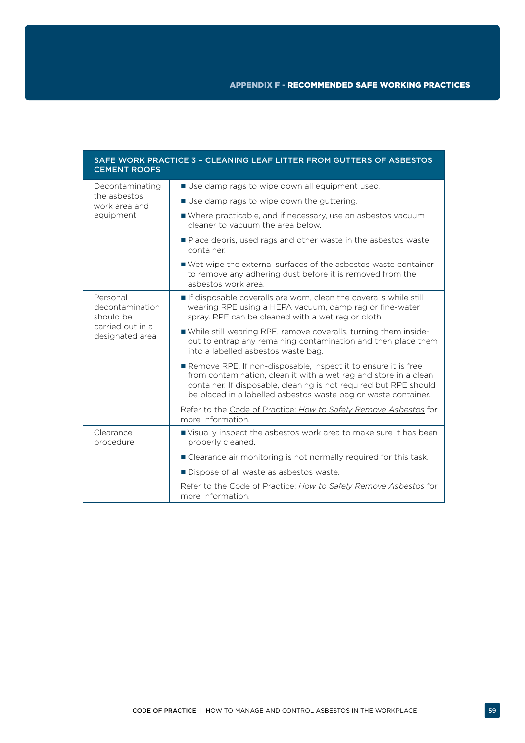| SAFE WORK PRACTICE 3 – CLEANING LEAF LITTER FROM GUTTERS OF ASBESTOS CEMENT ROOFS | |
|---|---|
| Decontaminating the asbestos work area and equipment | ■ Use damp rags to wipe down all equipment used.<br>■ Use damp rags to wipe down the guttering.<br>■ Where practicable, and if necessary, use an asbestos vacuum cleaner to vacuum the area below.<br>■ Place debris, used rags and other waste in the asbestos waste container.<br>■ Wet wipe the external surfaces of the asbestos waste container to remove any adhering dust before it is removed from the asbestos work area. |
| Personal decontamination should be carried out in a designated area | ■ If disposable coveralls are worn, clean the coveralls while still wearing RPE using a HEPA vacuum, damp rag or fine-water spray. RPE can be cleaned with a wet rag or cloth.<br>■ While still wearing RPE, remove coveralls, turning them inside-out to entrap any remaining contamination and then place them into a labelled asbestos waste bag.<br>■ Remove RPE. If non-disposable, inspect it to ensure it is free from contamination, clean it with a wet rag and store in a clean container. If disposable, cleaning is not required but RPE should be placed in a labelled asbestos waste bag or waste container.<br>Refer to the Code of Practice: *How to Safely Remove Asbestos* for more information. |
| Clearance procedure | ■ Visually inspect the asbestos work area to make sure it has been properly cleaned.<br>■ Clearance air monitoring is not normally required for this task.<br>■ Dispose of all waste as asbestos waste.<br>Refer to the Code of Practice: *How to Safely Remove Asbestos* for more information. |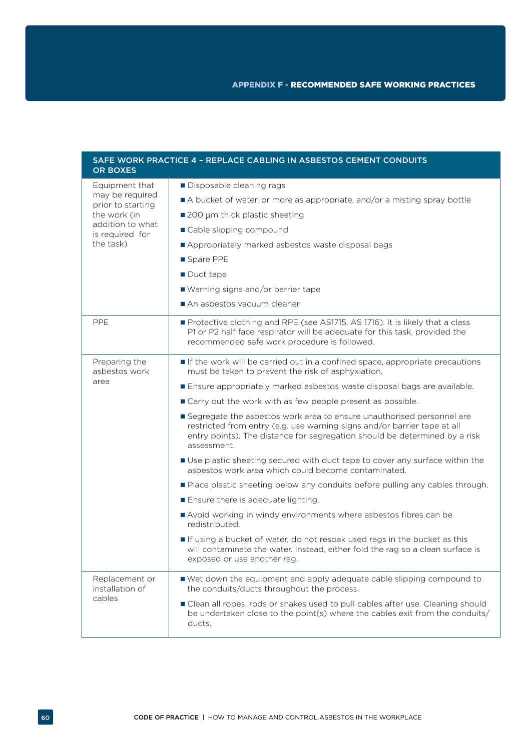| SAFE WORK PRACTICE 4 – REPLACE CABLING IN ASBESTOS CEMENT CONDUITS OR BOXES | |
|---|---|
| Equipment that may be required prior to starting the work (in addition to what is required for the task) | ■ Disposable cleaning rags<br>■ A bucket of water, or more as appropriate, and/or a misting spray bottle<br>■ 200 μm thick plastic sheeting<br>■ Cable slipping compound<br>■ Appropriately marked asbestos waste disposal bags<br>■ Spare PPE<br>■ Duct tape<br>■ Warning signs and/or barrier tape<br>■ An asbestos vacuum cleaner. |
| PPE | ■ Protective clothing and RPE (see AS1715, AS 1716). It is likely that a class P1 or P2 half face respirator will be adequate for this task, provided the recommended safe work procedure is followed. |
| Preparing the asbestos work area | ■ If the work will be carried out in a confined space, appropriate precautions must be taken to prevent the risk of asphyxiation.<br>■ Ensure appropriately marked asbestos waste disposal bags are available.<br>■ Carry out the work with as few people present as possible.<br>■ Segregate the asbestos work area to ensure unauthorised personnel are restricted from entry (e.g. use warning signs and/or barrier tape at all entry points). The distance for segregation should be determined by a risk assessment.<br>■ Use plastic sheeting secured with duct tape to cover any surface within the asbestos work area which could become contaminated.<br>■ Place plastic sheeting below any conduits before pulling any cables through.<br>■ Ensure there is adequate lighting.<br>■ Avoid working in windy environments where asbestos fibres can be redistributed.<br>■ If using a bucket of water, do not resoak used rags in the bucket as this will contaminate the water. Instead, either fold the rag so a clean surface is exposed or use another rag. |
| Replacement or installation of cables | ■ Wet down the equipment and apply adequate cable slipping compound to the conduits/ducts throughout the process.<br>■ Clean all ropes, rods or snakes used to pull cables after use. Cleaning should be undertaken close to the point(s) where the cables exit from the conduits/ducts. |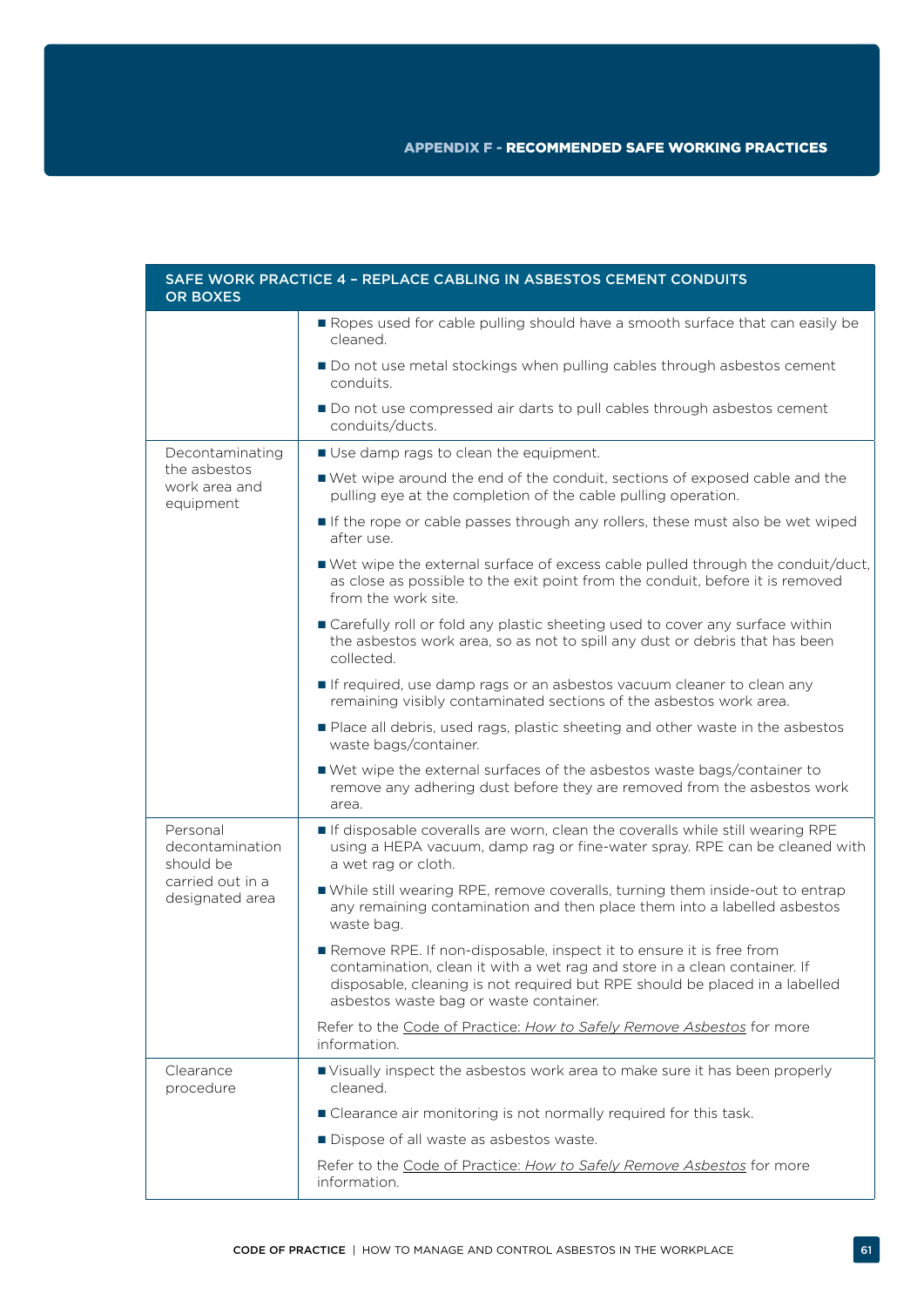| SAFE WORK PRACTICE 4 – REPLACE CABLING IN ASBESTOS CEMENT CONDUITS OR BOXES | |
|---|---|
| | ■ Ropes used for cable pulling should have a smooth surface that can easily be cleaned.<br>■ Do not use metal stockings when pulling cables through asbestos cement conduits.<br>■ Do not use compressed air darts to pull cables through asbestos cement conduits/ducts. |
| Decontaminating the asbestos work area and equipment | ■ Use damp rags to clean the equipment.<br>■ Wet wipe around the end of the conduit, sections of exposed cable and the pulling eye at the completion of the cable pulling operation.<br>■ If the rope or cable passes through any rollers, these must also be wet wiped after use.<br>■ Wet wipe the external surface of excess cable pulled through the conduit/duct, as close as possible to the exit point from the conduit, before it is removed from the work site.<br>■ Carefully roll or fold any plastic sheeting used to cover any surface within the asbestos work area, so as not to spill any dust or debris that has been collected.<br>■ If required, use damp rags or an asbestos vacuum cleaner to clean any remaining visibly contaminated sections of the asbestos work area.<br>■ Place all debris, used rags, plastic sheeting and other waste in the asbestos waste bags/container.<br>■ Wet wipe the external surfaces of the asbestos waste bags/container to remove any adhering dust before they are removed from the asbestos work area. |
| Personal decontamination should be carried out in a designated area | ■ If disposable coveralls are worn, clean the coveralls while still wearing RPE using a HEPA vacuum, damp rag or fine-water spray. RPE can be cleaned with a wet rag or cloth.<br>■ While still wearing RPE, remove coveralls, turning them inside-out to entrap any remaining contamination and then place them into a labelled asbestos waste bag.<br>■ Remove RPE. If non-disposable, inspect it to ensure it is free from contamination, clean it with a wet rag and store in a clean container. If disposable, cleaning is not required but RPE should be placed in a labelled asbestos waste bag or waste container.<br>Refer to the Code of Practice: *How to Safely Remove Asbestos* for more information. |
| Clearance procedure | ■ Visually inspect the asbestos work area to make sure it has been properly cleaned.<br>■ Clearance air monitoring is not normally required for this task.<br>■ Dispose of all waste as asbestos waste.<br>Refer to the Code of Practice: *How to Safely Remove Asbestos* for more information. |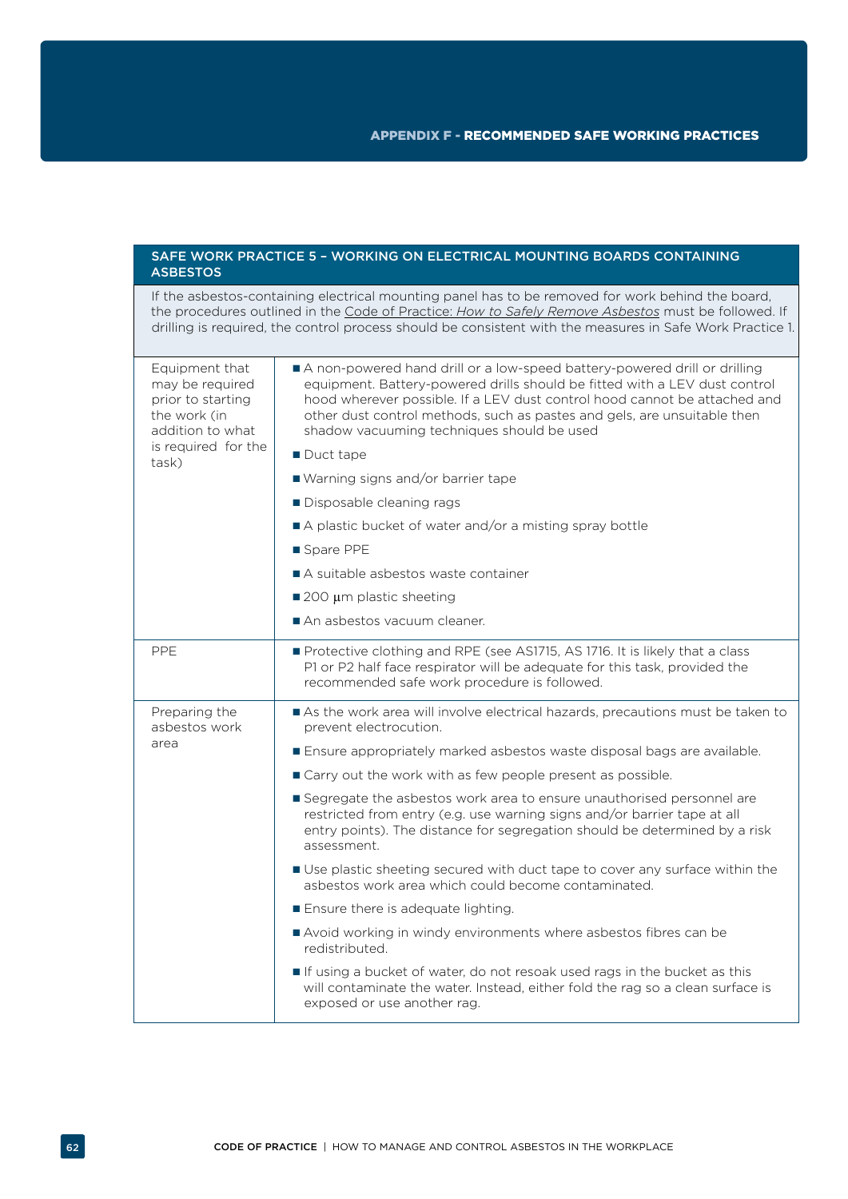## SAFE WORK PRACTICE 5 – WORKING ON ELECTRICAL MOUNTING BOARDS CONTAINING ASBESTOS

If the asbestos-containing electrical mounting panel has to be removed for work behind the board, the procedures outlined in the Code of Practice: *How to Safely Remove Asbestos* must be followed. If drilling is required, the control process should be consistent with the measures in Safe Work Practice 1.

| | |
|---|---|
| Equipment that may be required prior to starting the work (in addition to what is required for the task) | ■ A non-powered hand drill or a low-speed battery-powered drill or drilling equipment. Battery-powered drills should be fitted with a LEV dust control hood wherever possible. If a LEV dust control hood cannot be attached and other dust control methods, such as pastes and gels, are unsuitable then shadow vacuuming techniques should be used<br>■ Duct tape<br>■ Warning signs and/or barrier tape<br>■ Disposable cleaning rags<br>■ A plastic bucket of water and/or a misting spray bottle<br>■ Spare PPE<br>■ A suitable asbestos waste container<br>■ 200 μm plastic sheeting<br>■ An asbestos vacuum cleaner. |
| PPE | ■ Protective clothing and RPE (see AS1715, AS 1716. It is likely that a class P1 or P2 half face respirator will be adequate for this task, provided the recommended safe work procedure is followed. |
| Preparing the asbestos work area | ■ As the work area will involve electrical hazards, precautions must be taken to prevent electrocution.<br>■ Ensure appropriately marked asbestos waste disposal bags are available.<br>■ Carry out the work with as few people present as possible.<br>■ Segregate the asbestos work area to ensure unauthorised personnel are restricted from entry (e.g. use warning signs and/or barrier tape at all entry points). The distance for segregation should be determined by a risk assessment.<br>■ Use plastic sheeting secured with duct tape to cover any surface within the asbestos work area which could become contaminated.<br>■ Ensure there is adequate lighting.<br>■ Avoid working in windy environments where asbestos fibres can be redistributed.<br>■ If using a bucket of water, do not resoak used rags in the bucket as this will contaminate the water. Instead, either fold the rag so a clean surface is exposed or use another rag. |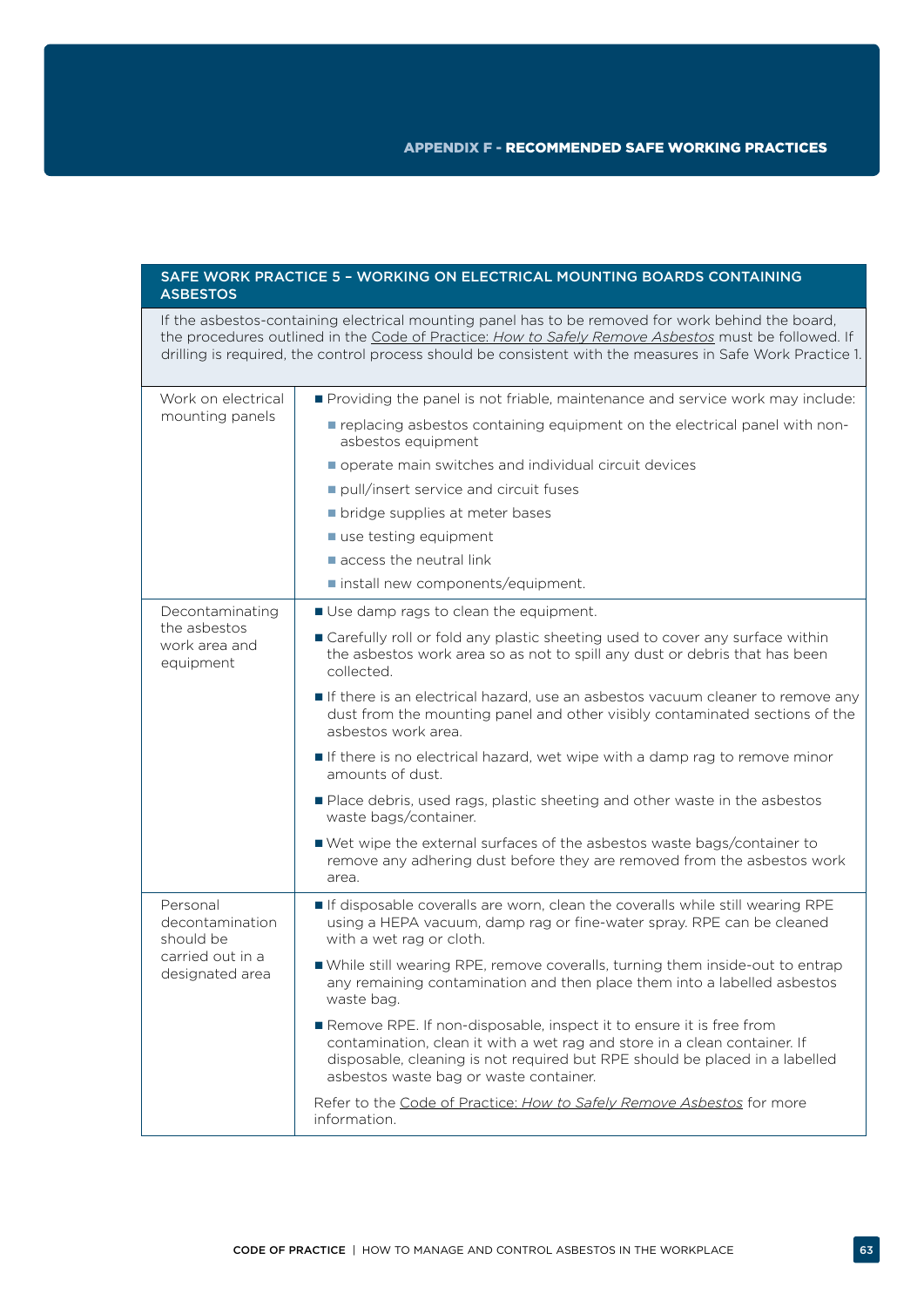## SAFE WORK PRACTICE 5 – WORKING ON ELECTRICAL MOUNTING BOARDS CONTAINING ASBESTOS

If the asbestos-containing electrical mounting panel has to be removed for work behind the board, the procedures outlined in the Code of Practice: *How to Safely Remove Asbestos* must be followed. If drilling is required, the control process should be consistent with the measures in Safe Work Practice 1.

| | |
|---|---|
| Work on electrical mounting panels | ■ Providing the panel is not friable, maintenance and service work may include:<br>■ replacing asbestos containing equipment on the electrical panel with non-asbestos equipment<br>■ operate main switches and individual circuit devices<br>■ pull/insert service and circuit fuses<br>■ bridge supplies at meter bases<br>■ use testing equipment<br>■ access the neutral link<br>■ install new components/equipment. |
| Decontaminating the asbestos work area and equipment | ■ Use damp rags to clean the equipment.<br>■ Carefully roll or fold any plastic sheeting used to cover any surface within the asbestos work area so as not to spill any dust or debris that has been collected.<br>■ If there is an electrical hazard, use an asbestos vacuum cleaner to remove any dust from the mounting panel and other visibly contaminated sections of the asbestos work area.<br>■ If there is no electrical hazard, wet wipe with a damp rag to remove minor amounts of dust.<br>■ Place debris, used rags, plastic sheeting and other waste in the asbestos waste bags/container.<br>■ Wet wipe the external surfaces of the asbestos waste bags/container to remove any adhering dust before they are removed from the asbestos work area. |
| Personal decontamination should be carried out in a designated area | ■ If disposable coveralls are worn, clean the coveralls while still wearing RPE using a HEPA vacuum, damp rag or fine-water spray. RPE can be cleaned with a wet rag or cloth.<br>■ While still wearing RPE, remove coveralls, turning them inside-out to entrap any remaining contamination and then place them into a labelled asbestos waste bag.<br>■ Remove RPE. If non-disposable, inspect it to ensure it is free from contamination, clean it with a wet rag and store in a clean container. If disposable, cleaning is not required but RPE should be placed in a labelled asbestos waste bag or waste container.<br>Refer to the Code of Practice: *How to Safely Remove Asbestos* for more information. |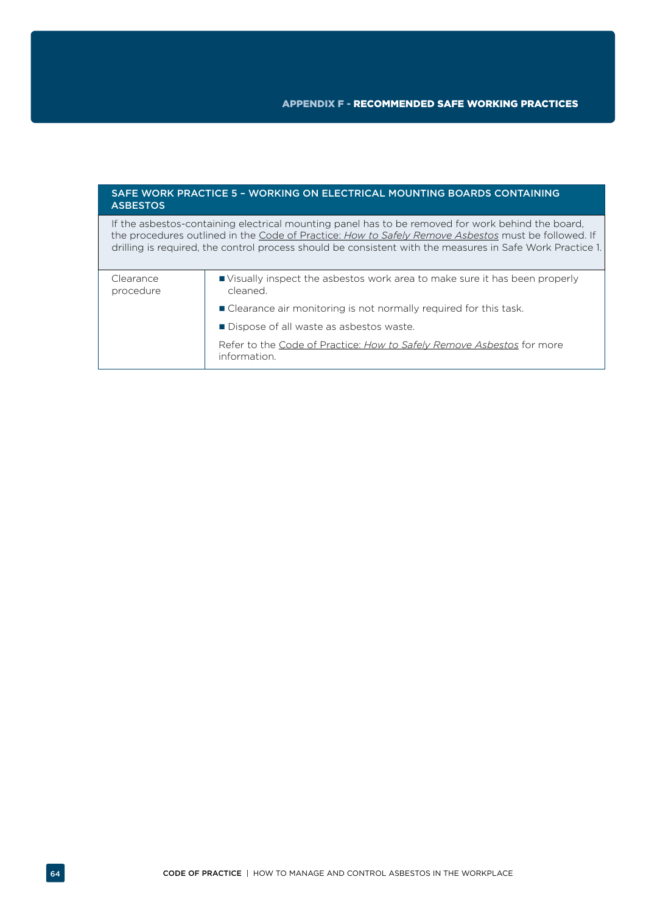| SAFE WORK PRACTICE 5 – WORKING ON ELECTRICAL MOUNTING BOARDS CONTAINING ASBESTOS | |
|---|---|
| If the asbestos-containing electrical mounting panel has to be removed for work behind the board, the procedures outlined in the Code of Practice: *How to Safely Remove Asbestos* must be followed. If drilling is required, the control process should be consistent with the measures in Safe Work Practice 1. | |
| Clearance procedure | ■ Visually inspect the asbestos work area to make sure it has been properly cleaned.<br>■ Clearance air monitoring is not normally required for this task.<br>■ Dispose of all waste as asbestos waste.<br>Refer to the Code of Practice: *How to Safely Remove Asbestos* for more information. |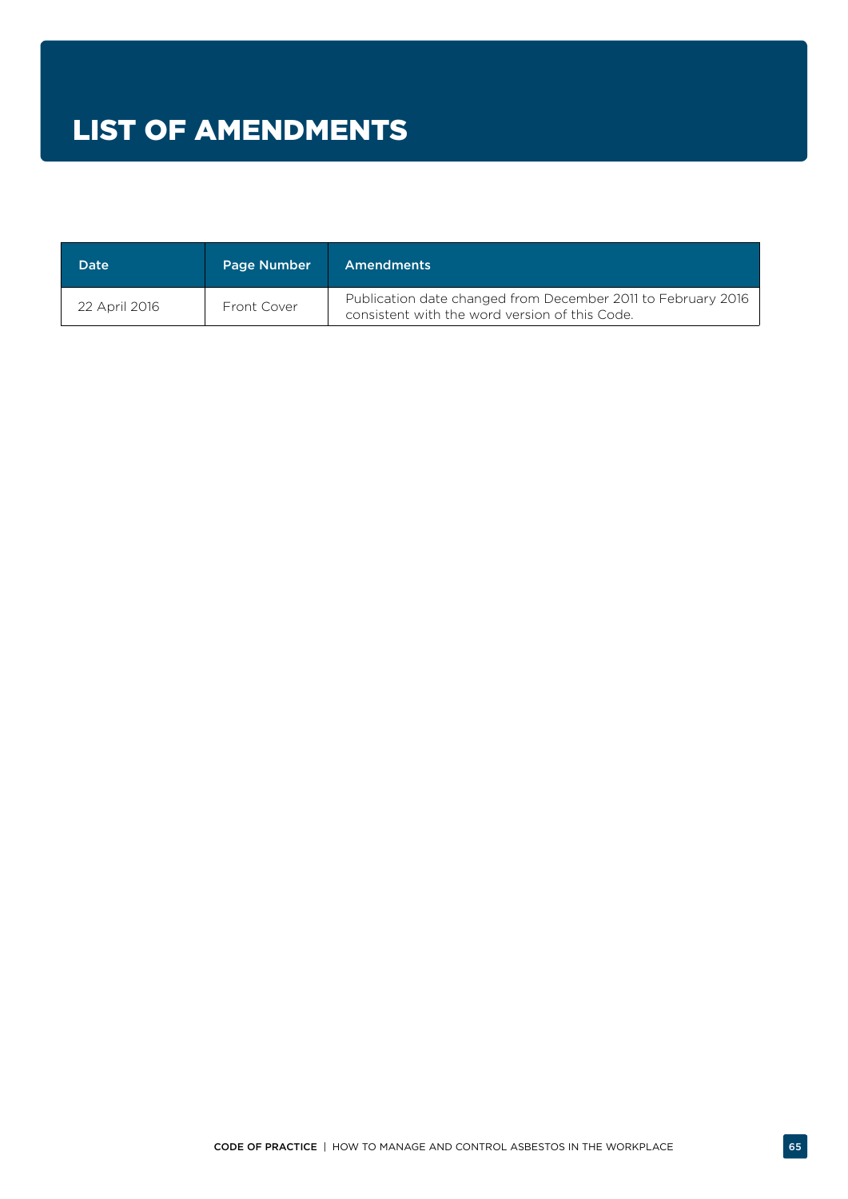# LIST OF AMENDMENTS

| Date | Page Number | Amendments |
| --- | --- | --- |
| 22 April 2016 | Front Cover | Publication date changed from December 2011 to February 2016 consistent with the word version of this Code. |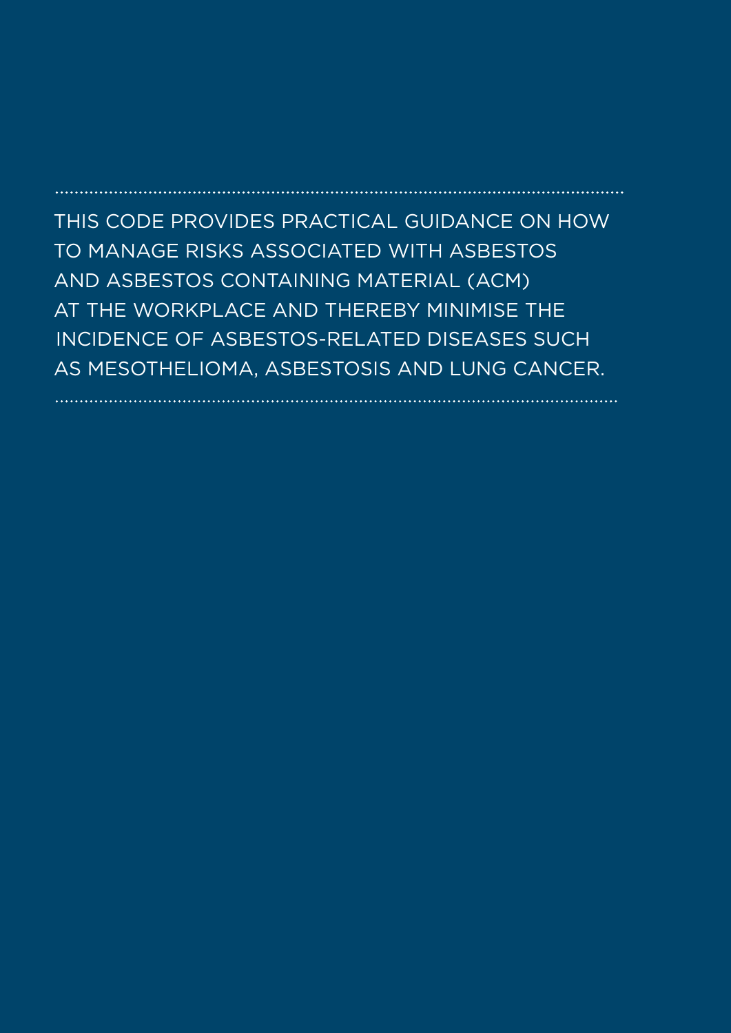THIS CODE PROVIDES PRACTICAL GUIDANCE ON HOW TO MANAGE RISKS ASSOCIATED WITH ASBESTOS AND ASBESTOS CONTAINING MATERIAL (ACM) AT THE WORKPLACE AND THEREBY MINIMISE THE INCIDENCE OF ASBESTOS-RELATED DISEASES SUCH AS MESOTHELIOMA, ASBESTOSIS AND LUNG CANCER.